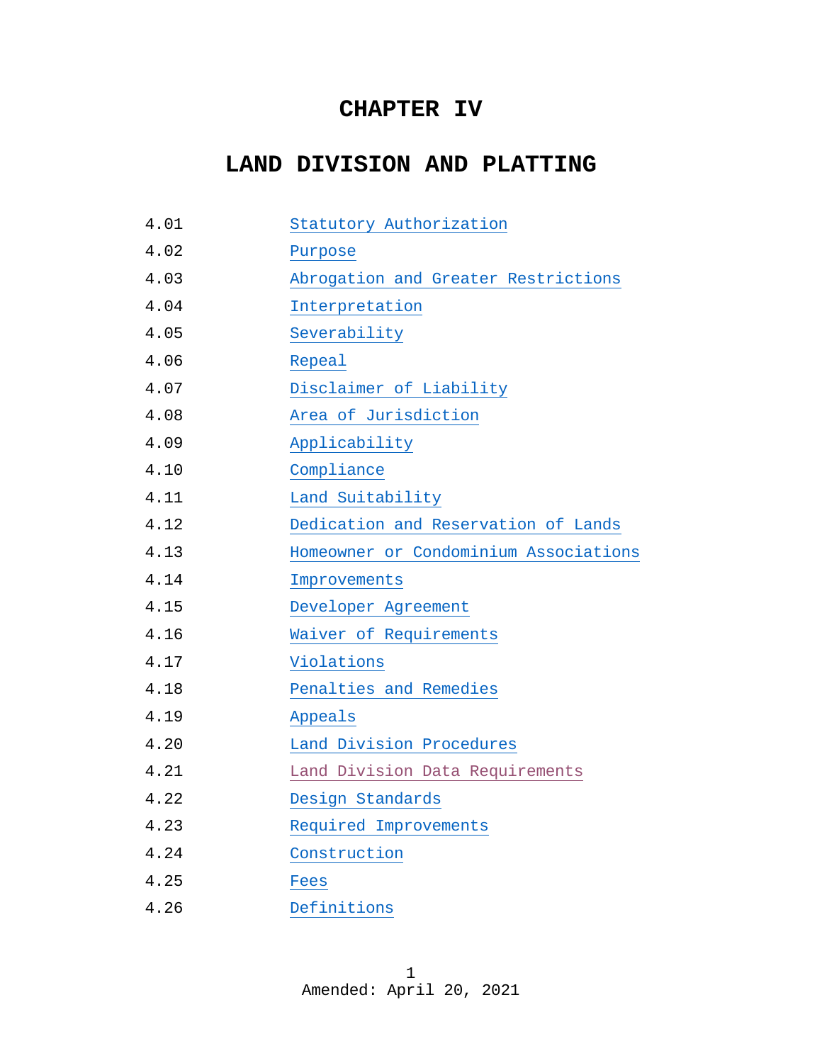# CHAPTER IV

# LAND DIVISION AND PLATTING

| | |
|---|---|
| 4.01 | Statutory Authorization |
| 4.02 | Purpose |
| 4.03 | Abrogation and Greater Restrictions |
| 4.04 | Interpretation |
| 4.05 | Severability |
| 4.06 | Repeal |
| 4.07 | Disclaimer of Liability |
| 4.08 | Area of Jurisdiction |
| 4.09 | Applicability |
| 4.10 | Compliance |
| 4.11 | Land Suitability |
| 4.12 | Dedication and Reservation of Lands |
| 4.13 | Homeowner or Condominium Associations |
| 4.14 | Improvements |
| 4.15 | Developer Agreement |
| 4.16 | Waiver of Requirements |
| 4.17 | Violations |
| 4.18 | Penalties and Remedies |
| 4.19 | Appeals |
| 4.20 | Land Division Procedures |
| 4.21 | Land Division Data Requirements |
| 4.22 | Design Standards |
| 4.23 | Required Improvements |
| 4.24 | Construction |
| 4.25 | Fees |
| 4.26 | Definitions |

Amended: April 20, 2021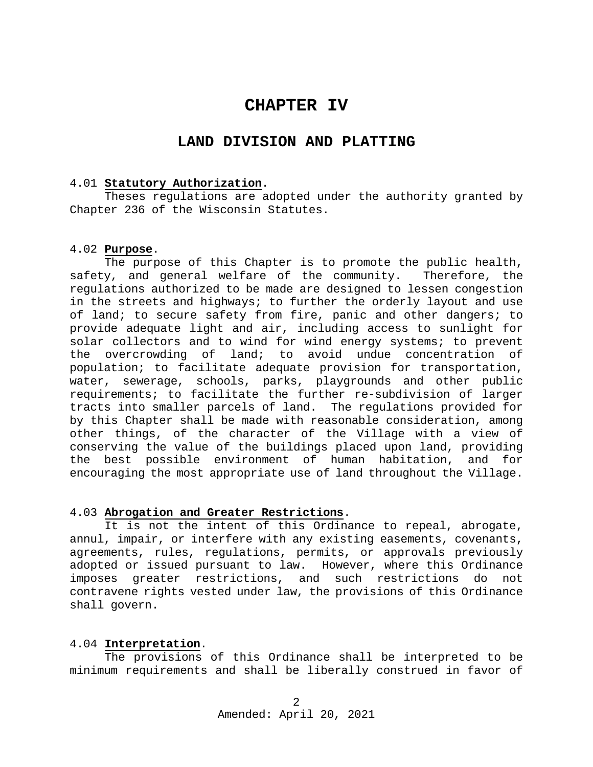# CHAPTER IV

## LAND DIVISION AND PLATTING

4.01 **Statutory Authorization**.

Theses regulations are adopted under the authority granted by Chapter 236 of the Wisconsin Statutes.

4.02 **Purpose**.

The purpose of this Chapter is to promote the public health, safety, and general welfare of the community. Therefore, the regulations authorized to be made are designed to lessen congestion in the streets and highways; to further the orderly layout and use of land; to secure safety from fire, panic and other dangers; to provide adequate light and air, including access to sunlight for solar collectors and to wind for wind energy systems; to prevent the overcrowding of land; to avoid undue concentration of population; to facilitate adequate provision for transportation, water, sewerage, schools, parks, playgrounds and other public requirements; to facilitate the further re-subdivision of larger tracts into smaller parcels of land. The regulations provided for by this Chapter shall be made with reasonable consideration, among other things, of the character of the Village with a view of conserving the value of the buildings placed upon land, providing the best possible environment of human habitation, and for encouraging the most appropriate use of land throughout the Village.

4.03 **Abrogation and Greater Restrictions**.

It is not the intent of this Ordinance to repeal, abrogate, annul, impair, or interfere with any existing easements, covenants, agreements, rules, regulations, permits, or approvals previously adopted or issued pursuant to law. However, where this Ordinance imposes greater restrictions, and such restrictions do not contravene rights vested under law, the provisions of this Ordinance shall govern.

4.04 **Interpretation**.

The provisions of this Ordinance shall be interpreted to be minimum requirements and shall be liberally construed in favor of

Amended: April 20, 2021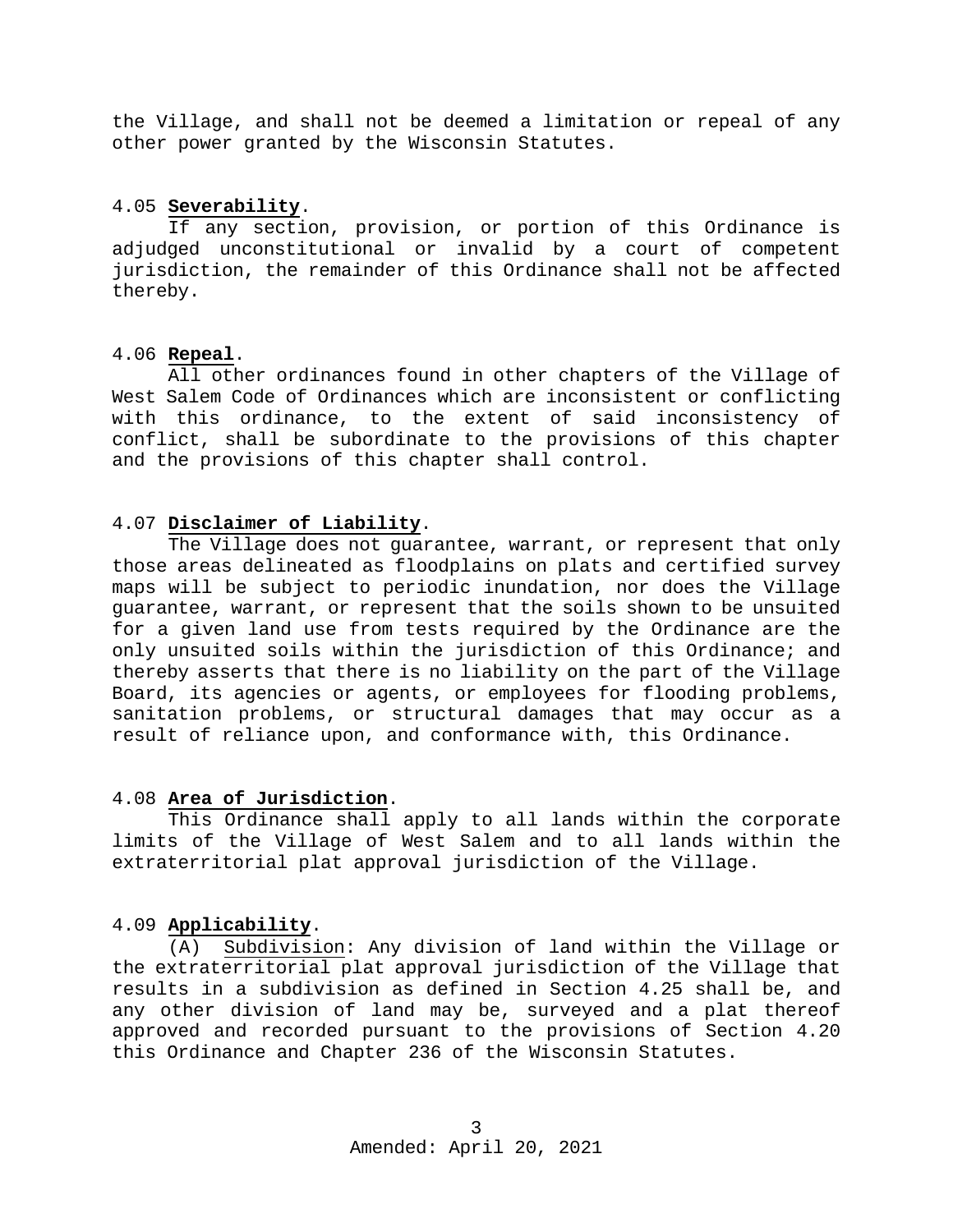the Village, and shall not be deemed a limitation or repeal of any other power granted by the Wisconsin Statutes.

4.05 **Severability**.

If any section, provision, or portion of this Ordinance is adjudged unconstitutional or invalid by a court of competent jurisdiction, the remainder of this Ordinance shall not be affected thereby.

4.06 **Repeal**.

All other ordinances found in other chapters of the Village of West Salem Code of Ordinances which are inconsistent or conflicting with this ordinance, to the extent of said inconsistency of conflict, shall be subordinate to the provisions of this chapter and the provisions of this chapter shall control.

4.07 **Disclaimer of Liability**.

The Village does not guarantee, warrant, or represent that only those areas delineated as floodplains on plats and certified survey maps will be subject to periodic inundation, nor does the Village guarantee, warrant, or represent that the soils shown to be unsuited for a given land use from tests required by the Ordinance are the only unsuited soils within the jurisdiction of this Ordinance; and thereby asserts that there is no liability on the part of the Village Board, its agencies or agents, or employees for flooding problems, sanitation problems, or structural damages that may occur as a result of reliance upon, and conformance with, this Ordinance.

4.08 **Area of Jurisdiction**.

This Ordinance shall apply to all lands within the corporate limits of the Village of West Salem and to all lands within the extraterritorial plat approval jurisdiction of the Village.

4.09 **Applicability**.

(A) Subdivision: Any division of land within the Village or the extraterritorial plat approval jurisdiction of the Village that results in a subdivision as defined in Section 4.25 shall be, and any other division of land may be, surveyed and a plat thereof approved and recorded pursuant to the provisions of Section 4.20 this Ordinance and Chapter 236 of the Wisconsin Statutes.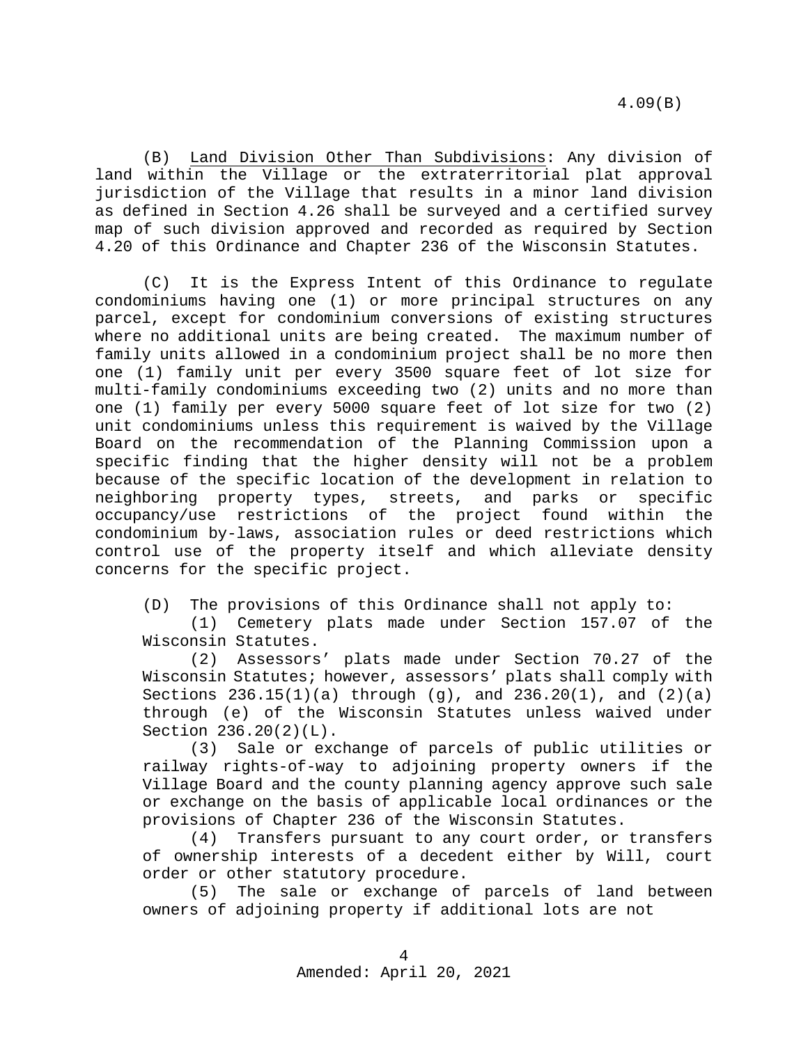(B) <u>Land Division Other Than Subdivisions</u>: Any division of land within the Village or the extraterritorial plat approval jurisdiction of the Village that results in a minor land division as defined in Section 4.26 shall be surveyed and a certified survey map of such division approved and recorded as required by Section 4.20 of this Ordinance and Chapter 236 of the Wisconsin Statutes.

(C) It is the Express Intent of this Ordinance to regulate condominiums having one (1) or more principal structures on any parcel, except for condominium conversions of existing structures where no additional units are being created. The maximum number of family units allowed in a condominium project shall be no more then one (1) family unit per every 3500 square feet of lot size for multi-family condominiums exceeding two (2) units and no more than one (1) family per every 5000 square feet of lot size for two (2) unit condominiums unless this requirement is waived by the Village Board on the recommendation of the Planning Commission upon a specific finding that the higher density will not be a problem because of the specific location of the development in relation to neighboring property types, streets, and parks or specific occupancy/use restrictions of the project found within the condominium by-laws, association rules or deed restrictions which control use of the property itself and which alleviate density concerns for the specific project.

(D) The provisions of this Ordinance shall not apply to:

(1) Cemetery plats made under Section 157.07 of the Wisconsin Statutes.

(2) Assessors' plats made under Section 70.27 of the Wisconsin Statutes; however, assessors' plats shall comply with Sections 236.15(1)(a) through (g), and 236.20(1), and (2)(a) through (e) of the Wisconsin Statutes unless waived under Section 236.20(2)(L).

(3) Sale or exchange of parcels of public utilities or railway rights-of-way to adjoining property owners if the Village Board and the county planning agency approve such sale or exchange on the basis of applicable local ordinances or the provisions of Chapter 236 of the Wisconsin Statutes.

(4) Transfers pursuant to any court order, or transfers of ownership interests of a decedent either by Will, court order or other statutory procedure.

(5) The sale or exchange of parcels of land between owners of adjoining property if additional lots are not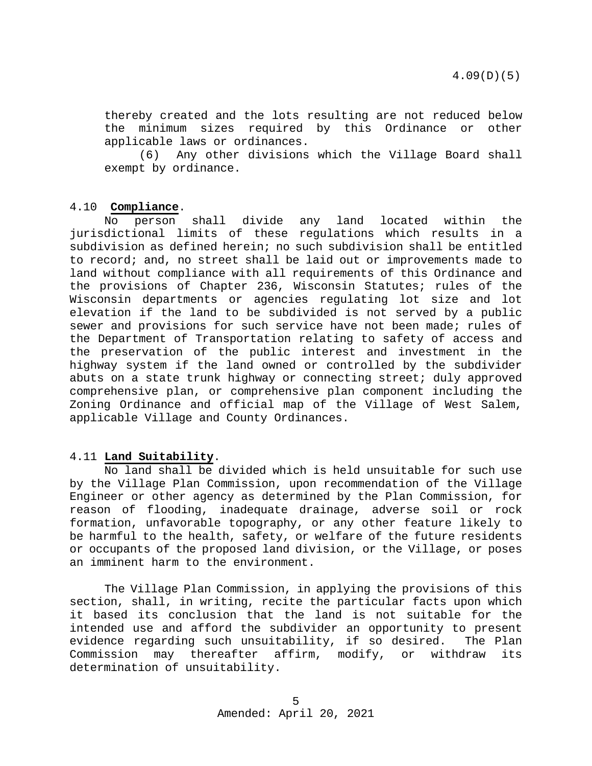thereby created and the lots resulting are not reduced below the minimum sizes required by this Ordinance or other applicable laws or ordinances.

(6) Any other divisions which the Village Board shall exempt by ordinance.

## 4.10 **Compliance**.

No person shall divide any land located within the jurisdictional limits of these regulations which results in a subdivision as defined herein; no such subdivision shall be entitled to record; and, no street shall be laid out or improvements made to land without compliance with all requirements of this Ordinance and the provisions of Chapter 236, Wisconsin Statutes; rules of the Wisconsin departments or agencies regulating lot size and lot elevation if the land to be subdivided is not served by a public sewer and provisions for such service have not been made; rules of the Department of Transportation relating to safety of access and the preservation of the public interest and investment in the highway system if the land owned or controlled by the subdivider abuts on a state trunk highway or connecting street; duly approved comprehensive plan, or comprehensive plan component including the Zoning Ordinance and official map of the Village of West Salem, applicable Village and County Ordinances.

## 4.11 **Land Suitability**.

No land shall be divided which is held unsuitable for such use by the Village Plan Commission, upon recommendation of the Village Engineer or other agency as determined by the Plan Commission, for reason of flooding, inadequate drainage, adverse soil or rock formation, unfavorable topography, or any other feature likely to be harmful to the health, safety, or welfare of the future residents or occupants of the proposed land division, or the Village, or poses an imminent harm to the environment.

The Village Plan Commission, in applying the provisions of this section, shall, in writing, recite the particular facts upon which it based its conclusion that the land is not suitable for the intended use and afford the subdivider an opportunity to present evidence regarding such unsuitability, if so desired. The Plan Commission may thereafter affirm, modify, or withdraw its determination of unsuitability.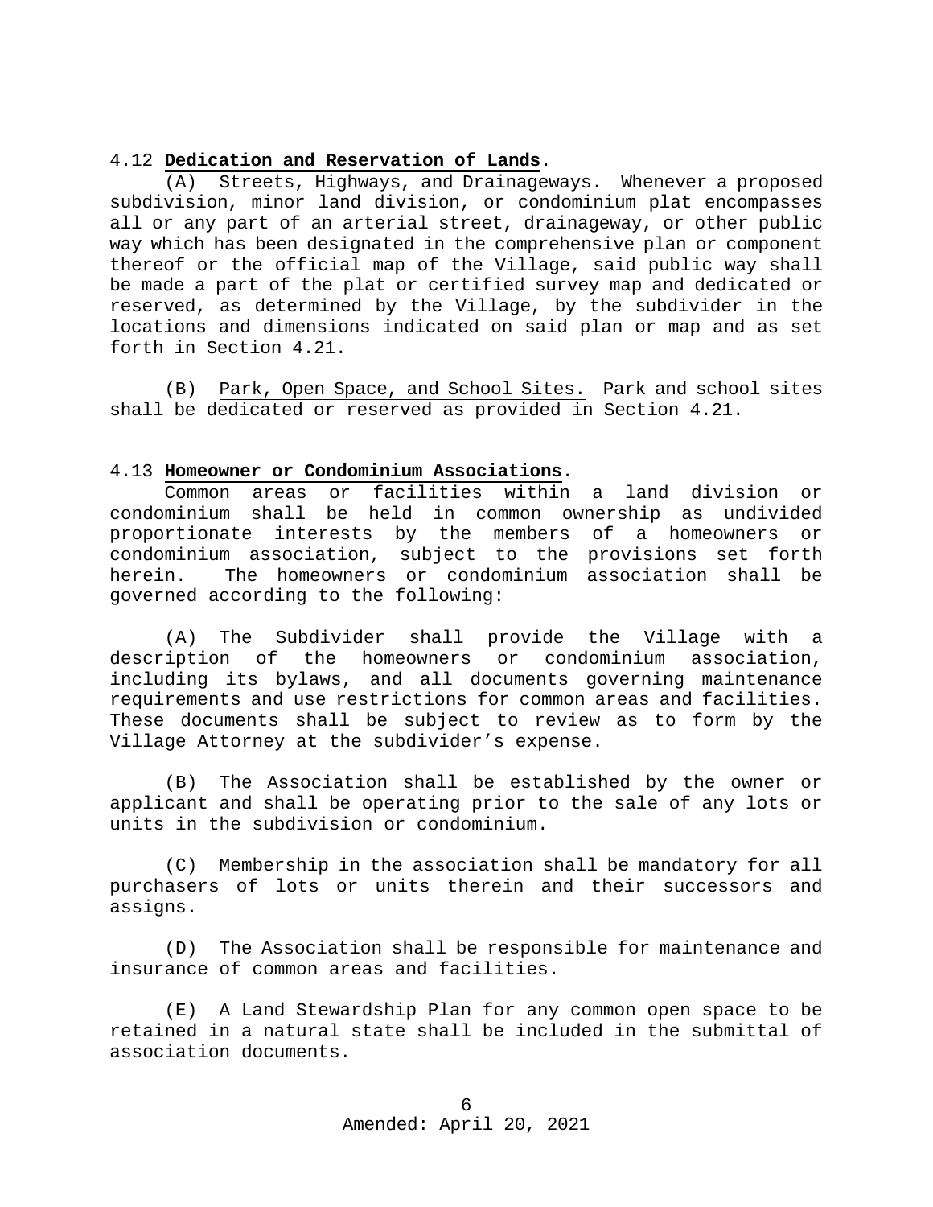4.12 **Dedication and Reservation of Lands**.

(A) Streets, Highways, and Drainageways. Whenever a proposed subdivision, minor land division, or condominium plat encompasses all or any part of an arterial street, drainageway, or other public way which has been designated in the comprehensive plan or component thereof or the official map of the Village, said public way shall be made a part of the plat or certified survey map and dedicated or reserved, as determined by the Village, by the subdivider in the locations and dimensions indicated on said plan or map and as set forth in Section 4.21.

(B) Park, Open Space, and School Sites. Park and school sites shall be dedicated or reserved as provided in Section 4.21.

4.13 **Homeowner or Condominium Associations**.

Common areas or facilities within a land division or condominium shall be held in common ownership as undivided proportionate interests by the members of a homeowners or condominium association, subject to the provisions set forth herein. The homeowners or condominium association shall be governed according to the following:

(A) The Subdivider shall provide the Village with a description of the homeowners or condominium association, including its bylaws, and all documents governing maintenance requirements and use restrictions for common areas and facilities. These documents shall be subject to review as to form by the Village Attorney at the subdivider's expense.

(B) The Association shall be established by the owner or applicant and shall be operating prior to the sale of any lots or units in the subdivision or condominium.

(C) Membership in the association shall be mandatory for all purchasers of lots or units therein and their successors and assigns.

(D) The Association shall be responsible for maintenance and insurance of common areas and facilities.

(E) A Land Stewardship Plan for any common open space to be retained in a natural state shall be included in the submittal of association documents.

Amended: April 20, 2021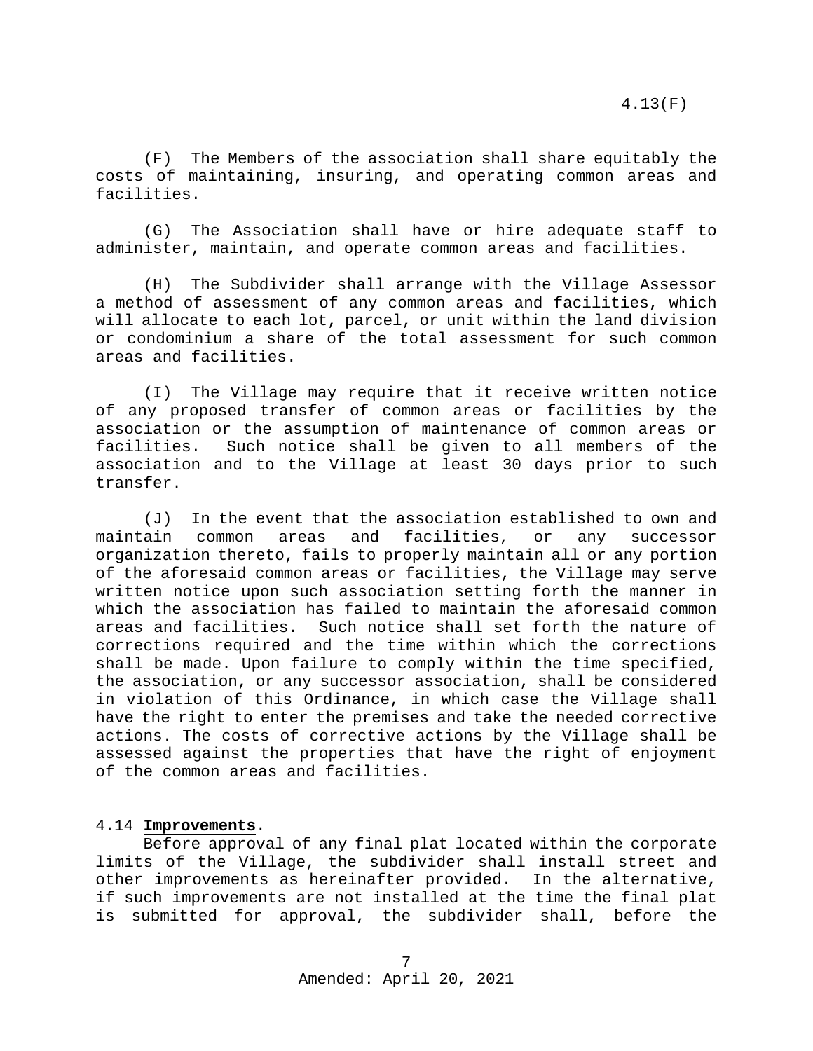(F) The Members of the association shall share equitably the costs of maintaining, insuring, and operating common areas and facilities.

(G) The Association shall have or hire adequate staff to administer, maintain, and operate common areas and facilities.

(H) The Subdivider shall arrange with the Village Assessor a method of assessment of any common areas and facilities, which will allocate to each lot, parcel, or unit within the land division or condominium a share of the total assessment for such common areas and facilities.

(I) The Village may require that it receive written notice of any proposed transfer of common areas or facilities by the association or the assumption of maintenance of common areas or facilities. Such notice shall be given to all members of the association and to the Village at least 30 days prior to such transfer.

(J) In the event that the association established to own and maintain common areas and facilities, or any successor organization thereto, fails to properly maintain all or any portion of the aforesaid common areas or facilities, the Village may serve written notice upon such association setting forth the manner in which the association has failed to maintain the aforesaid common areas and facilities. Such notice shall set forth the nature of corrections required and the time within which the corrections shall be made. Upon failure to comply within the time specified, the association, or any successor association, shall be considered in violation of this Ordinance, in which case the Village shall have the right to enter the premises and take the needed corrective actions. The costs of corrective actions by the Village shall be assessed against the properties that have the right of enjoyment of the common areas and facilities.

4.14 **Improvements**.

Before approval of any final plat located within the corporate limits of the Village, the subdivider shall install street and other improvements as hereinafter provided. In the alternative, if such improvements are not installed at the time the final plat is submitted for approval, the subdivider shall, before the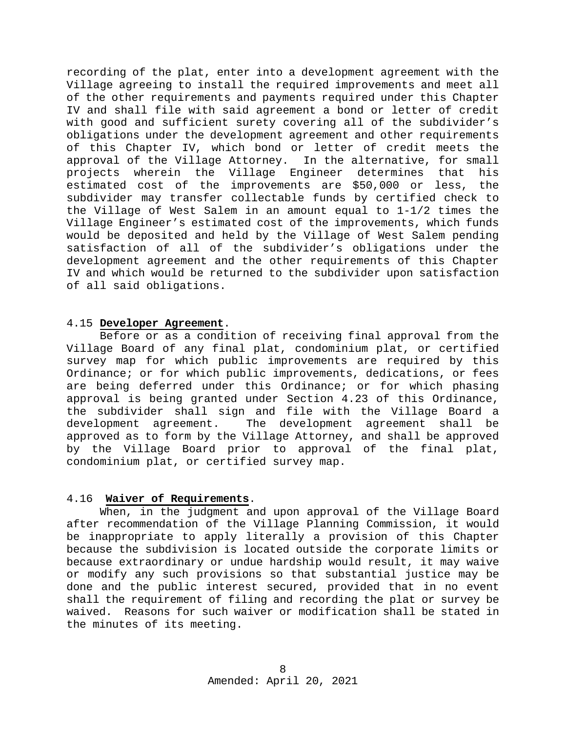recording of the plat, enter into a development agreement with the Village agreeing to install the required improvements and meet all of the other requirements and payments required under this Chapter IV and shall file with said agreement a bond or letter of credit with good and sufficient surety covering all of the subdivider's obligations under the development agreement and other requirements of this Chapter IV, which bond or letter of credit meets the approval of the Village Attorney. In the alternative, for small projects wherein the Village Engineer determines that his estimated cost of the improvements are $50,000 or less, the subdivider may transfer collectable funds by certified check to the Village of West Salem in an amount equal to 1-1/2 times the Village Engineer's estimated cost of the improvements, which funds would be deposited and held by the Village of West Salem pending satisfaction of all of the subdivider's obligations under the development agreement and the other requirements of this Chapter IV and which would be returned to the subdivider upon satisfaction of all said obligations.

4.15 **Developer Agreement**.

Before or as a condition of receiving final approval from the Village Board of any final plat, condominium plat, or certified survey map for which public improvements are required by this Ordinance; or for which public improvements, dedications, or fees are being deferred under this Ordinance; or for which phasing approval is being granted under Section 4.23 of this Ordinance, the subdivider shall sign and file with the Village Board a development agreement. The development agreement shall be approved as to form by the Village Attorney, and shall be approved by the Village Board prior to approval of the final plat, condominium plat, or certified survey map.

4.16 **Waiver of Requirements**.

When, in the judgment and upon approval of the Village Board after recommendation of the Village Planning Commission, it would be inappropriate to apply literally a provision of this Chapter because the subdivision is located outside the corporate limits or because extraordinary or undue hardship would result, it may waive or modify any such provisions so that substantial justice may be done and the public interest secured, provided that in no event shall the requirement of filing and recording the plat or survey be waived. Reasons for such waiver or modification shall be stated in the minutes of its meeting.

Amended: April 20, 2021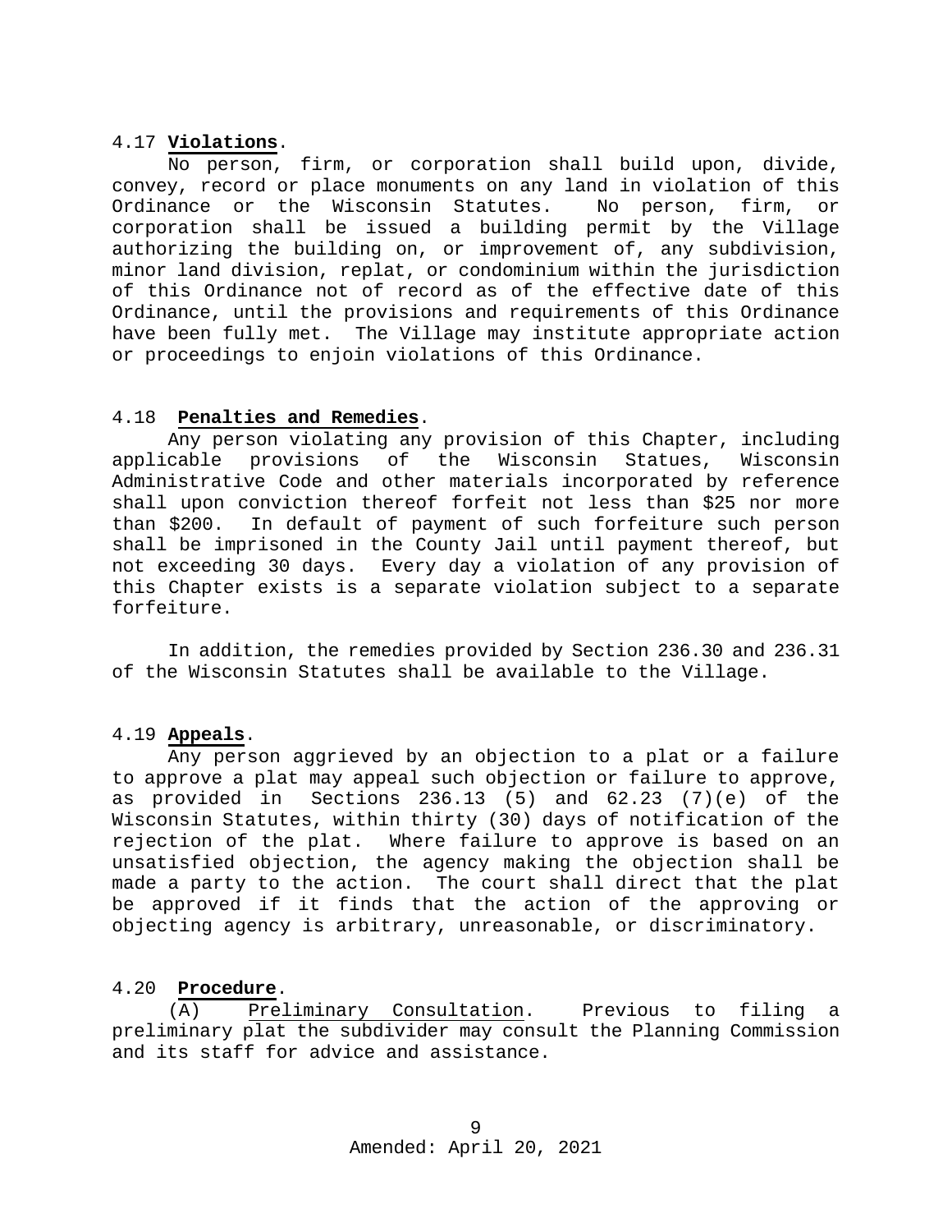4.17 **Violations**.

No person, firm, or corporation shall build upon, divide, convey, record or place monuments on any land in violation of this Ordinance or the Wisconsin Statutes. No person, firm, or corporation shall be issued a building permit by the Village authorizing the building on, or improvement of, any subdivision, minor land division, replat, or condominium within the jurisdiction of this Ordinance not of record as of the effective date of this Ordinance, until the provisions and requirements of this Ordinance have been fully met. The Village may institute appropriate action or proceedings to enjoin violations of this Ordinance.

4.18 **Penalties and Remedies**.

Any person violating any provision of this Chapter, including applicable provisions of the Wisconsin Statues, Wisconsin Administrative Code and other materials incorporated by reference shall upon conviction thereof forfeit not less than $25 nor more than $200. In default of payment of such forfeiture such person shall be imprisoned in the County Jail until payment thereof, but not exceeding 30 days. Every day a violation of any provision of this Chapter exists is a separate violation subject to a separate forfeiture.

In addition, the remedies provided by Section 236.30 and 236.31 of the Wisconsin Statutes shall be available to the Village.

4.19 **Appeals**.

Any person aggrieved by an objection to a plat or a failure to approve a plat may appeal such objection or failure to approve, as provided in Sections 236.13 (5) and 62.23 (7)(e) of the Wisconsin Statutes, within thirty (30) days of notification of the rejection of the plat. Where failure to approve is based on an unsatisfied objection, the agency making the objection shall be made a party to the action. The court shall direct that the plat be approved if it finds that the action of the approving or objecting agency is arbitrary, unreasonable, or discriminatory.

4.20 **Procedure**.

(A) Preliminary Consultation. Previous to filing a preliminary plat the subdivider may consult the Planning Commission and its staff for advice and assistance.

Amended: April 20, 2021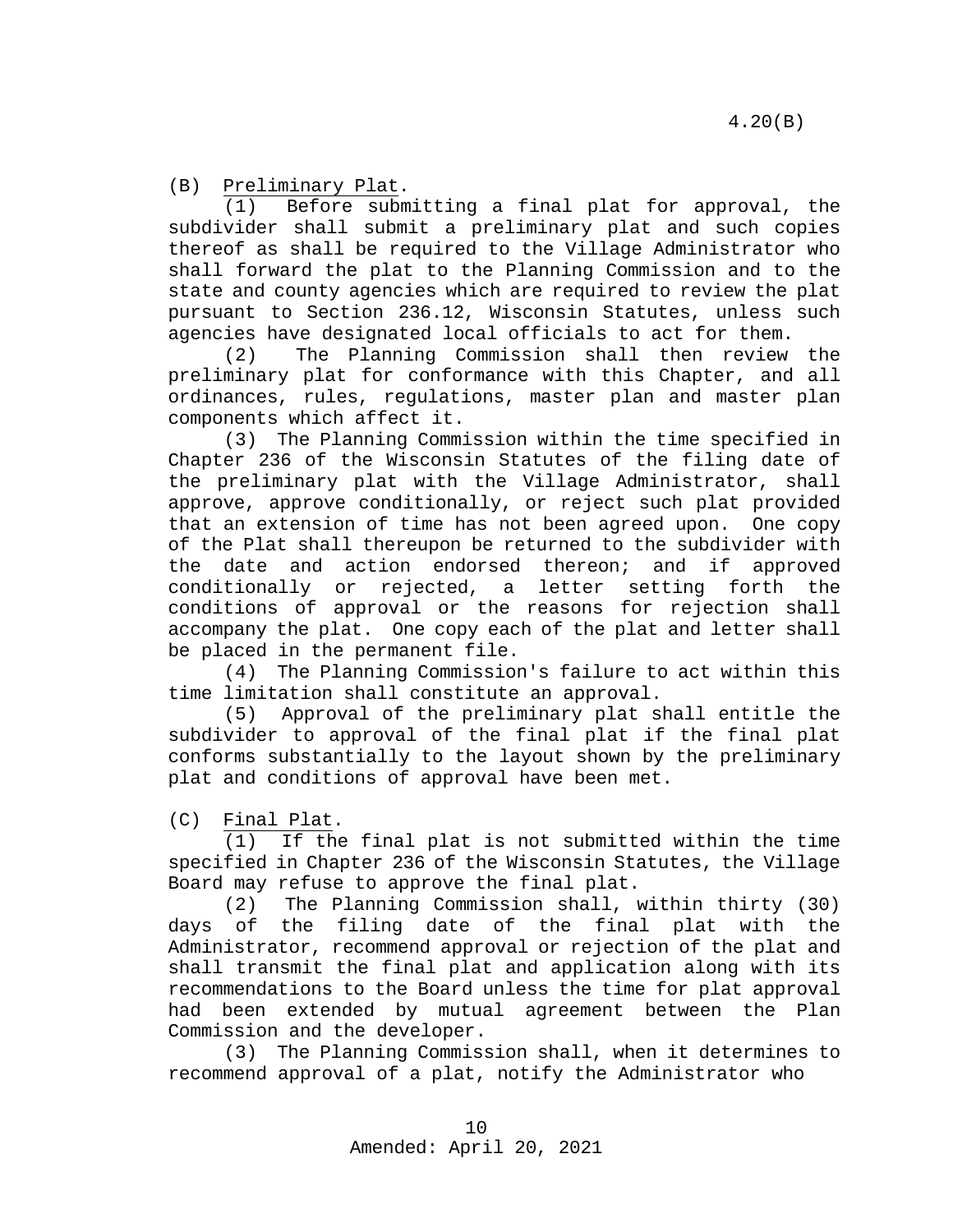(B) Preliminary Plat.

(1) Before submitting a final plat for approval, the subdivider shall submit a preliminary plat and such copies thereof as shall be required to the Village Administrator who shall forward the plat to the Planning Commission and to the state and county agencies which are required to review the plat pursuant to Section 236.12, Wisconsin Statutes, unless such agencies have designated local officials to act for them.

(2) The Planning Commission shall then review the preliminary plat for conformance with this Chapter, and all ordinances, rules, regulations, master plan and master plan components which affect it.

(3) The Planning Commission within the time specified in Chapter 236 of the Wisconsin Statutes of the filing date of the preliminary plat with the Village Administrator, shall approve, approve conditionally, or reject such plat provided that an extension of time has not been agreed upon. One copy of the Plat shall thereupon be returned to the subdivider with the date and action endorsed thereon; and if approved conditionally or rejected, a letter setting forth the conditions of approval or the reasons for rejection shall accompany the plat. One copy each of the plat and letter shall be placed in the permanent file.

(4) The Planning Commission's failure to act within this time limitation shall constitute an approval.

(5) Approval of the preliminary plat shall entitle the subdivider to approval of the final plat if the final plat conforms substantially to the layout shown by the preliminary plat and conditions of approval have been met.

(C) Final Plat.

(1) If the final plat is not submitted within the time specified in Chapter 236 of the Wisconsin Statutes, the Village Board may refuse to approve the final plat.

(2) The Planning Commission shall, within thirty (30) days of the filing date of the final plat with the Administrator, recommend approval or rejection of the plat and shall transmit the final plat and application along with its recommendations to the Board unless the time for plat approval had been extended by mutual agreement between the Plan Commission and the developer.

(3) The Planning Commission shall, when it determines to recommend approval of a plat, notify the Administrator who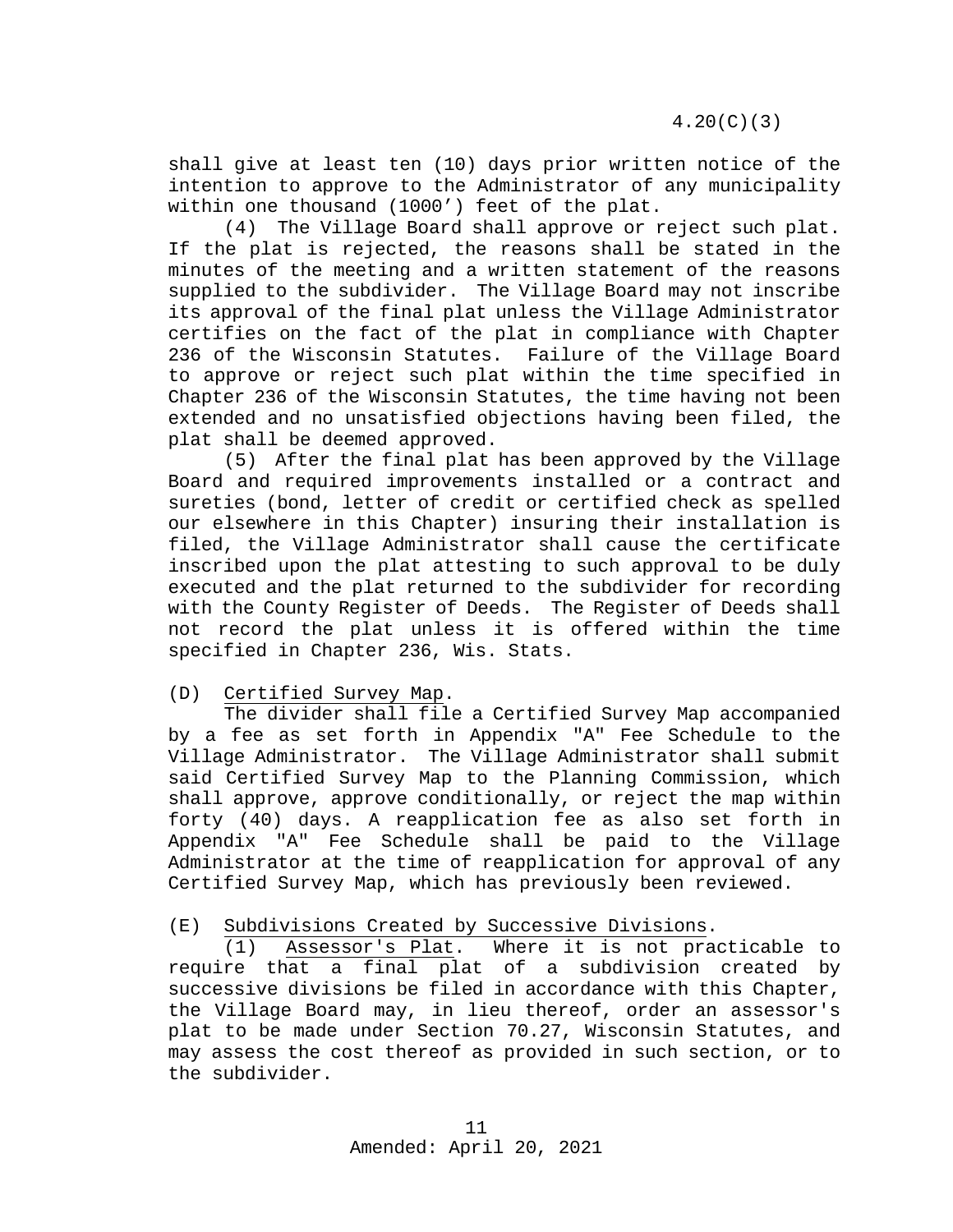shall give at least ten (10) days prior written notice of the intention to approve to the Administrator of any municipality within one thousand (1000') feet of the plat.

(4) The Village Board shall approve or reject such plat. If the plat is rejected, the reasons shall be stated in the minutes of the meeting and a written statement of the reasons supplied to the subdivider. The Village Board may not inscribe its approval of the final plat unless the Village Administrator certifies on the fact of the plat in compliance with Chapter 236 of the Wisconsin Statutes. Failure of the Village Board to approve or reject such plat within the time specified in Chapter 236 of the Wisconsin Statutes, the time having not been extended and no unsatisfied objections having been filed, the plat shall be deemed approved.

(5) After the final plat has been approved by the Village Board and required improvements installed or a contract and sureties (bond, letter of credit or certified check as spelled our elsewhere in this Chapter) insuring their installation is filed, the Village Administrator shall cause the certificate inscribed upon the plat attesting to such approval to be duly executed and the plat returned to the subdivider for recording with the County Register of Deeds. The Register of Deeds shall not record the plat unless it is offered within the time specified in Chapter 236, Wis. Stats.

(D) Certified Survey Map.

The divider shall file a Certified Survey Map accompanied by a fee as set forth in Appendix "A" Fee Schedule to the Village Administrator. The Village Administrator shall submit said Certified Survey Map to the Planning Commission, which shall approve, approve conditionally, or reject the map within forty (40) days. A reapplication fee as also set forth in Appendix "A" Fee Schedule shall be paid to the Village Administrator at the time of reapplication for approval of any Certified Survey Map, which has previously been reviewed.

(E) Subdivisions Created by Successive Divisions.

(1) Assessor's Plat. Where it is not practicable to require that a final plat of a subdivision created by successive divisions be filed in accordance with this Chapter, the Village Board may, in lieu thereof, order an assessor's plat to be made under Section 70.27, Wisconsin Statutes, and may assess the cost thereof as provided in such section, or to the subdivider.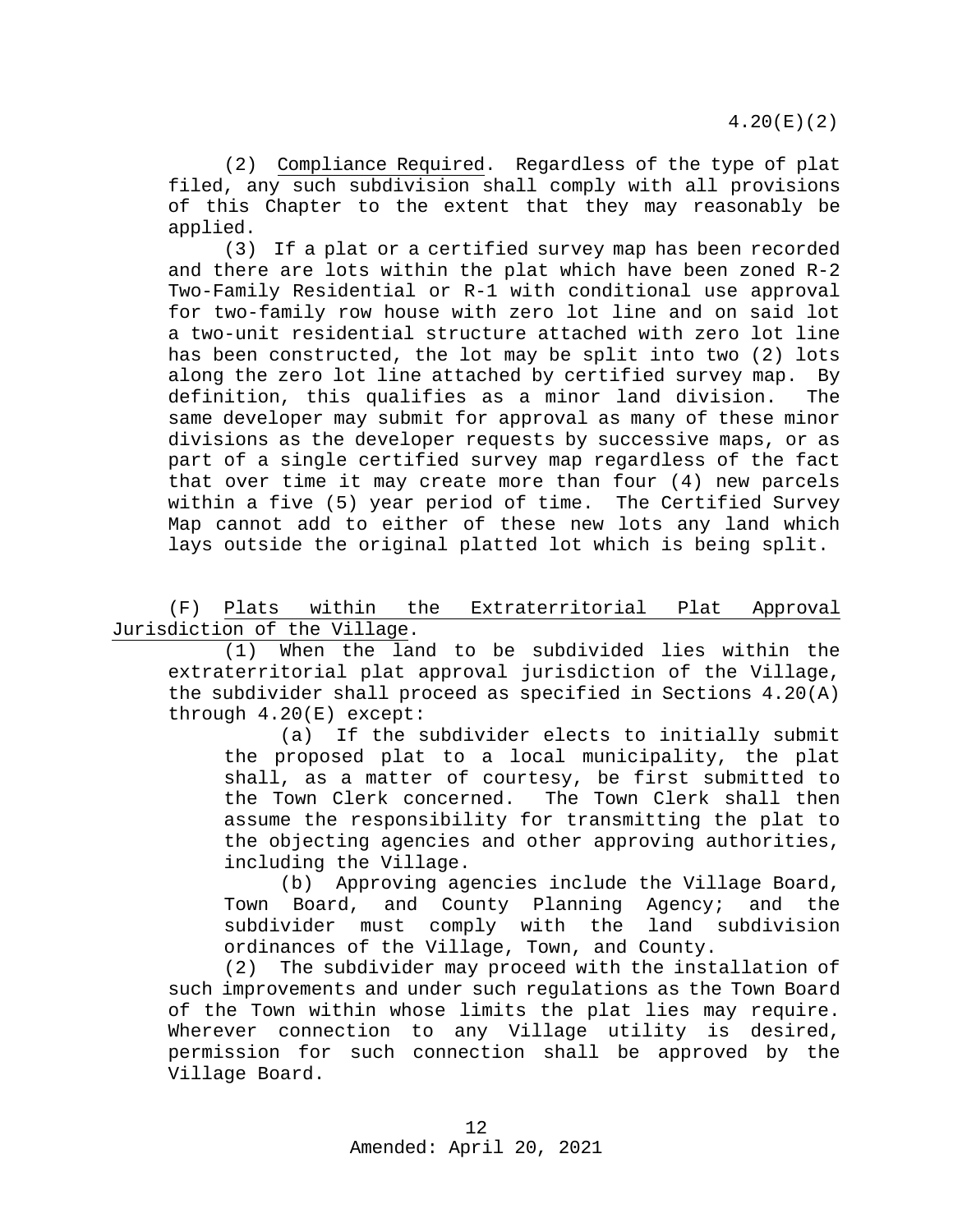(2) Compliance Required. Regardless of the type of plat filed, any such subdivision shall comply with all provisions of this Chapter to the extent that they may reasonably be applied.

(3) If a plat or a certified survey map has been recorded and there are lots within the plat which have been zoned R-2 Two-Family Residential or R-1 with conditional use approval for two-family row house with zero lot line and on said lot a two-unit residential structure attached with zero lot line has been constructed, the lot may be split into two (2) lots along the zero lot line attached by certified survey map. By definition, this qualifies as a minor land division. The same developer may submit for approval as many of these minor divisions as the developer requests by successive maps, or as part of a single certified survey map regardless of the fact that over time it may create more than four (4) new parcels within a five (5) year period of time. The Certified Survey Map cannot add to either of these new lots any land which lays outside the original platted lot which is being split.

(F) Plats within the Extraterritorial Plat Approval Jurisdiction of the Village.

(1) When the land to be subdivided lies within the extraterritorial plat approval jurisdiction of the Village, the subdivider shall proceed as specified in Sections 4.20(A) through 4.20(E) except:

(a) If the subdivider elects to initially submit the proposed plat to a local municipality, the plat shall, as a matter of courtesy, be first submitted to the Town Clerk concerned. The Town Clerk shall then assume the responsibility for transmitting the plat to the objecting agencies and other approving authorities, including the Village.

(b) Approving agencies include the Village Board, Town Board, and County Planning Agency; and the subdivider must comply with the land subdivision ordinances of the Village, Town, and County.

(2) The subdivider may proceed with the installation of such improvements and under such regulations as the Town Board of the Town within whose limits the plat lies may require. Wherever connection to any Village utility is desired, permission for such connection shall be approved by the Village Board.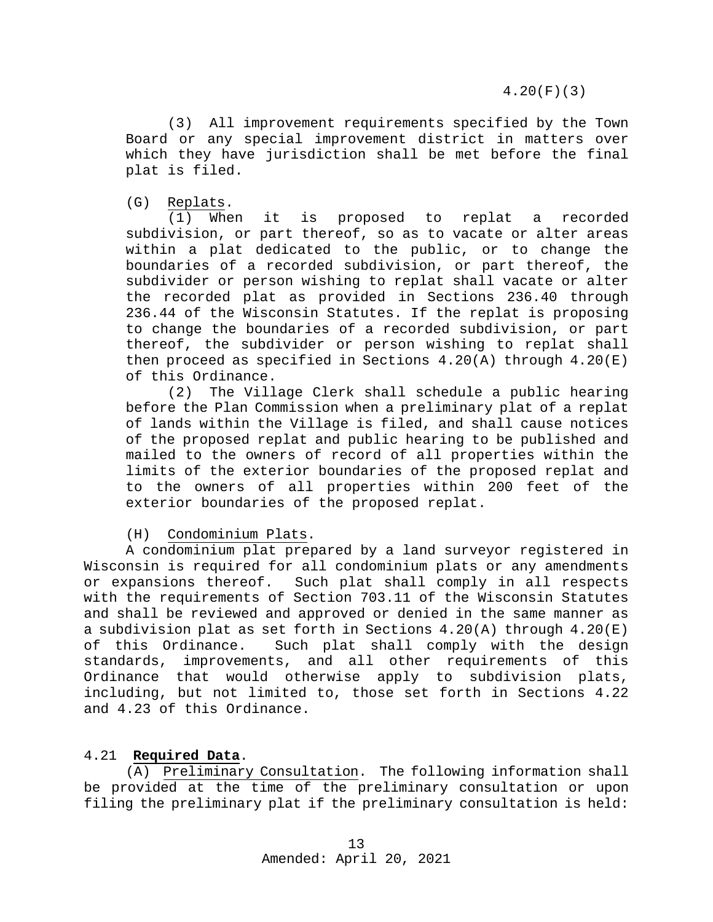(3) All improvement requirements specified by the Town Board or any special improvement district in matters over which they have jurisdiction shall be met before the final plat is filed.

(G) Replats.

(1) When it is proposed to replat a recorded subdivision, or part thereof, so as to vacate or alter areas within a plat dedicated to the public, or to change the boundaries of a recorded subdivision, or part thereof, the subdivider or person wishing to replat shall vacate or alter the recorded plat as provided in Sections 236.40 through 236.44 of the Wisconsin Statutes. If the replat is proposing to change the boundaries of a recorded subdivision, or part thereof, the subdivider or person wishing to replat shall then proceed as specified in Sections 4.20(A) through 4.20(E) of this Ordinance.

(2) The Village Clerk shall schedule a public hearing before the Plan Commission when a preliminary plat of a replat of lands within the Village is filed, and shall cause notices of the proposed replat and public hearing to be published and mailed to the owners of record of all properties within the limits of the exterior boundaries of the proposed replat and to the owners of all properties within 200 feet of the exterior boundaries of the proposed replat.

(H) Condominium Plats.

A condominium plat prepared by a land surveyor registered in Wisconsin is required for all condominium plats or any amendments or expansions thereof. Such plat shall comply in all respects with the requirements of Section 703.11 of the Wisconsin Statutes and shall be reviewed and approved or denied in the same manner as a subdivision plat as set forth in Sections 4.20(A) through 4.20(E) of this Ordinance. Such plat shall comply with the design standards, improvements, and all other requirements of this Ordinance that would otherwise apply to subdivision plats, including, but not limited to, those set forth in Sections 4.22 and 4.23 of this Ordinance.

## 4.21 **Required Data**.

(A) Preliminary Consultation. The following information shall be provided at the time of the preliminary consultation or upon filing the preliminary plat if the preliminary consultation is held: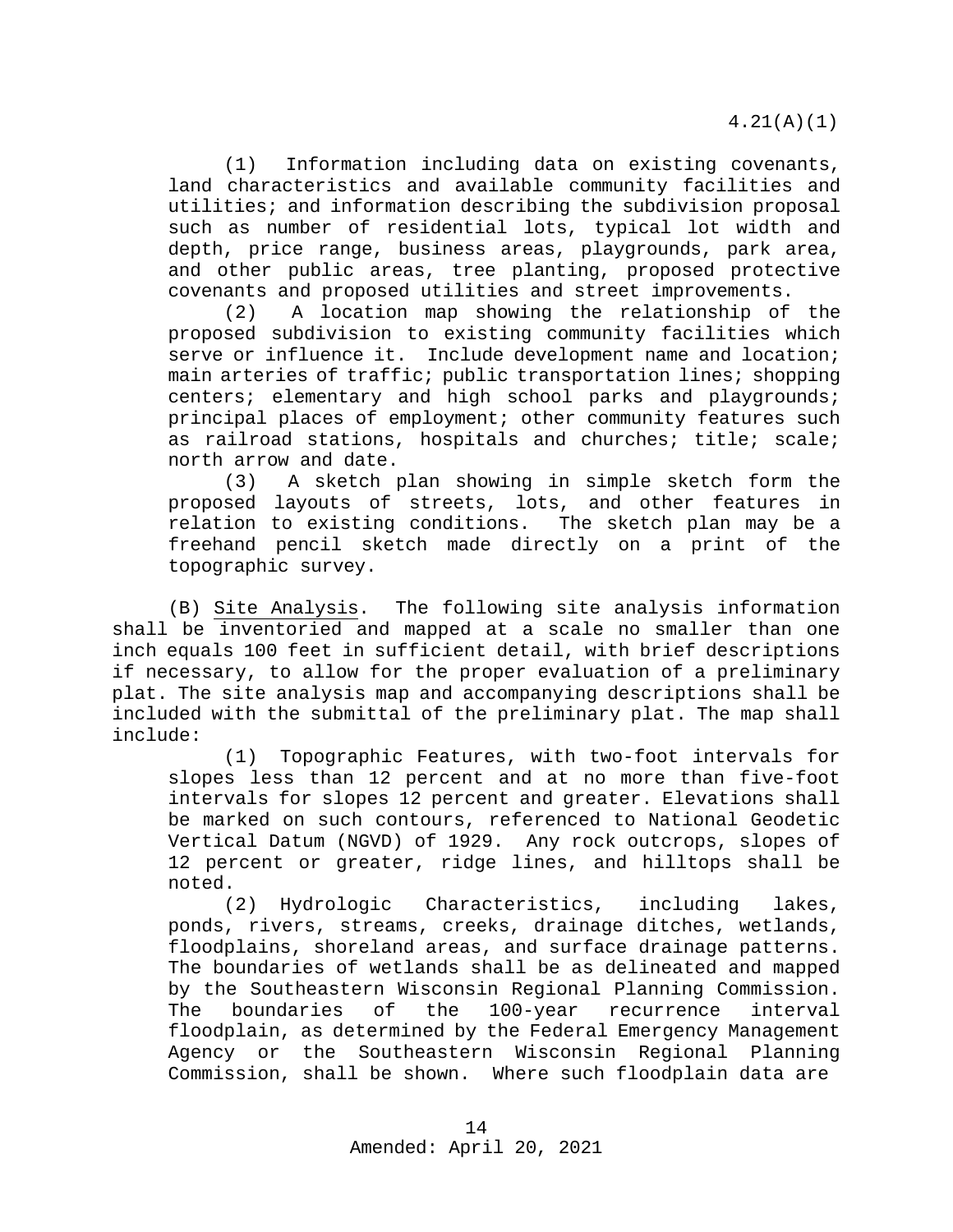(1) Information including data on existing covenants, land characteristics and available community facilities and utilities; and information describing the subdivision proposal such as number of residential lots, typical lot width and depth, price range, business areas, playgrounds, park area, and other public areas, tree planting, proposed protective covenants and proposed utilities and street improvements.

(2) A location map showing the relationship of the proposed subdivision to existing community facilities which serve or influence it. Include development name and location; main arteries of traffic; public transportation lines; shopping centers; elementary and high school parks and playgrounds; principal places of employment; other community features such as railroad stations, hospitals and churches; title; scale; north arrow and date.

(3) A sketch plan showing in simple sketch form the proposed layouts of streets, lots, and other features in relation to existing conditions. The sketch plan may be a freehand pencil sketch made directly on a print of the topographic survey.

(B) Site Analysis. The following site analysis information shall be inventoried and mapped at a scale no smaller than one inch equals 100 feet in sufficient detail, with brief descriptions if necessary, to allow for the proper evaluation of a preliminary plat. The site analysis map and accompanying descriptions shall be included with the submittal of the preliminary plat. The map shall include:

(1) Topographic Features, with two-foot intervals for slopes less than 12 percent and at no more than five-foot intervals for slopes 12 percent and greater. Elevations shall be marked on such contours, referenced to National Geodetic Vertical Datum (NGVD) of 1929. Any rock outcrops, slopes of 12 percent or greater, ridge lines, and hilltops shall be noted.

(2) Hydrologic Characteristics, including lakes, ponds, rivers, streams, creeks, drainage ditches, wetlands, floodplains, shoreland areas, and surface drainage patterns. The boundaries of wetlands shall be as delineated and mapped by the Southeastern Wisconsin Regional Planning Commission. The boundaries of the 100-year recurrence interval floodplain, as determined by the Federal Emergency Management Agency or the Southeastern Wisconsin Regional Planning Commission, shall be shown. Where such floodplain data are

Amended: April 20, 2021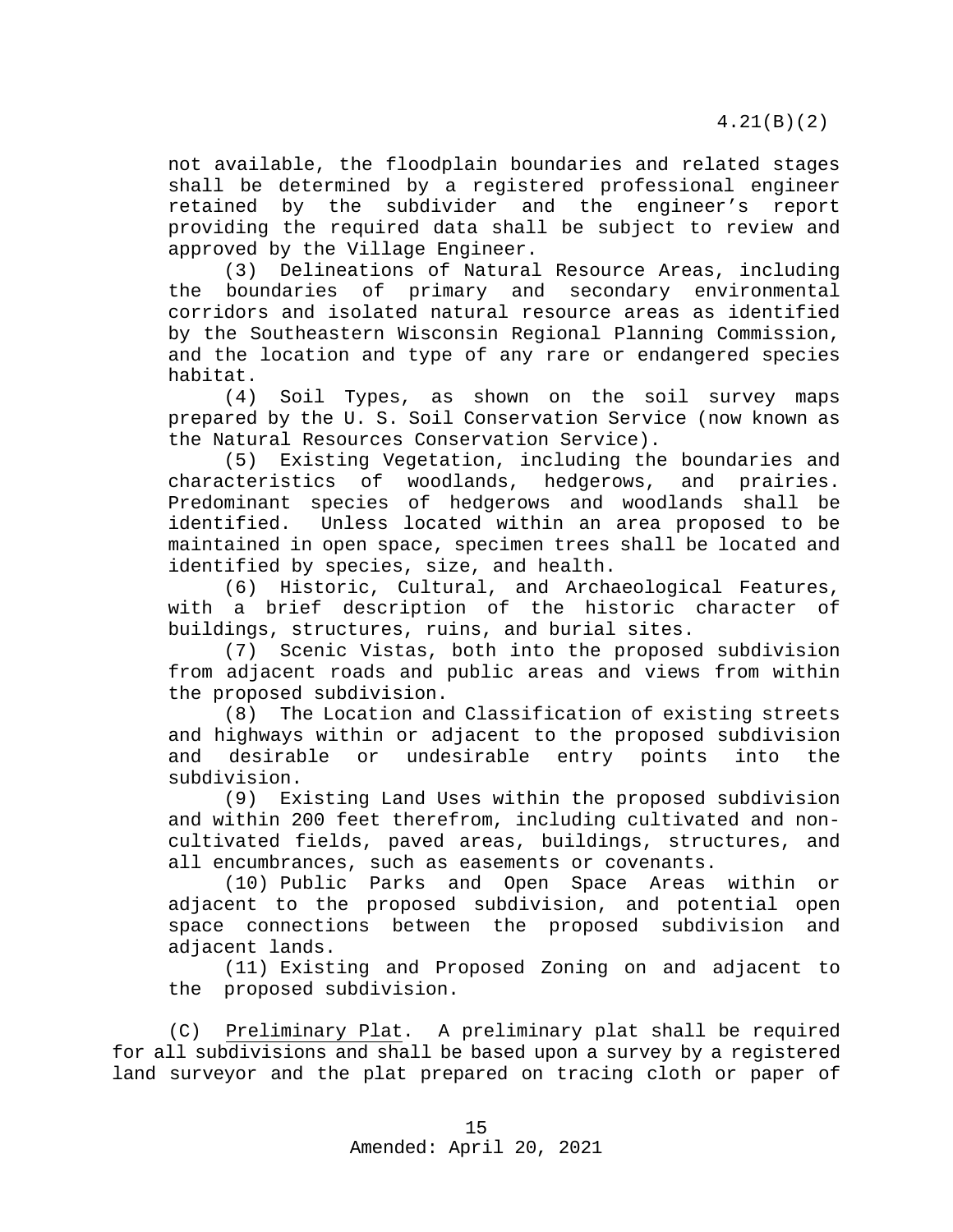not available, the floodplain boundaries and related stages shall be determined by a registered professional engineer retained by the subdivider and the engineer's report providing the required data shall be subject to review and approved by the Village Engineer.

(3) Delineations of Natural Resource Areas, including the boundaries of primary and secondary environmental corridors and isolated natural resource areas as identified by the Southeastern Wisconsin Regional Planning Commission, and the location and type of any rare or endangered species habitat.

(4) Soil Types, as shown on the soil survey maps prepared by the U. S. Soil Conservation Service (now known as the Natural Resources Conservation Service).

(5) Existing Vegetation, including the boundaries and characteristics of woodlands, hedgerows, and prairies. Predominant species of hedgerows and woodlands shall be identified. Unless located within an area proposed to be maintained in open space, specimen trees shall be located and identified by species, size, and health.

(6) Historic, Cultural, and Archaeological Features, with a brief description of the historic character of buildings, structures, ruins, and burial sites.

(7) Scenic Vistas, both into the proposed subdivision from adjacent roads and public areas and views from within the proposed subdivision.

(8) The Location and Classification of existing streets and highways within or adjacent to the proposed subdivision and desirable or undesirable entry points into the subdivision.

(9) Existing Land Uses within the proposed subdivision and within 200 feet therefrom, including cultivated and non-cultivated fields, paved areas, buildings, structures, and all encumbrances, such as easements or covenants.

(10) Public Parks and Open Space Areas within or adjacent to the proposed subdivision, and potential open space connections between the proposed subdivision and adjacent lands.

(11) Existing and Proposed Zoning on and adjacent to the proposed subdivision.

(C) Preliminary Plat. A preliminary plat shall be required for all subdivisions and shall be based upon a survey by a registered land surveyor and the plat prepared on tracing cloth or paper of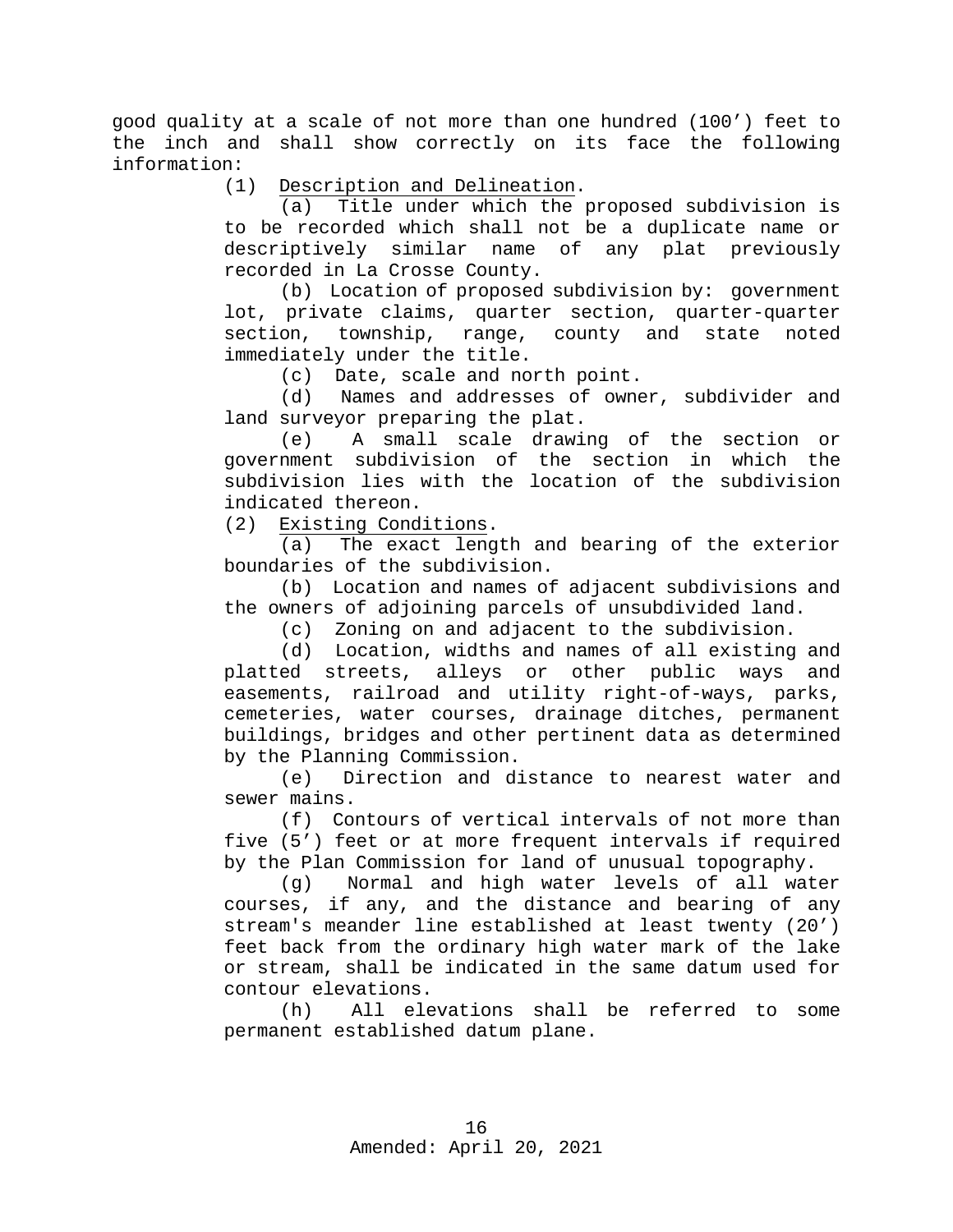good quality at a scale of not more than one hundred (100’) feet to the inch and shall show correctly on its face the following information:

(1) Description and Delineation.

(a) Title under which the proposed subdivision is to be recorded which shall not be a duplicate name or descriptively similar name of any plat previously recorded in La Crosse County.

(b) Location of proposed subdivision by: government lot, private claims, quarter section, quarter-quarter section, township, range, county and state noted immediately under the title.

(c) Date, scale and north point.

(d) Names and addresses of owner, subdivider and land surveyor preparing the plat.

(e) A small scale drawing of the section or government subdivision of the section in which the subdivision lies with the location of the subdivision indicated thereon.

(2) Existing Conditions.

(a) The exact length and bearing of the exterior boundaries of the subdivision.

(b) Location and names of adjacent subdivisions and the owners of adjoining parcels of unsubdivided land.

(c) Zoning on and adjacent to the subdivision.

(d) Location, widths and names of all existing and platted streets, alleys or other public ways and easements, railroad and utility right-of-ways, parks, cemeteries, water courses, drainage ditches, permanent buildings, bridges and other pertinent data as determined by the Planning Commission.

(e) Direction and distance to nearest water and sewer mains.

(f) Contours of vertical intervals of not more than five (5’) feet or at more frequent intervals if required by the Plan Commission for land of unusual topography.

(g) Normal and high water levels of all water courses, if any, and the distance and bearing of any stream's meander line established at least twenty (20’) feet back from the ordinary high water mark of the lake or stream, shall be indicated in the same datum used for contour elevations.

(h) All elevations shall be referred to some permanent established datum plane.

Amended: April 20, 2021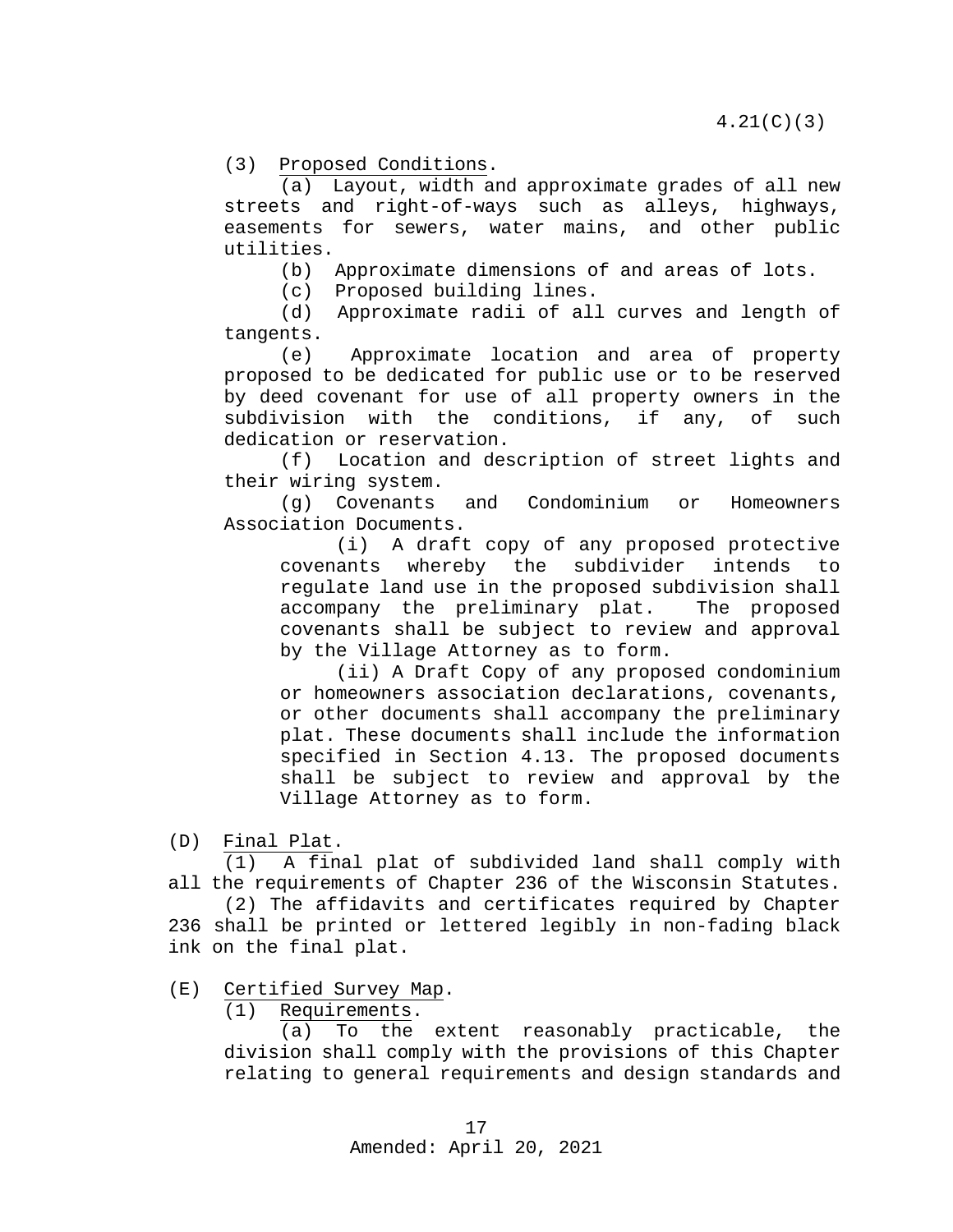(3) Proposed Conditions.

(a) Layout, width and approximate grades of all new streets and right-of-ways such as alleys, highways, easements for sewers, water mains, and other public utilities.

(b) Approximate dimensions of and areas of lots.

(c) Proposed building lines.

(d) Approximate radii of all curves and length of tangents.

(e) Approximate location and area of property proposed to be dedicated for public use or to be reserved by deed covenant for use of all property owners in the subdivision with the conditions, if any, of such dedication or reservation.

(f) Location and description of street lights and their wiring system.

(g) Covenants and Condominium or Homeowners Association Documents.

(i) A draft copy of any proposed protective covenants whereby the subdivider intends to regulate land use in the proposed subdivision shall accompany the preliminary plat. The proposed covenants shall be subject to review and approval by the Village Attorney as to form.

(ii) A Draft Copy of any proposed condominium or homeowners association declarations, covenants, or other documents shall accompany the preliminary plat. These documents shall include the information specified in Section 4.13. The proposed documents shall be subject to review and approval by the Village Attorney as to form.

(D) Final Plat.

(1) A final plat of subdivided land shall comply with all the requirements of Chapter 236 of the Wisconsin Statutes.

(2) The affidavits and certificates required by Chapter 236 shall be printed or lettered legibly in non-fading black ink on the final plat.

(E) Certified Survey Map.

(1) Requirements.

(a) To the extent reasonably practicable, the division shall comply with the provisions of this Chapter relating to general requirements and design standards and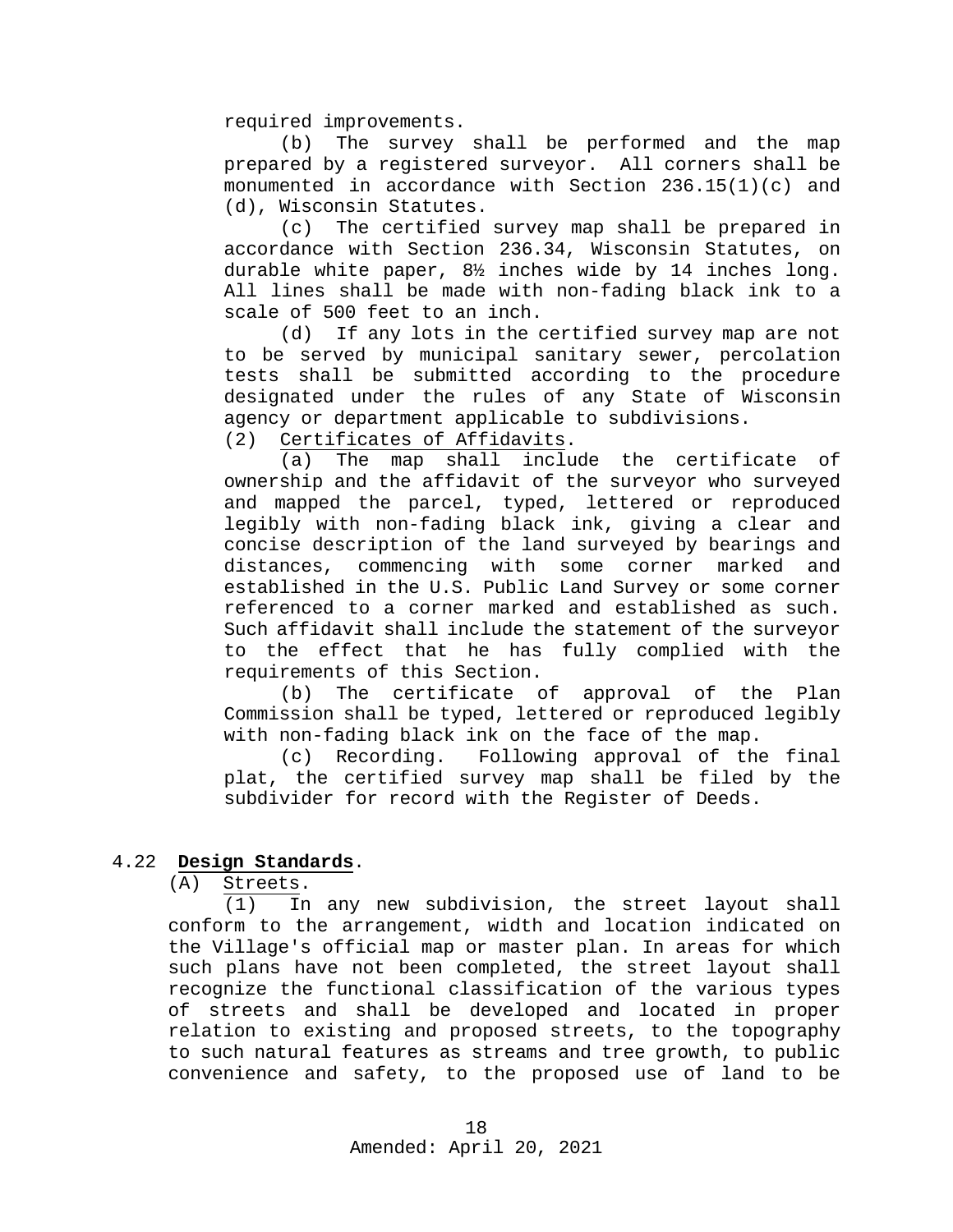required improvements.

(b) The survey shall be performed and the map prepared by a registered surveyor. All corners shall be monumented in accordance with Section 236.15(1)(c) and (d), Wisconsin Statutes.

(c) The certified survey map shall be prepared in accordance with Section 236.34, Wisconsin Statutes, on durable white paper, 8½ inches wide by 14 inches long. All lines shall be made with non-fading black ink to a scale of 500 feet to an inch.

(d) If any lots in the certified survey map are not to be served by municipal sanitary sewer, percolation tests shall be submitted according to the procedure designated under the rules of any State of Wisconsin agency or department applicable to subdivisions.

(2) Certificates of Affidavits.

(a) The map shall include the certificate of ownership and the affidavit of the surveyor who surveyed and mapped the parcel, typed, lettered or reproduced legibly with non-fading black ink, giving a clear and concise description of the land surveyed by bearings and distances, commencing with some corner marked and established in the U.S. Public Land Survey or some corner referenced to a corner marked and established as such. Such affidavit shall include the statement of the surveyor to the effect that he has fully complied with the requirements of this Section.

(b) The certificate of approval of the Plan Commission shall be typed, lettered or reproduced legibly with non-fading black ink on the face of the map.

(c) Recording. Following approval of the final plat, the certified survey map shall be filed by the subdivider for record with the Register of Deeds.

## 4.22 **Design Standards**.

(A) Streets.

(1) In any new subdivision, the street layout shall conform to the arrangement, width and location indicated on the Village's official map or master plan. In areas for which such plans have not been completed, the street layout shall recognize the functional classification of the various types of streets and shall be developed and located in proper relation to existing and proposed streets, to the topography to such natural features as streams and tree growth, to public convenience and safety, to the proposed use of land to be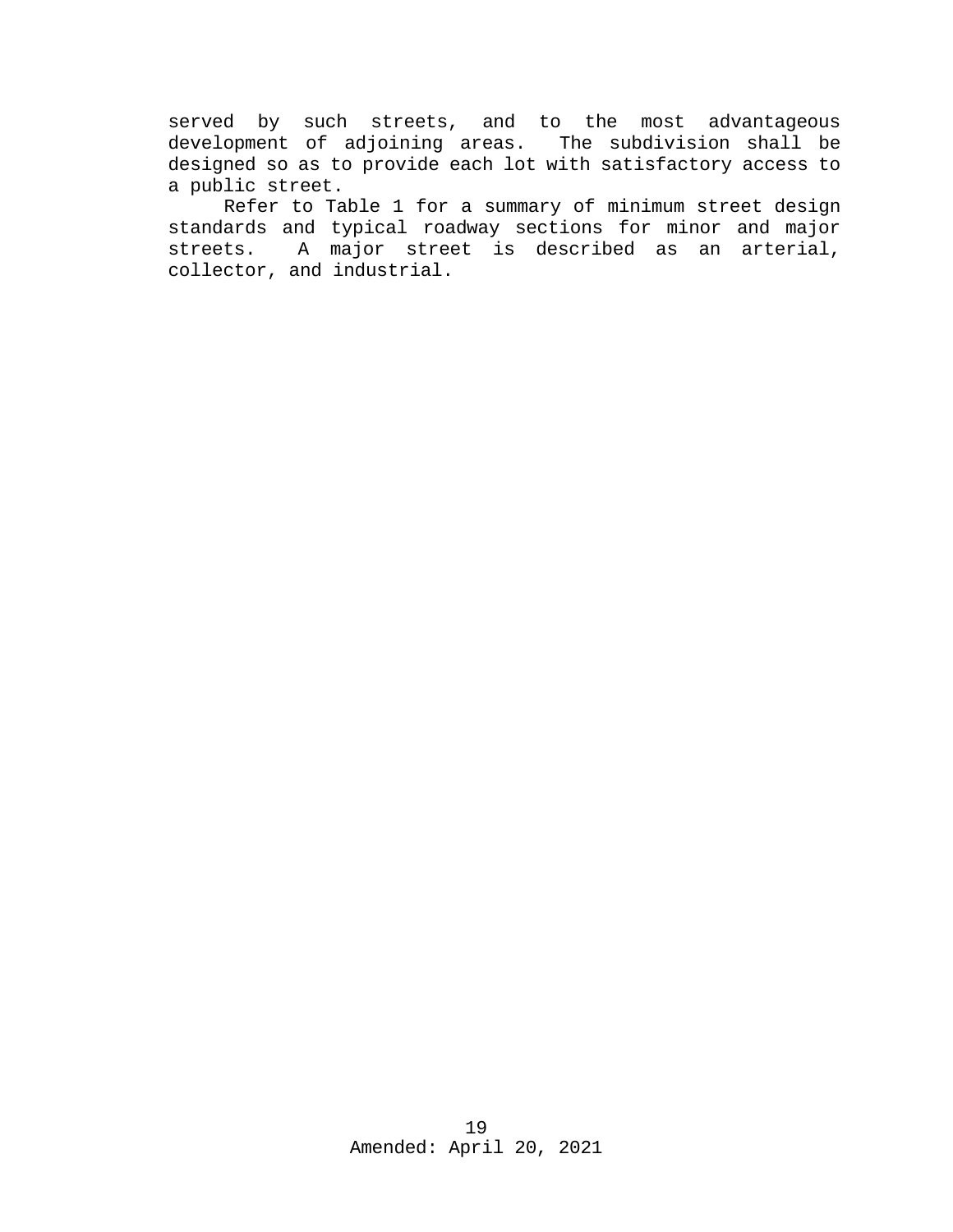served by such streets, and to the most advantageous development of adjoining areas. The subdivision shall be designed so as to provide each lot with satisfactory access to a public street.

Refer to Table 1 for a summary of minimum street design standards and typical roadway sections for minor and major streets. A major street is described as an arterial, collector, and industrial.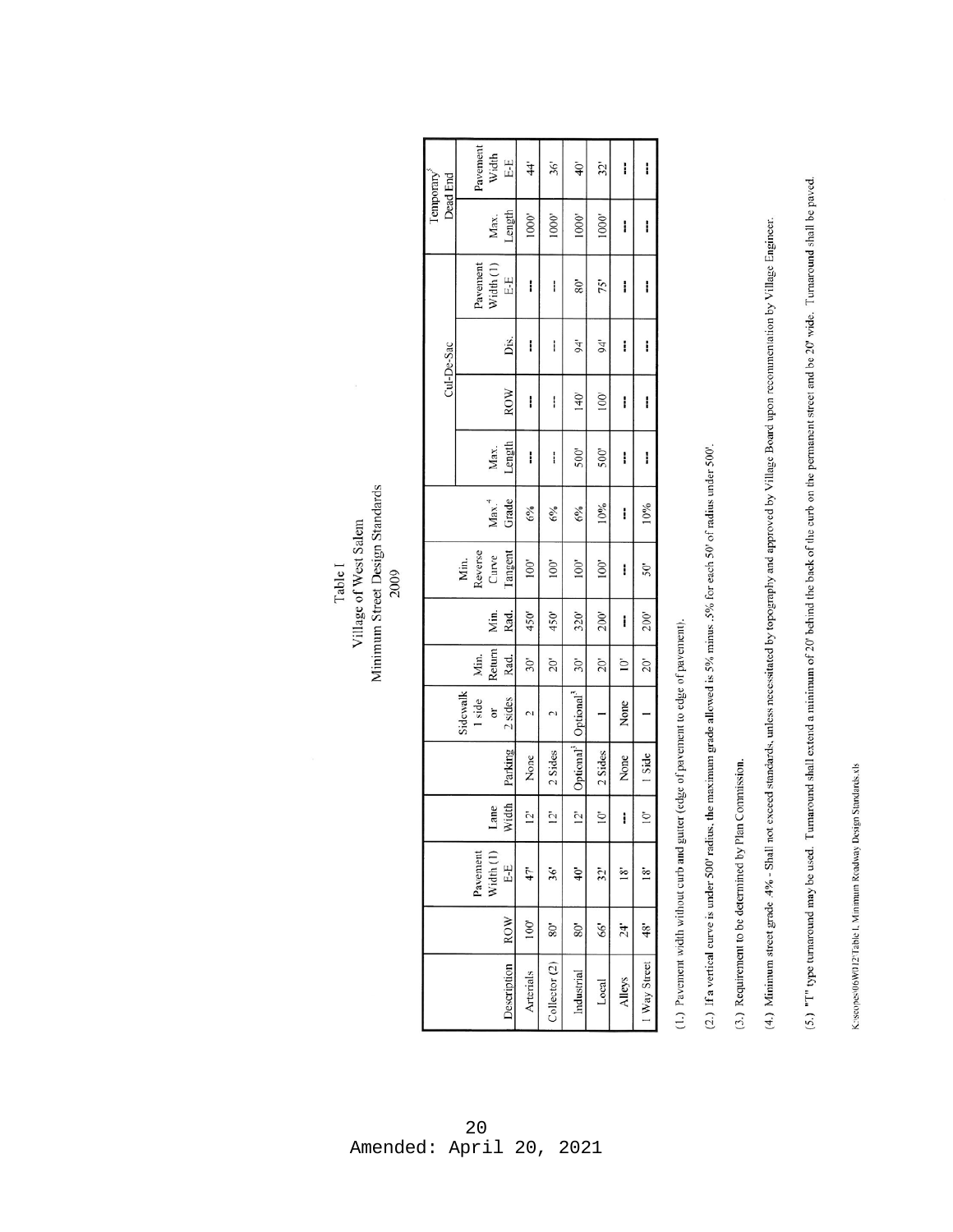Table I
Village of West Salem
Minimum Street Design Standards
2009

| Description | ROW | Pavement Width (1) E-E | Lane Width | Parking | Sidewalk 1 side or 2 sides | Min. Return Rad. | Min. Rad. | Min. Reverse Curve Tangent | Max.[4] Grade | Cul-De-Sac | | | | Temporary[5] Dead End | |
|---|---|---|---|---|---|---|---|---|---|---|---|---|---|---|---|
| | | | | | | | | | | Max. Length | ROW | Dia. | Pavement Width (1) E-E | Max. Length | Pavement Width E-E |
| Arterials | 100' | 47' | 12' | None | 2 | 30' | 450' | 100' | 6% | --- | --- | --- | --- | 1000' | 44' |
| Collector (2) | 80' | 36' | 12' | 2 Sides | 2 | 20' | 450' | 100' | 6% | --- | --- | --- | --- | 1000' | 36' |
| Industrial | 80' | 40' | 12' | Optional[3] | Optional[3] | 30' | 320' | 100' | 6% | 500' | 140' | 94' | 80' | 1000' | 40' |
| Local | 66' | 32' | 10' | 2 Sides | 1 | 20' | 200' | 100' | 10% | 500' | 100' | 94' | 75' | 1000' | 32' |
| Alleys | 24' | 18' | --- | None | None | 10' | --- | --- | --- | --- | --- | --- | --- | --- | --- |
| 1 Way Street | 48' | 18' | 10' | 1 Side | 1 | 20' | 200' | 50' | 10% | --- | --- | --- | --- | --- | --- |

(1.) Pavement width without curb and gutter (edge of pavement to edge of pavement).

(2.) If a vertical curve is under 500' radius, the maximum grade allowed is 5% minus .5% for each 50' of radius under 500'.

(3.) Requirement to be determined by Plan Commission.

(4.) Minimum street grade .4% - Shall not exceed standards, unless necessitated by topography and approved by Village Board upon recommendation by Village Engineer.

(5.) "T" type turnaround may be used. Turnaround shall extend a minimum of 20' behind the back of the curb on the permanent street and be 20' wide. Turnaround shall be paved.

K:\scopes\06W012\Table I, Minimum Roadway Design Standards.xls

Amended: April 20, 2021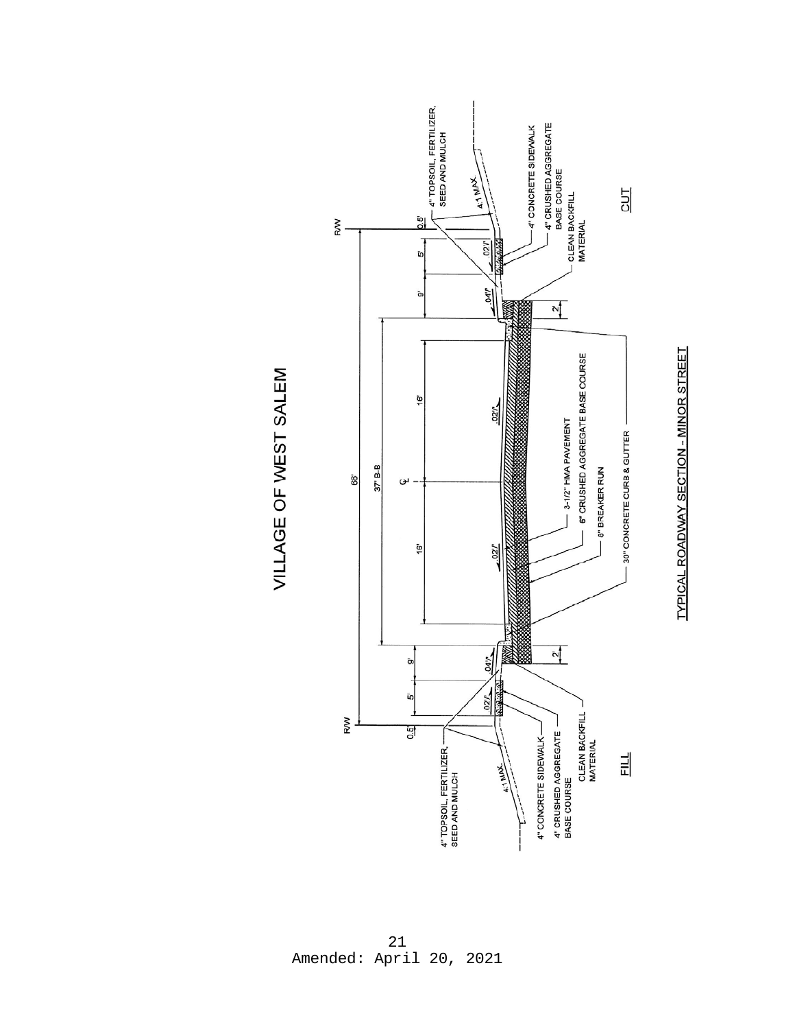# VILLAGE OF WEST SALEM

R/W

66'

37' B-B

℄

0.5' | 5' | 9' | 16' | 16' | 9' | 5' | 0.5'

.02'/' | .04'/' | .02'/' | .02'/' | .04'/' | .02'/'

2' | 2'

4:1 MAX | 4:1 MAX

4" TOPSOIL, FERTILIZER, SEED AND MULCH

4" CONCRETE SIDEWALK

4" CRUSHED AGGREGATE BASE COURSE

CLEAN BACKFILL MATERIAL

3-1/2" HMA PAVEMENT

6" CRUSHED AGGREGATE BASE COURSE

8" BREAKER RUN

30" CONCRETE CURB & GUTTER

FILL

CUT

TYPICAL ROADWAY SECTION - MINOR STREET

Amended: April 20, 2021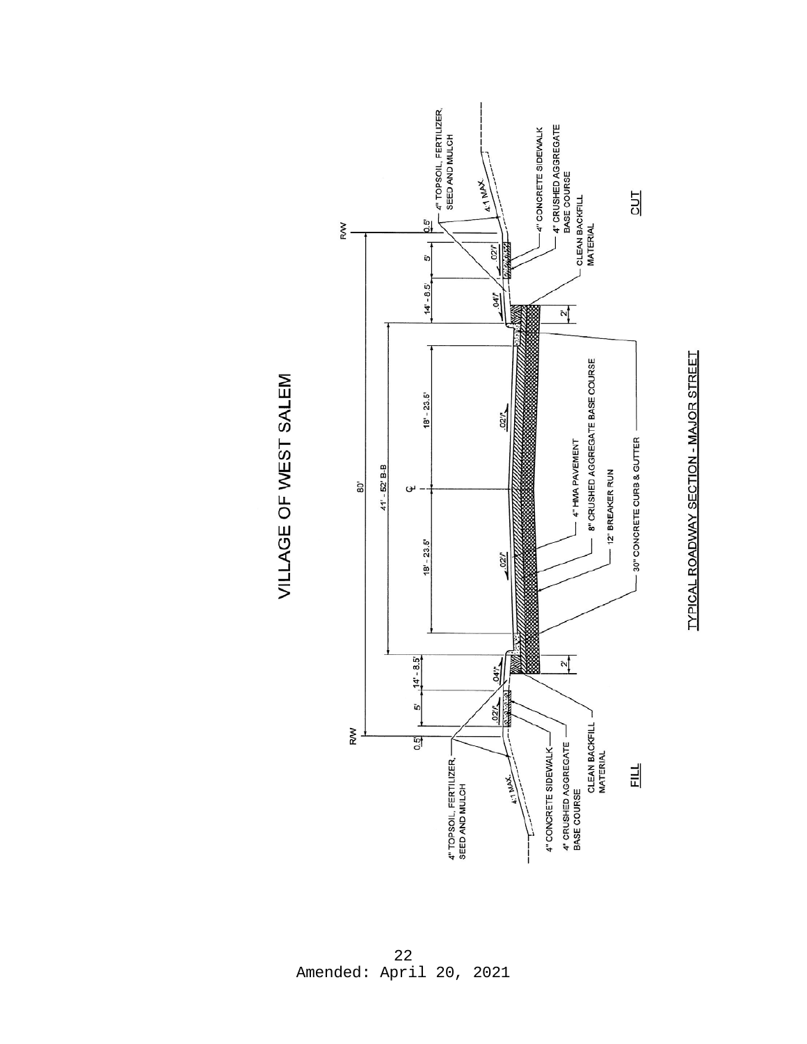# VILLAGE OF WEST SALEM

80'

41' - 52' B-B

℄

R/W

0.5'

5'

14' - 8.5'

18' - 23.5'

18' - 23.5'

14' - 8.5'

5'

0.5'

R/W

.02'/'

.04'/'

.02'/'

.02'/'

.04'/'

.02'/'

2'

2'

4:1 MAX.

4:1 MAX.

4" TOPSOIL, FERTILIZER, SEED AND MULCH

4" CONCRETE SIDEWALK

4" CRUSHED AGGREGATE BASE COURSE

CLEAN BACKFILL MATERIAL

4" HMA PAVEMENT

8" CRUSHED AGGREGATE BASE COURSE

12" BREAKER RUN

30" CONCRETE CURB & GUTTER

4" TOPSOIL, FERTILIZER, SEED AND MULCH

4" CONCRETE SIDEWALK

4" CRUSHED AGGREGATE BASE COURSE

CLEAN BACKFILL MATERIAL

FILL

CUT

TYPICAL ROADWAY SECTION - MAJOR STREET

Amended: April 20, 2021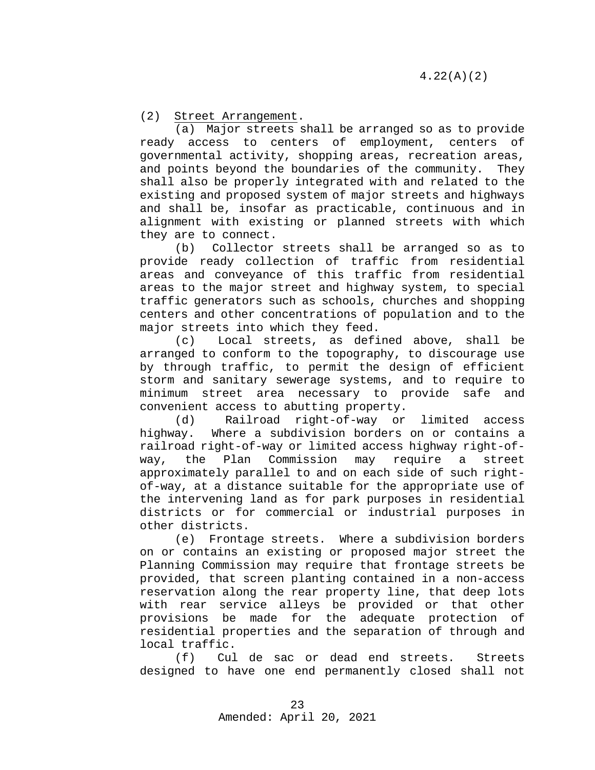(2) Street Arrangement.

(a) Major streets shall be arranged so as to provide ready access to centers of employment, centers of governmental activity, shopping areas, recreation areas, and points beyond the boundaries of the community. They shall also be properly integrated with and related to the existing and proposed system of major streets and highways and shall be, insofar as practicable, continuous and in alignment with existing or planned streets with which they are to connect.

(b) Collector streets shall be arranged so as to provide ready collection of traffic from residential areas and conveyance of this traffic from residential areas to the major street and highway system, to special traffic generators such as schools, churches and shopping centers and other concentrations of population and to the major streets into which they feed.

(c) Local streets, as defined above, shall be arranged to conform to the topography, to discourage use by through traffic, to permit the design of efficient storm and sanitary sewerage systems, and to require to minimum street area necessary to provide safe and convenient access to abutting property.

(d) Railroad right-of-way or limited access highway. Where a subdivision borders on or contains a railroad right-of-way or limited access highway right-of-way, the Plan Commission may require a street approximately parallel to and on each side of such right-of-way, at a distance suitable for the appropriate use of the intervening land as for park purposes in residential districts or for commercial or industrial purposes in other districts.

(e) Frontage streets. Where a subdivision borders on or contains an existing or proposed major street the Planning Commission may require that frontage streets be provided, that screen planting contained in a non-access reservation along the rear property line, that deep lots with rear service alleys be provided or that other provisions be made for the adequate protection of residential properties and the separation of through and local traffic.

(f) Cul de sac or dead end streets. Streets designed to have one end permanently closed shall not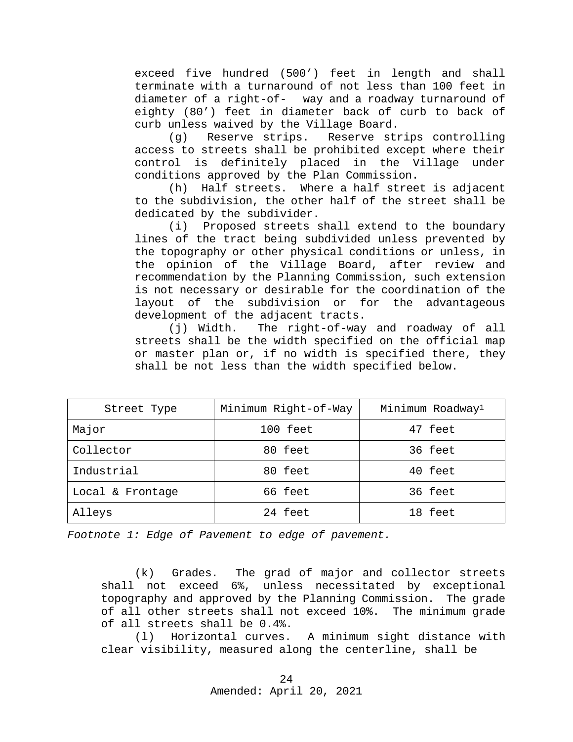exceed five hundred (500’) feet in length and shall terminate with a turnaround of not less than 100 feet in diameter of a right-of- way and a roadway turnaround of eighty (80’) feet in diameter back of curb to back of curb unless waived by the Village Board.

(g) Reserve strips. Reserve strips controlling access to streets shall be prohibited except where their control is definitely placed in the Village under conditions approved by the Plan Commission.

(h) Half streets. Where a half street is adjacent to the subdivision, the other half of the street shall be dedicated by the subdivider.

(i) Proposed streets shall extend to the boundary lines of the tract being subdivided unless prevented by the topography or other physical conditions or unless, in the opinion of the Village Board, after review and recommendation by the Planning Commission, such extension is not necessary or desirable for the coordination of the layout of the subdivision or for the advantageous development of the adjacent tracts.

(j) Width. The right-of-way and roadway of all streets shall be the width specified on the official map or master plan or, if no width is specified there, they shall be not less than the width specified below.

| Street Type | Minimum Right-of-Way | Minimum Roadway[1] |
|---|---|---|
| Major | 100 feet | 47 feet |
| Collector | 80 feet | 36 feet |
| Industrial | 80 feet | 40 feet |
| Local & Frontage | 66 feet | 36 feet |
| Alleys | 24 feet | 18 feet |

*Footnote 1: Edge of Pavement to edge of pavement.*

(k) Grades. The grad of major and collector streets shall not exceed 6%, unless necessitated by exceptional topography and approved by the Planning Commission. The grade of all other streets shall not exceed 10%. The minimum grade of all streets shall be 0.4%.

(l) Horizontal curves. A minimum sight distance with clear visibility, measured along the centerline, shall be

Amended: April 20, 2021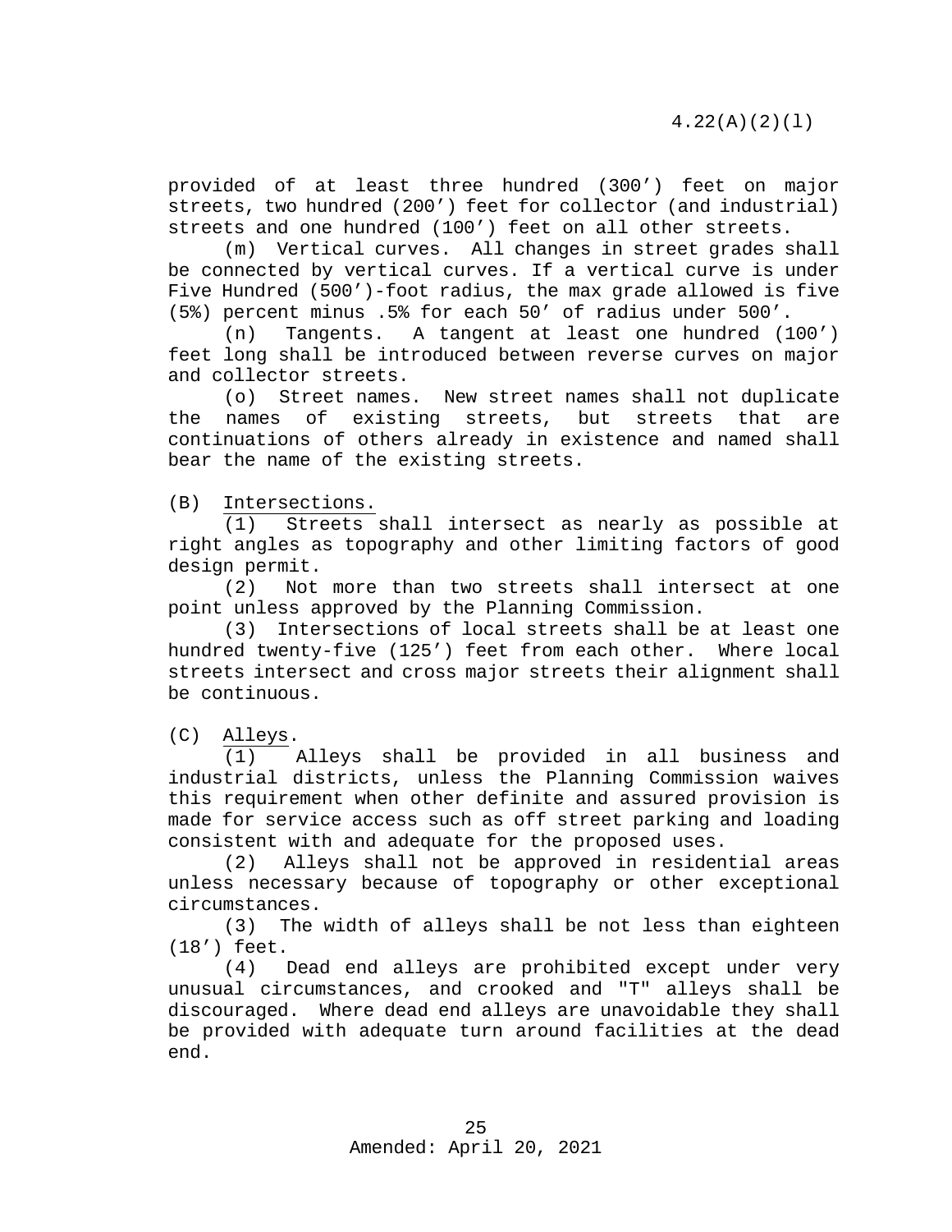provided of at least three hundred (300’) feet on major streets, two hundred (200’) feet for collector (and industrial) streets and one hundred (100’) feet on all other streets.

(m) Vertical curves. All changes in street grades shall be connected by vertical curves. If a vertical curve is under Five Hundred (500’)-foot radius, the max grade allowed is five (5%) percent minus .5% for each 50’ of radius under 500’.

(n) Tangents. A tangent at least one hundred (100’) feet long shall be introduced between reverse curves on major and collector streets.

(o) Street names. New street names shall not duplicate the names of existing streets, but streets that are continuations of others already in existence and named shall bear the name of the existing streets.

(B) Intersections.

(1) Streets shall intersect as nearly as possible at right angles as topography and other limiting factors of good design permit.

(2) Not more than two streets shall intersect at one point unless approved by the Planning Commission.

(3) Intersections of local streets shall be at least one hundred twenty-five (125’) feet from each other. Where local streets intersect and cross major streets their alignment shall be continuous.

(C) Alleys.

(1) Alleys shall be provided in all business and industrial districts, unless the Planning Commission waives this requirement when other definite and assured provision is made for service access such as off street parking and loading consistent with and adequate for the proposed uses.

(2) Alleys shall not be approved in residential areas unless necessary because of topography or other exceptional circumstances.

(3) The width of alleys shall be not less than eighteen (18’) feet.

(4) Dead end alleys are prohibited except under very unusual circumstances, and crooked and "T" alleys shall be discouraged. Where dead end alleys are unavoidable they shall be provided with adequate turn around facilities at the dead end.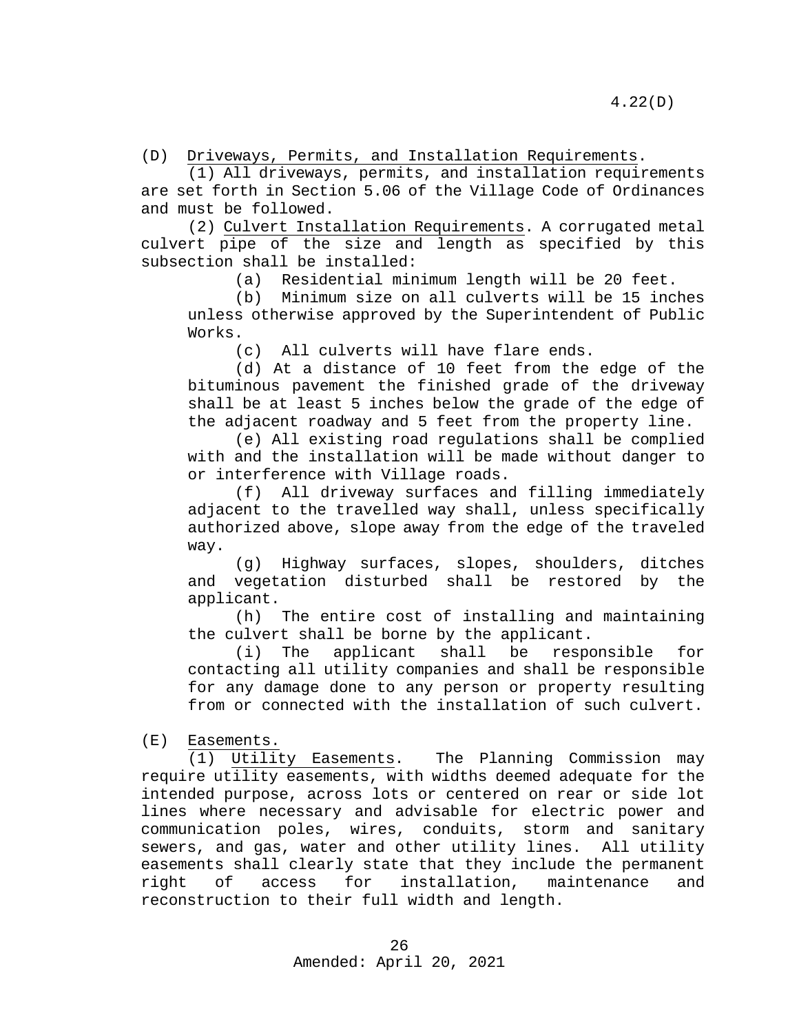(D) Driveways, Permits, and Installation Requirements.

(1) All driveways, permits, and installation requirements are set forth in Section 5.06 of the Village Code of Ordinances and must be followed.

(2) Culvert Installation Requirements. A corrugated metal culvert pipe of the size and length as specified by this subsection shall be installed:

(a) Residential minimum length will be 20 feet.

(b) Minimum size on all culverts will be 15 inches unless otherwise approved by the Superintendent of Public Works.

(c) All culverts will have flare ends.

(d) At a distance of 10 feet from the edge of the bituminous pavement the finished grade of the driveway shall be at least 5 inches below the grade of the edge of the adjacent roadway and 5 feet from the property line.

(e) All existing road regulations shall be complied with and the installation will be made without danger to or interference with Village roads.

(f) All driveway surfaces and filling immediately adjacent to the travelled way shall, unless specifically authorized above, slope away from the edge of the traveled way.

(g) Highway surfaces, slopes, shoulders, ditches and vegetation disturbed shall be restored by the applicant.

(h) The entire cost of installing and maintaining the culvert shall be borne by the applicant.

(i) The applicant shall be responsible for contacting all utility companies and shall be responsible for any damage done to any person or property resulting from or connected with the installation of such culvert.

(E) Easements.

(1) Utility Easements. The Planning Commission may require utility easements, with widths deemed adequate for the intended purpose, across lots or centered on rear or side lot lines where necessary and advisable for electric power and communication poles, wires, conduits, storm and sanitary sewers, and gas, water and other utility lines. All utility easements shall clearly state that they include the permanent right of access for installation, maintenance and reconstruction to their full width and length.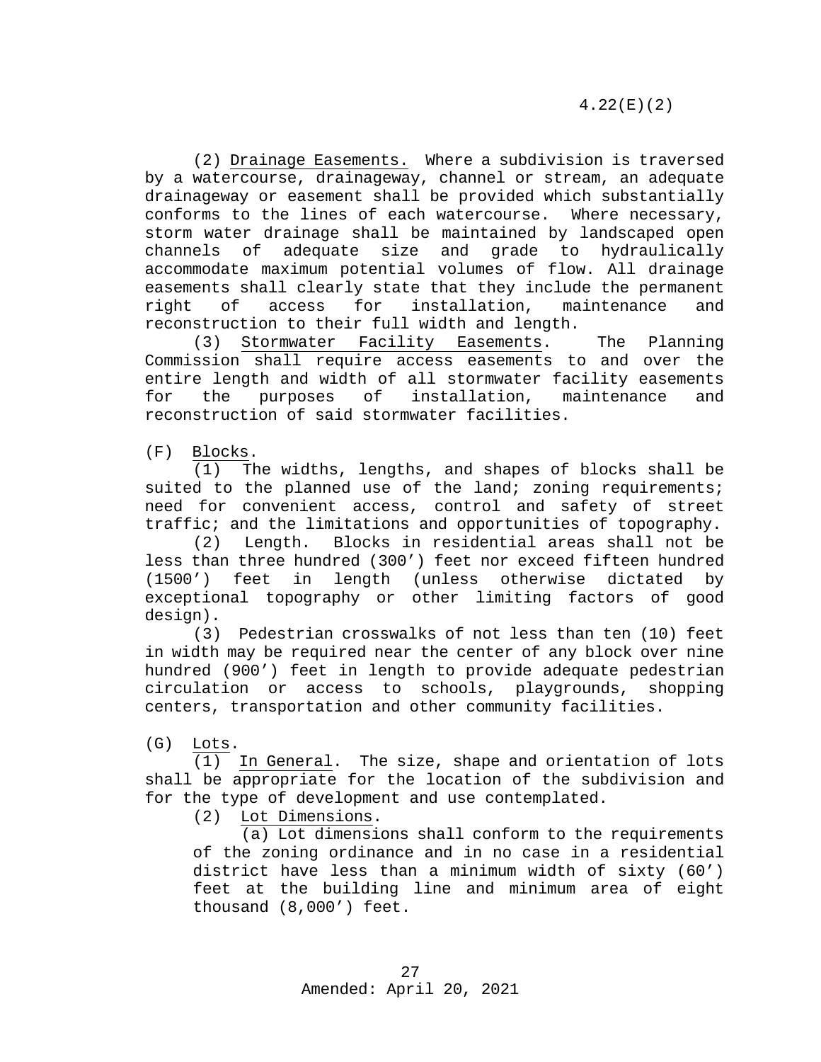(2) Drainage Easements. Where a subdivision is traversed by a watercourse, drainageway, channel or stream, an adequate drainageway or easement shall be provided which substantially conforms to the lines of each watercourse. Where necessary, storm water drainage shall be maintained by landscaped open channels of adequate size and grade to hydraulically accommodate maximum potential volumes of flow. All drainage easements shall clearly state that they include the permanent right of access for installation, maintenance and reconstruction to their full width and length.

(3) Stormwater Facility Easements. The Planning Commission shall require access easements to and over the entire length and width of all stormwater facility easements for the purposes of installation, maintenance and reconstruction of said stormwater facilities.

(F) Blocks.

(1) The widths, lengths, and shapes of blocks shall be suited to the planned use of the land; zoning requirements; need for convenient access, control and safety of street traffic; and the limitations and opportunities of topography.

(2) Length. Blocks in residential areas shall not be less than three hundred (300') feet nor exceed fifteen hundred (1500') feet in length (unless otherwise dictated by exceptional topography or other limiting factors of good design).

(3) Pedestrian crosswalks of not less than ten (10) feet in width may be required near the center of any block over nine hundred (900') feet in length to provide adequate pedestrian circulation or access to schools, playgrounds, shopping centers, transportation and other community facilities.

(G) Lots.

(1) In General. The size, shape and orientation of lots shall be appropriate for the location of the subdivision and for the type of development and use contemplated.

(2) Lot Dimensions.

(a) Lot dimensions shall conform to the requirements of the zoning ordinance and in no case in a residential district have less than a minimum width of sixty (60') feet at the building line and minimum area of eight thousand (8,000') feet.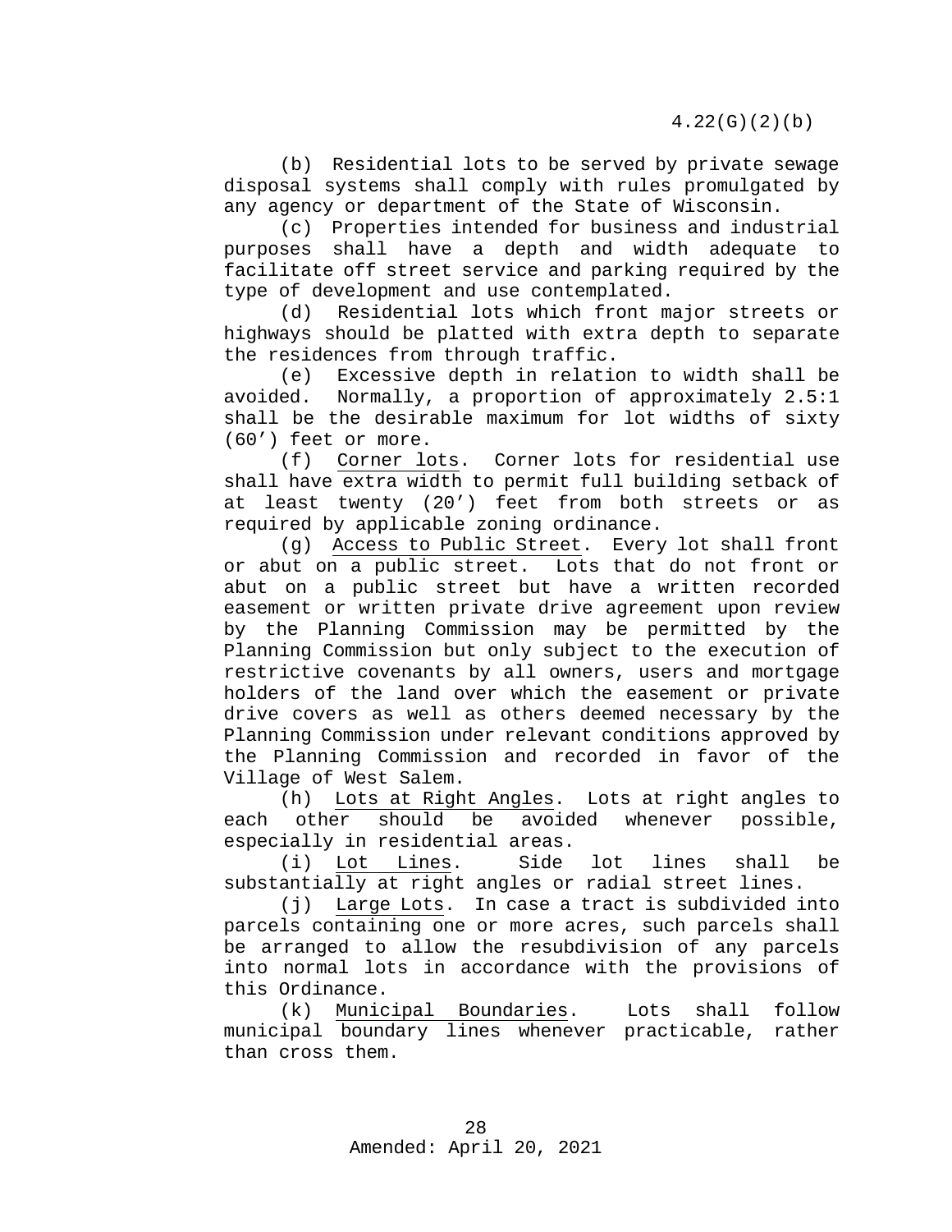(b) Residential lots to be served by private sewage disposal systems shall comply with rules promulgated by any agency or department of the State of Wisconsin.

(c) Properties intended for business and industrial purposes shall have a depth and width adequate to facilitate off street service and parking required by the type of development and use contemplated.

(d) Residential lots which front major streets or highways should be platted with extra depth to separate the residences from through traffic.

(e) Excessive depth in relation to width shall be avoided. Normally, a proportion of approximately 2.5:1 shall be the desirable maximum for lot widths of sixty (60’) feet or more.

(f) Corner lots. Corner lots for residential use shall have extra width to permit full building setback of at least twenty (20’) feet from both streets or as required by applicable zoning ordinance.

(g) Access to Public Street. Every lot shall front or abut on a public street. Lots that do not front or abut on a public street but have a written recorded easement or written private drive agreement upon review by the Planning Commission may be permitted by the Planning Commission but only subject to the execution of restrictive covenants by all owners, users and mortgage holders of the land over which the easement or private drive covers as well as others deemed necessary by the Planning Commission under relevant conditions approved by the Planning Commission and recorded in favor of the Village of West Salem.

(h) Lots at Right Angles. Lots at right angles to each other should be avoided whenever possible, especially in residential areas.

(i) Lot Lines. Side lot lines shall be substantially at right angles or radial street lines.

(j) Large Lots. In case a tract is subdivided into parcels containing one or more acres, such parcels shall be arranged to allow the resubdivision of any parcels into normal lots in accordance with the provisions of this Ordinance.

(k) Municipal Boundaries. Lots shall follow municipal boundary lines whenever practicable, rather than cross them.

Amended: April 20, 2021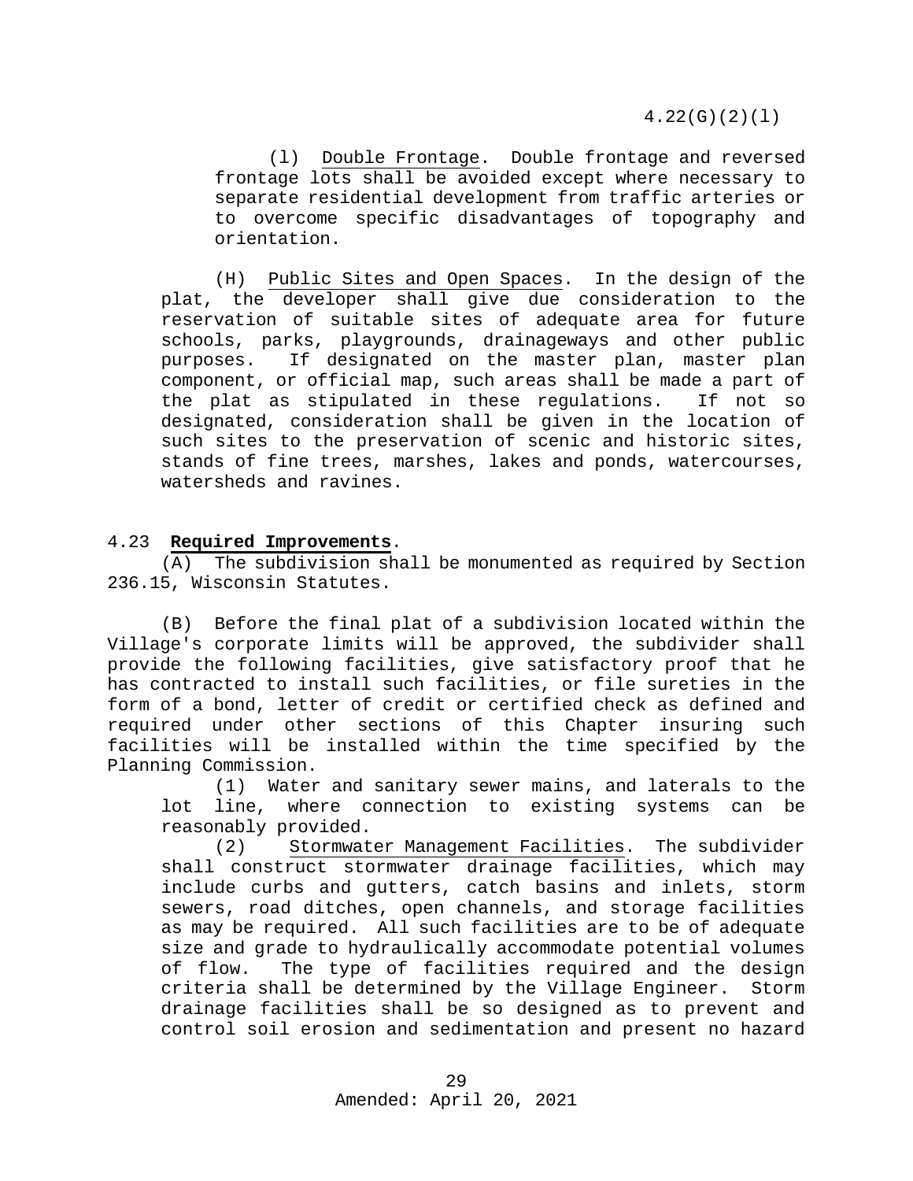(l) Double Frontage. Double frontage and reversed frontage lots shall be avoided except where necessary to separate residential development from traffic arteries or to overcome specific disadvantages of topography and orientation.

(H) Public Sites and Open Spaces. In the design of the plat, the developer shall give due consideration to the reservation of suitable sites of adequate area for future schools, parks, playgrounds, drainageways and other public purposes. If designated on the master plan, master plan component, or official map, such areas shall be made a part of the plat as stipulated in these regulations. If not so designated, consideration shall be given in the location of such sites to the preservation of scenic and historic sites, stands of fine trees, marshes, lakes and ponds, watercourses, watersheds and ravines.

## 4.23 **Required Improvements**.

(A) The subdivision shall be monumented as required by Section 236.15, Wisconsin Statutes.

(B) Before the final plat of a subdivision located within the Village's corporate limits will be approved, the subdivider shall provide the following facilities, give satisfactory proof that he has contracted to install such facilities, or file sureties in the form of a bond, letter of credit or certified check as defined and required under other sections of this Chapter insuring such facilities will be installed within the time specified by the Planning Commission.

(1) Water and sanitary sewer mains, and laterals to the lot line, where connection to existing systems can be reasonably provided.

(2) Stormwater Management Facilities. The subdivider shall construct stormwater drainage facilities, which may include curbs and gutters, catch basins and inlets, storm sewers, road ditches, open channels, and storage facilities as may be required. All such facilities are to be of adequate size and grade to hydraulically accommodate potential volumes of flow. The type of facilities required and the design criteria shall be determined by the Village Engineer. Storm drainage facilities shall be so designed as to prevent and control soil erosion and sedimentation and present no hazard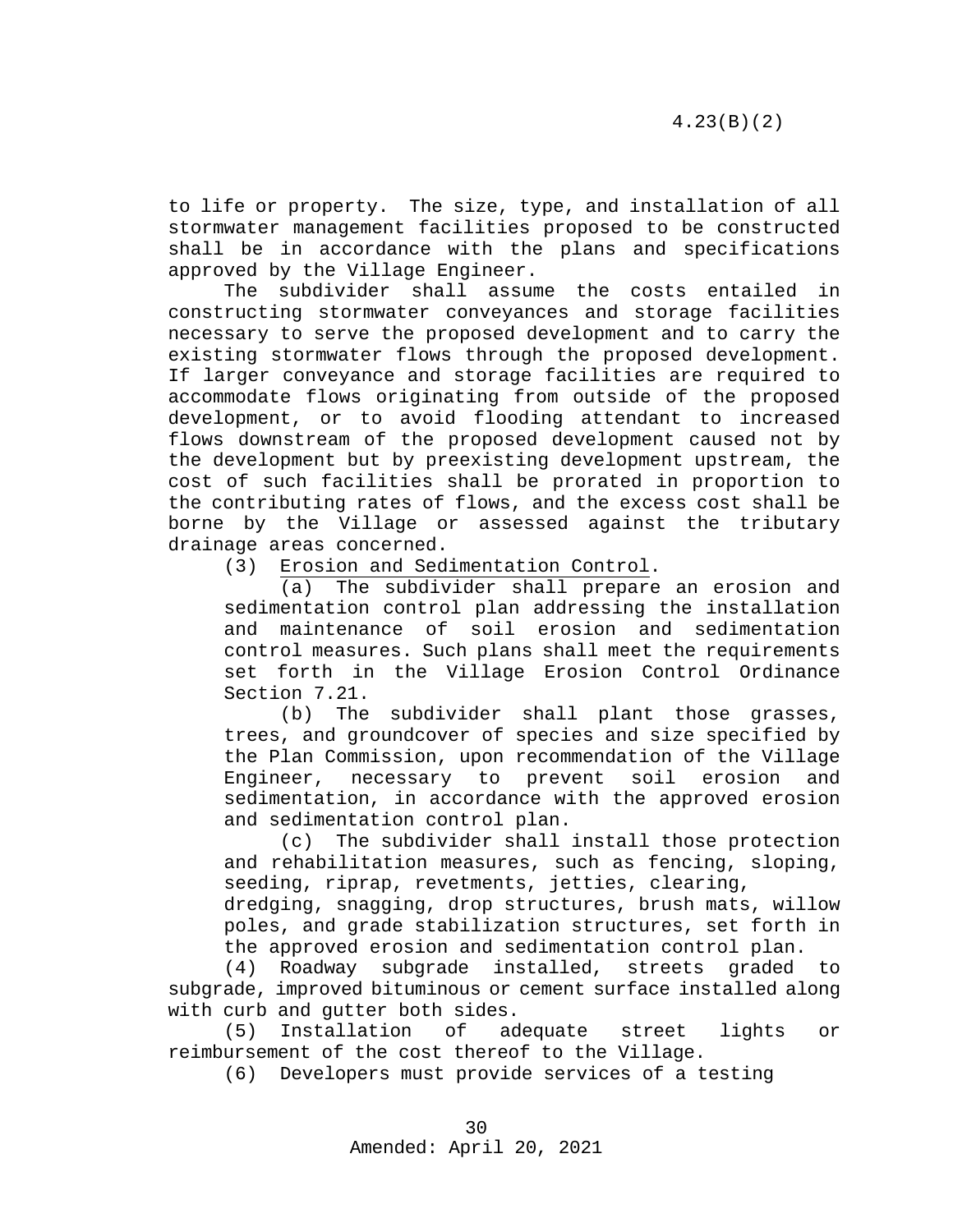to life or property. The size, type, and installation of all stormwater management facilities proposed to be constructed shall be in accordance with the plans and specifications approved by the Village Engineer.

The subdivider shall assume the costs entailed in constructing stormwater conveyances and storage facilities necessary to serve the proposed development and to carry the existing stormwater flows through the proposed development. If larger conveyance and storage facilities are required to accommodate flows originating from outside of the proposed development, or to avoid flooding attendant to increased flows downstream of the proposed development caused not by the development but by preexisting development upstream, the cost of such facilities shall be prorated in proportion to the contributing rates of flows, and the excess cost shall be borne by the Village or assessed against the tributary drainage areas concerned.

(3) Erosion and Sedimentation Control.

(a) The subdivider shall prepare an erosion and sedimentation control plan addressing the installation and maintenance of soil erosion and sedimentation control measures. Such plans shall meet the requirements set forth in the Village Erosion Control Ordinance Section 7.21.

(b) The subdivider shall plant those grasses, trees, and groundcover of species and size specified by the Plan Commission, upon recommendation of the Village Engineer, necessary to prevent soil erosion and sedimentation, in accordance with the approved erosion and sedimentation control plan.

(c) The subdivider shall install those protection and rehabilitation measures, such as fencing, sloping, seeding, riprap, revetments, jetties, clearing, dredging, snagging, drop structures, brush mats, willow poles, and grade stabilization structures, set forth in the approved erosion and sedimentation control plan.

(4) Roadway subgrade installed, streets graded to subgrade, improved bituminous or cement surface installed along with curb and gutter both sides.

(5) Installation of adequate street lights or reimbursement of the cost thereof to the Village.

(6) Developers must provide services of a testing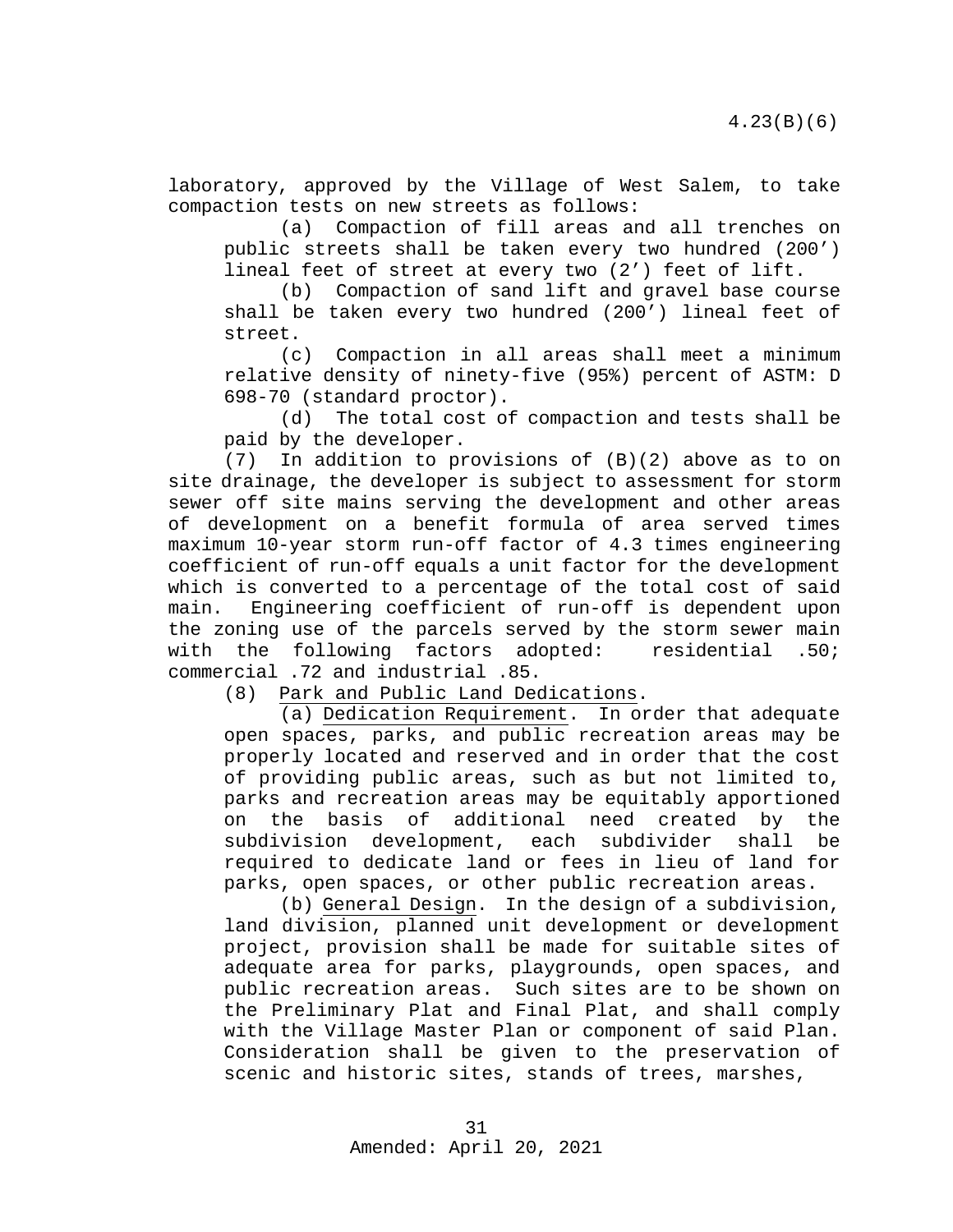laboratory, approved by the Village of West Salem, to take compaction tests on new streets as follows:

(a) Compaction of fill areas and all trenches on public streets shall be taken every two hundred (200’) lineal feet of street at every two (2’) feet of lift.

(b) Compaction of sand lift and gravel base course shall be taken every two hundred (200’) lineal feet of street.

(c) Compaction in all areas shall meet a minimum relative density of ninety-five (95%) percent of ASTM: D 698-70 (standard proctor).

(d) The total cost of compaction and tests shall be paid by the developer.

(7) In addition to provisions of (B)(2) above as to on site drainage, the developer is subject to assessment for storm sewer off site mains serving the development and other areas of development on a benefit formula of area served times maximum 10-year storm run-off factor of 4.3 times engineering coefficient of run-off equals a unit factor for the development which is converted to a percentage of the total cost of said main. Engineering coefficient of run-off is dependent upon the zoning use of the parcels served by the storm sewer main with the following factors adopted: residential .50; commercial .72 and industrial .85.

(8) Park and Public Land Dedications.

(a) Dedication Requirement. In order that adequate open spaces, parks, and public recreation areas may be properly located and reserved and in order that the cost of providing public areas, such as but not limited to, parks and recreation areas may be equitably apportioned on the basis of additional need created by the subdivision development, each subdivider shall be required to dedicate land or fees in lieu of land for parks, open spaces, or other public recreation areas.

(b) General Design. In the design of a subdivision, land division, planned unit development or development project, provision shall be made for suitable sites of adequate area for parks, playgrounds, open spaces, and public recreation areas. Such sites are to be shown on the Preliminary Plat and Final Plat, and shall comply with the Village Master Plan or component of said Plan. Consideration shall be given to the preservation of scenic and historic sites, stands of trees, marshes,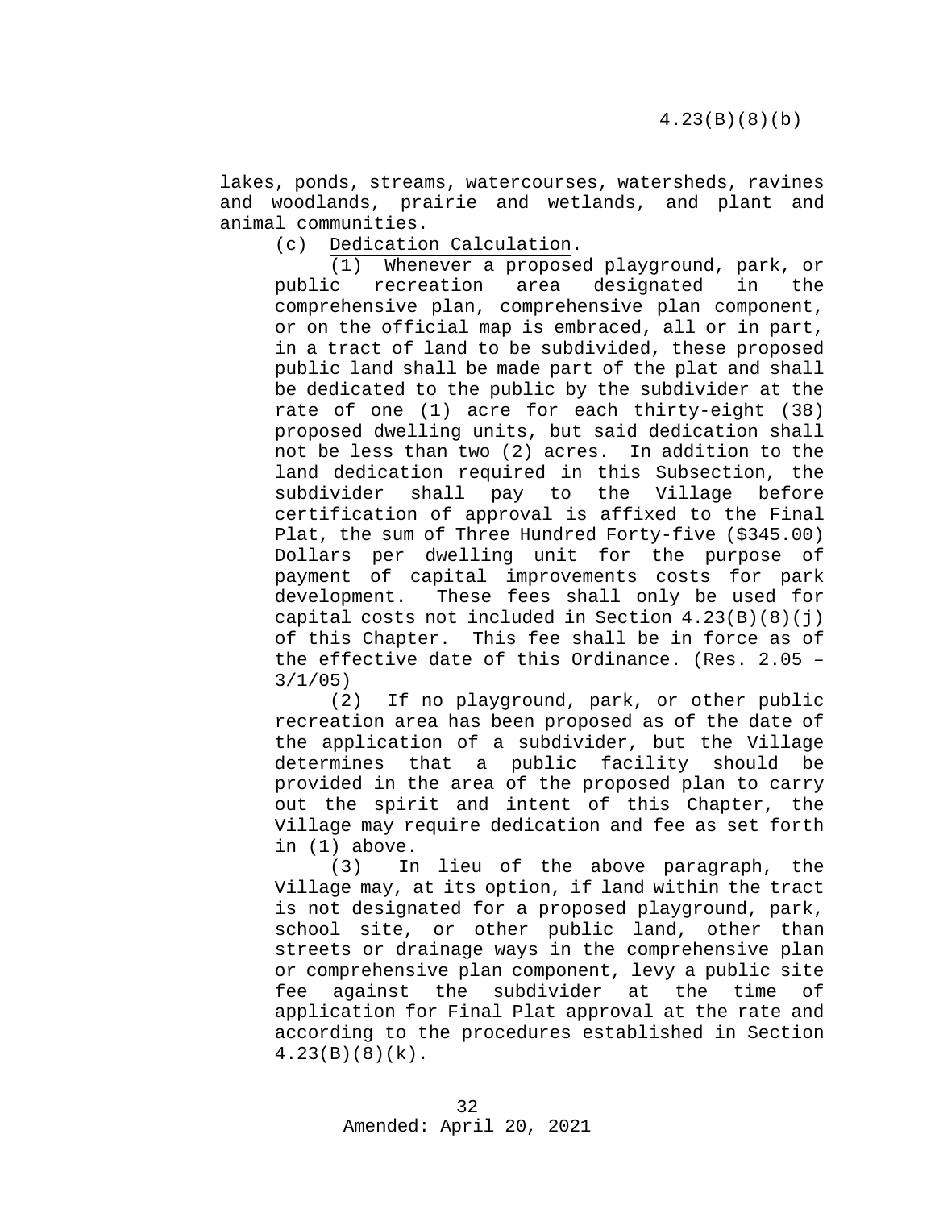lakes, ponds, streams, watercourses, watersheds, ravines and woodlands, prairie and wetlands, and plant and animal communities.

(c) Dedication Calculation.

(1) Whenever a proposed playground, park, or public recreation area designated in the comprehensive plan, comprehensive plan component, or on the official map is embraced, all or in part, in a tract of land to be subdivided, these proposed public land shall be made part of the plat and shall be dedicated to the public by the subdivider at the rate of one (1) acre for each thirty-eight (38) proposed dwelling units, but said dedication shall not be less than two (2) acres. In addition to the land dedication required in this Subsection, the subdivider shall pay to the Village before certification of approval is affixed to the Final Plat, the sum of Three Hundred Forty-five ($345.00) Dollars per dwelling unit for the purpose of payment of capital improvements costs for park development. These fees shall only be used for capital costs not included in Section 4.23(B)(8)(j) of this Chapter. This fee shall be in force as of the effective date of this Ordinance. (Res. 2.05 – 3/1/05)

(2) If no playground, park, or other public recreation area has been proposed as of the date of the application of a subdivider, but the Village determines that a public facility should be provided in the area of the proposed plan to carry out the spirit and intent of this Chapter, the Village may require dedication and fee as set forth in (1) above.

(3) In lieu of the above paragraph, the Village may, at its option, if land within the tract is not designated for a proposed playground, park, school site, or other public land, other than streets or drainage ways in the comprehensive plan or comprehensive plan component, levy a public site fee against the subdivider at the time of application for Final Plat approval at the rate and according to the procedures established in Section 4.23(B)(8)(k).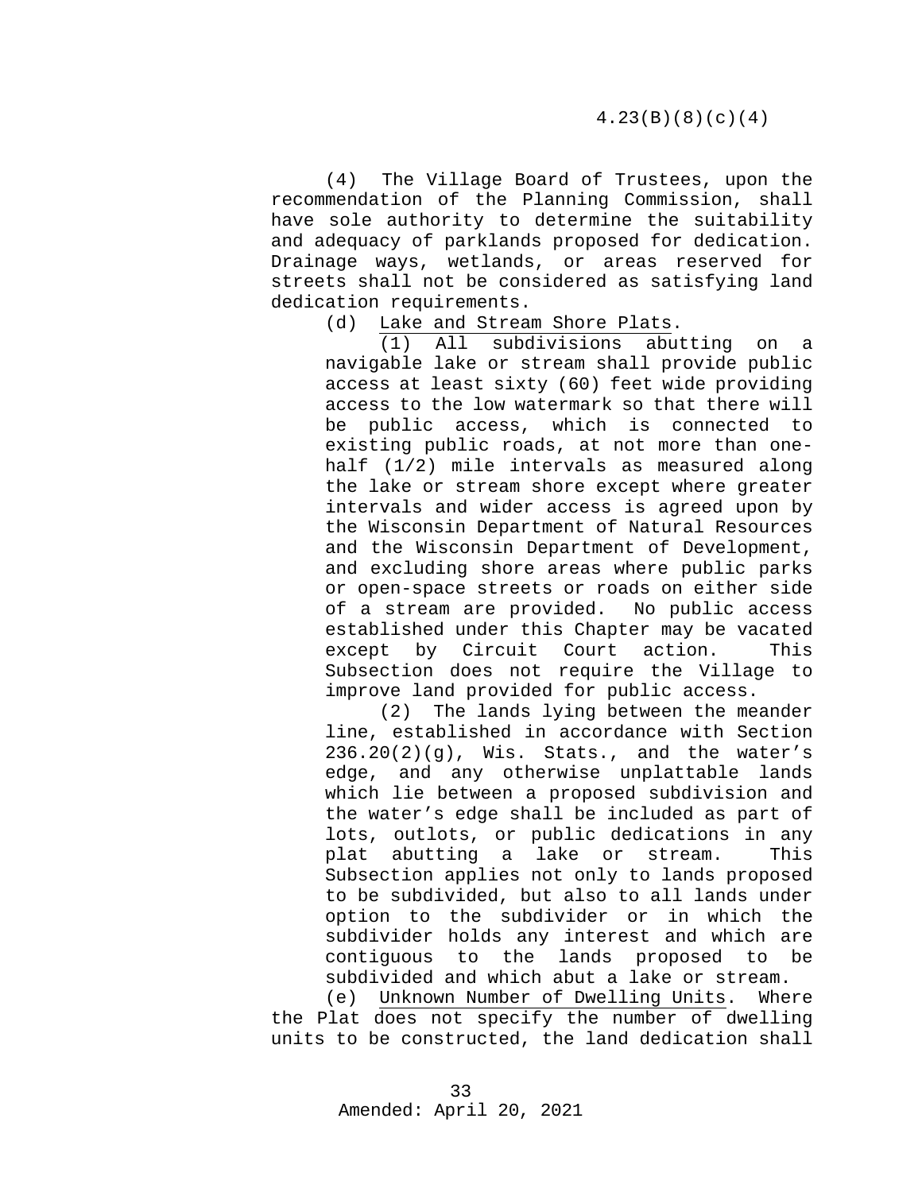(4) The Village Board of Trustees, upon the recommendation of the Planning Commission, shall have sole authority to determine the suitability and adequacy of parklands proposed for dedication. Drainage ways, wetlands, or areas reserved for streets shall not be considered as satisfying land dedication requirements.

(d) Lake and Stream Shore Plats.

(1) All subdivisions abutting on a navigable lake or stream shall provide public access at least sixty (60) feet wide providing access to the low watermark so that there will be public access, which is connected to existing public roads, at not more than one-half (1/2) mile intervals as measured along the lake or stream shore except where greater intervals and wider access is agreed upon by the Wisconsin Department of Natural Resources and the Wisconsin Department of Development, and excluding shore areas where public parks or open-space streets or roads on either side of a stream are provided. No public access established under this Chapter may be vacated except by Circuit Court action. This Subsection does not require the Village to improve land provided for public access.

(2) The lands lying between the meander line, established in accordance with Section 236.20(2)(g), Wis. Stats., and the water's edge, and any otherwise unplattable lands which lie between a proposed subdivision and the water's edge shall be included as part of lots, outlots, or public dedications in any plat abutting a lake or stream. This Subsection applies not only to lands proposed to be subdivided, but also to all lands under option to the subdivider or in which the subdivider holds any interest and which are contiguous to the lands proposed to be subdivided and which abut a lake or stream.

(e) Unknown Number of Dwelling Units. Where the Plat does not specify the number of dwelling units to be constructed, the land dedication shall

Amended: April 20, 2021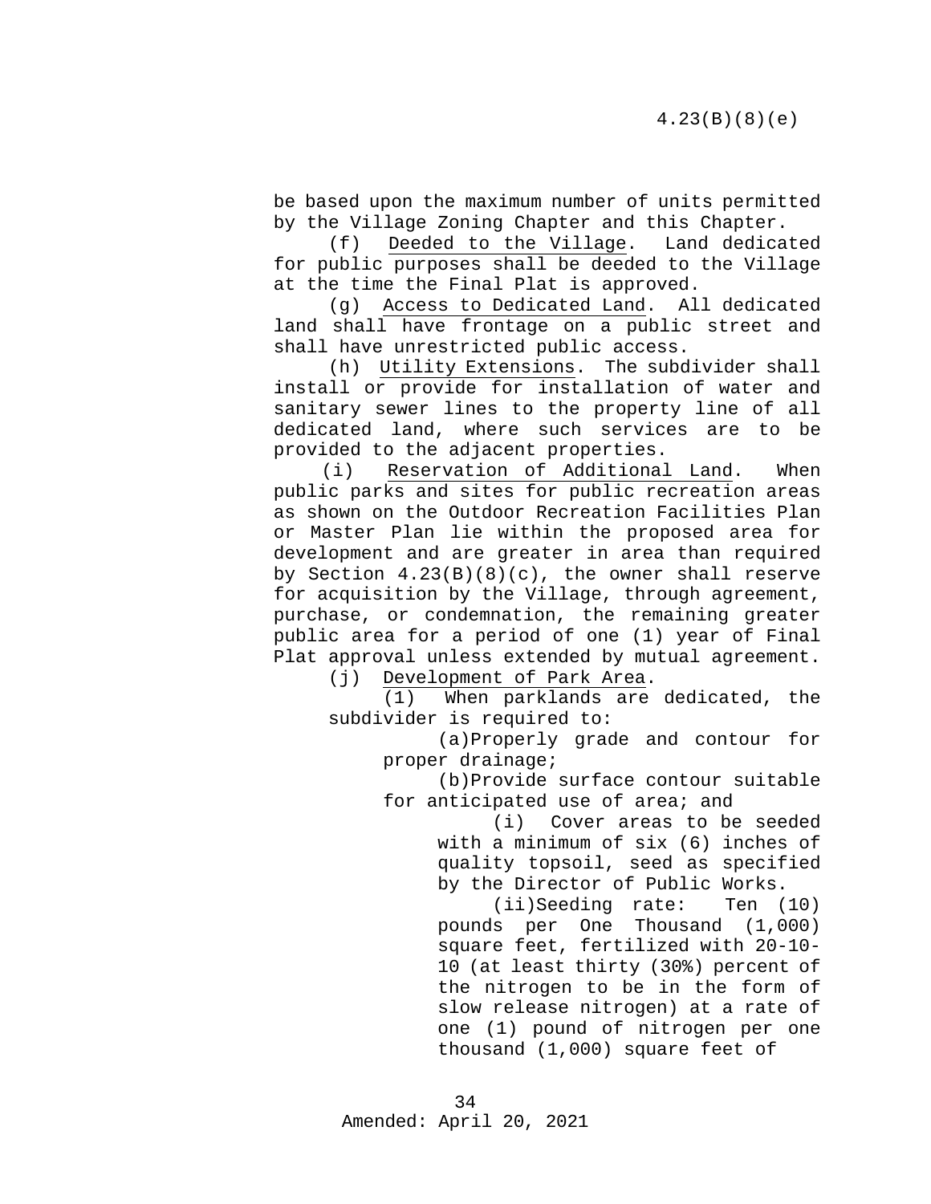be based upon the maximum number of units permitted by the Village Zoning Chapter and this Chapter.

(f) Deeded to the Village. Land dedicated for public purposes shall be deeded to the Village at the time the Final Plat is approved.

(g) Access to Dedicated Land. All dedicated land shall have frontage on a public street and shall have unrestricted public access.

(h) Utility Extensions. The subdivider shall install or provide for installation of water and sanitary sewer lines to the property line of all dedicated land, where such services are to be provided to the adjacent properties.

(i) Reservation of Additional Land. When public parks and sites for public recreation areas as shown on the Outdoor Recreation Facilities Plan or Master Plan lie within the proposed area for development and are greater in area than required by Section 4.23(B)(8)(c), the owner shall reserve for acquisition by the Village, through agreement, purchase, or condemnation, the remaining greater public area for a period of one (1) year of Final Plat approval unless extended by mutual agreement.

(j) Development of Park Area.

(1) When parklands are dedicated, the subdivider is required to:

(a) Properly grade and contour for proper drainage;

(b) Provide surface contour suitable for anticipated use of area; and

(i) Cover areas to be seeded with a minimum of six (6) inches of quality topsoil, seed as specified by the Director of Public Works.

(ii) Seeding rate: Ten (10) pounds per One Thousand (1,000) square feet, fertilized with 20-10-10 (at least thirty (30%) percent of the nitrogen to be in the form of slow release nitrogen) at a rate of one (1) pound of nitrogen per one thousand (1,000) square feet of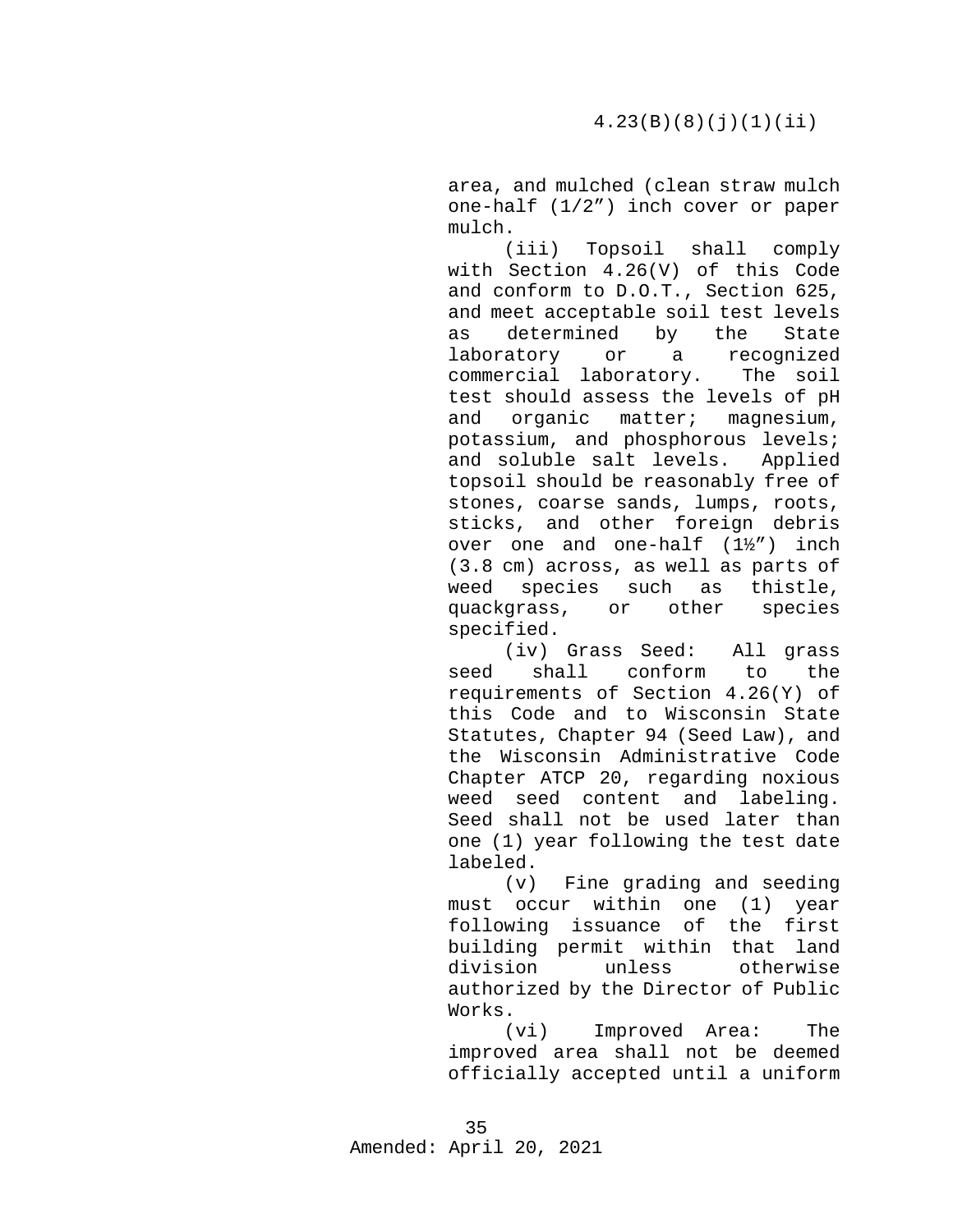area, and mulched (clean straw mulch one-half (1/2”) inch cover or paper mulch.

(iii) Topsoil shall comply with Section 4.26(V) of this Code and conform to D.O.T., Section 625, and meet acceptable soil test levels as determined by the State laboratory or a recognized commercial laboratory. The soil test should assess the levels of pH and organic matter; magnesium, potassium, and phosphorous levels; and soluble salt levels. Applied topsoil should be reasonably free of stones, coarse sands, lumps, roots, sticks, and other foreign debris over one and one-half (1½”) inch (3.8 cm) across, as well as parts of weed species such as thistle, quackgrass, or other species specified.

(iv) Grass Seed: All grass seed shall conform to the requirements of Section 4.26(Y) of this Code and to Wisconsin State Statutes, Chapter 94 (Seed Law), and the Wisconsin Administrative Code Chapter ATCP 20, regarding noxious weed seed content and labeling. Seed shall not be used later than one (1) year following the test date labeled.

(v) Fine grading and seeding must occur within one (1) year following issuance of the first building permit within that land division unless otherwise authorized by the Director of Public Works.

(vi) Improved Area: The improved area shall not be deemed officially accepted until a uniform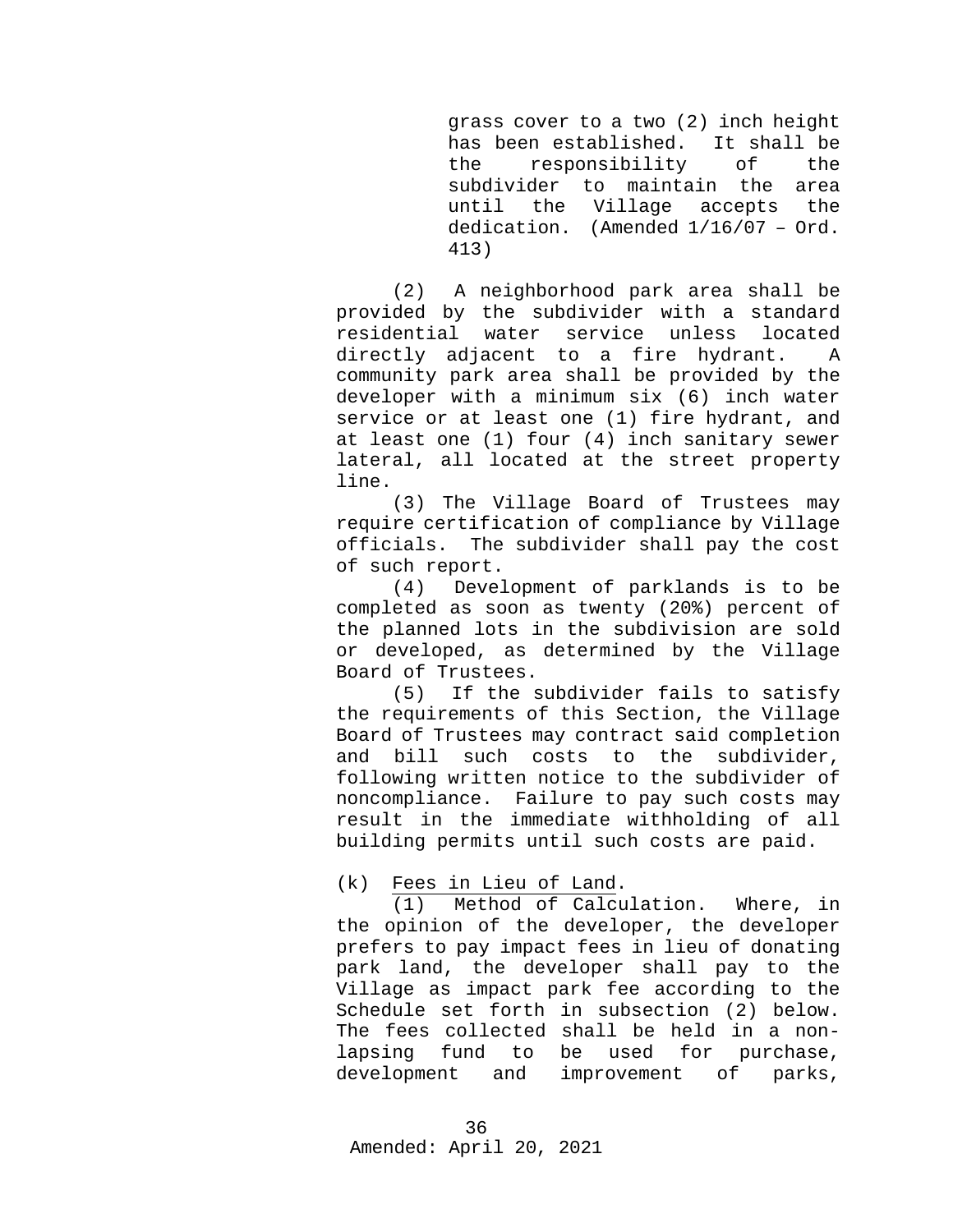grass cover to a two (2) inch height has been established. It shall be the responsibility of the subdivider to maintain the area until the Village accepts the dedication. (Amended 1/16/07 – Ord. 413)

(2) A neighborhood park area shall be provided by the subdivider with a standard residential water service unless located directly adjacent to a fire hydrant. A community park area shall be provided by the developer with a minimum six (6) inch water service or at least one (1) fire hydrant, and at least one (1) four (4) inch sanitary sewer lateral, all located at the street property line.

(3) The Village Board of Trustees may require certification of compliance by Village officials. The subdivider shall pay the cost of such report.

(4) Development of parklands is to be completed as soon as twenty (20%) percent of the planned lots in the subdivision are sold or developed, as determined by the Village Board of Trustees.

(5) If the subdivider fails to satisfy the requirements of this Section, the Village Board of Trustees may contract said completion and bill such costs to the subdivider, following written notice to the subdivider of noncompliance. Failure to pay such costs may result in the immediate withholding of all building permits until such costs are paid.

(k) Fees in Lieu of Land.

(1) Method of Calculation. Where, in the opinion of the developer, the developer prefers to pay impact fees in lieu of donating park land, the developer shall pay to the Village as impact park fee according to the Schedule set forth in subsection (2) below. The fees collected shall be held in a non-lapsing fund to be used for purchase, development and improvement of parks,

Amended: April 20, 2021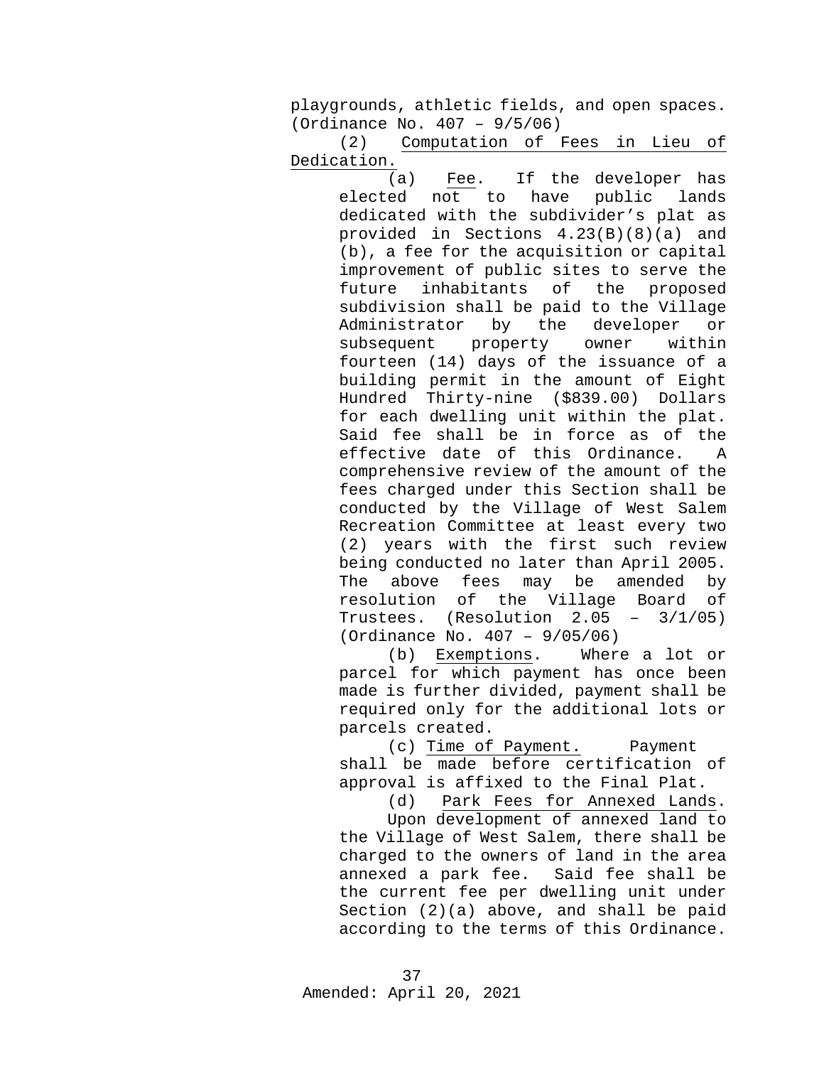playgrounds, athletic fields, and open spaces. (Ordinance No. 407 – 9/5/06)

(2) Computation of Fees in Lieu of Dedication.

(a) Fee. If the developer has elected not to have public lands dedicated with the subdivider's plat as provided in Sections 4.23(B)(8)(a) and (b), a fee for the acquisition or capital improvement of public sites to serve the future inhabitants of the proposed subdivision shall be paid to the Village Administrator by the developer or subsequent property owner within fourteen (14) days of the issuance of a building permit in the amount of Eight Hundred Thirty-nine ($839.00) Dollars for each dwelling unit within the plat. Said fee shall be in force as of the effective date of this Ordinance. A comprehensive review of the amount of the fees charged under this Section shall be conducted by the Village of West Salem Recreation Committee at least every two (2) years with the first such review being conducted no later than April 2005. The above fees may be amended by resolution of the Village Board of Trustees. (Resolution 2.05 – 3/1/05) (Ordinance No. 407 – 9/05/06)

(b) Exemptions. Where a lot or parcel for which payment has once been made is further divided, payment shall be required only for the additional lots or parcels created.

(c) Time of Payment. Payment shall be made before certification of approval is affixed to the Final Plat.

(d) Park Fees for Annexed Lands. Upon development of annexed land to the Village of West Salem, there shall be charged to the owners of land in the area annexed a park fee. Said fee shall be the current fee per dwelling unit under Section (2)(a) above, and shall be paid according to the terms of this Ordinance.

Amended: April 20, 2021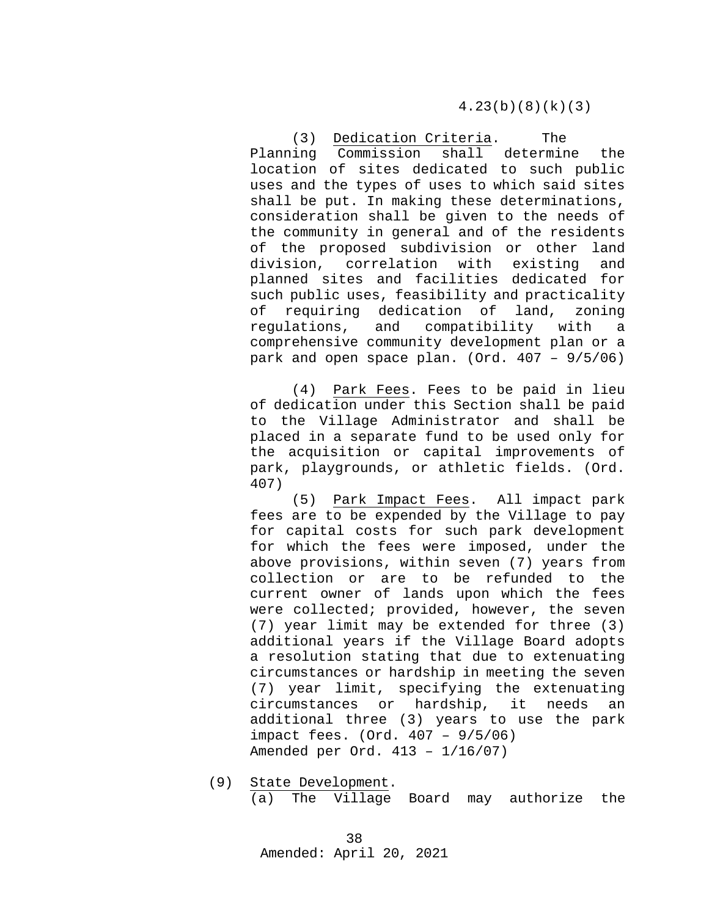(3) Dedication Criteria. The Planning Commission shall determine the location of sites dedicated to such public uses and the types of uses to which said sites shall be put. In making these determinations, consideration shall be given to the needs of the community in general and of the residents of the proposed subdivision or other land division, correlation with existing and planned sites and facilities dedicated for such public uses, feasibility and practicality of requiring dedication of land, zoning regulations, and compatibility with a comprehensive community development plan or a park and open space plan. (Ord. 407 – 9/5/06)

(4) Park Fees. Fees to be paid in lieu of dedication under this Section shall be paid to the Village Administrator and shall be placed in a separate fund to be used only for the acquisition or capital improvements of park, playgrounds, or athletic fields. (Ord. 407)

(5) Park Impact Fees. All impact park fees are to be expended by the Village to pay for capital costs for such park development for which the fees were imposed, under the above provisions, within seven (7) years from collection or are to be refunded to the current owner of lands upon which the fees were collected; provided, however, the seven (7) year limit may be extended for three (3) additional years if the Village Board adopts a resolution stating that due to extenuating circumstances or hardship in meeting the seven (7) year limit, specifying the extenuating circumstances or hardship, it needs an additional three (3) years to use the park impact fees. (Ord. 407 – 9/5/06)
Amended per Ord. 413 – 1/16/07)

(9) State Development.

(a) The Village Board may authorize the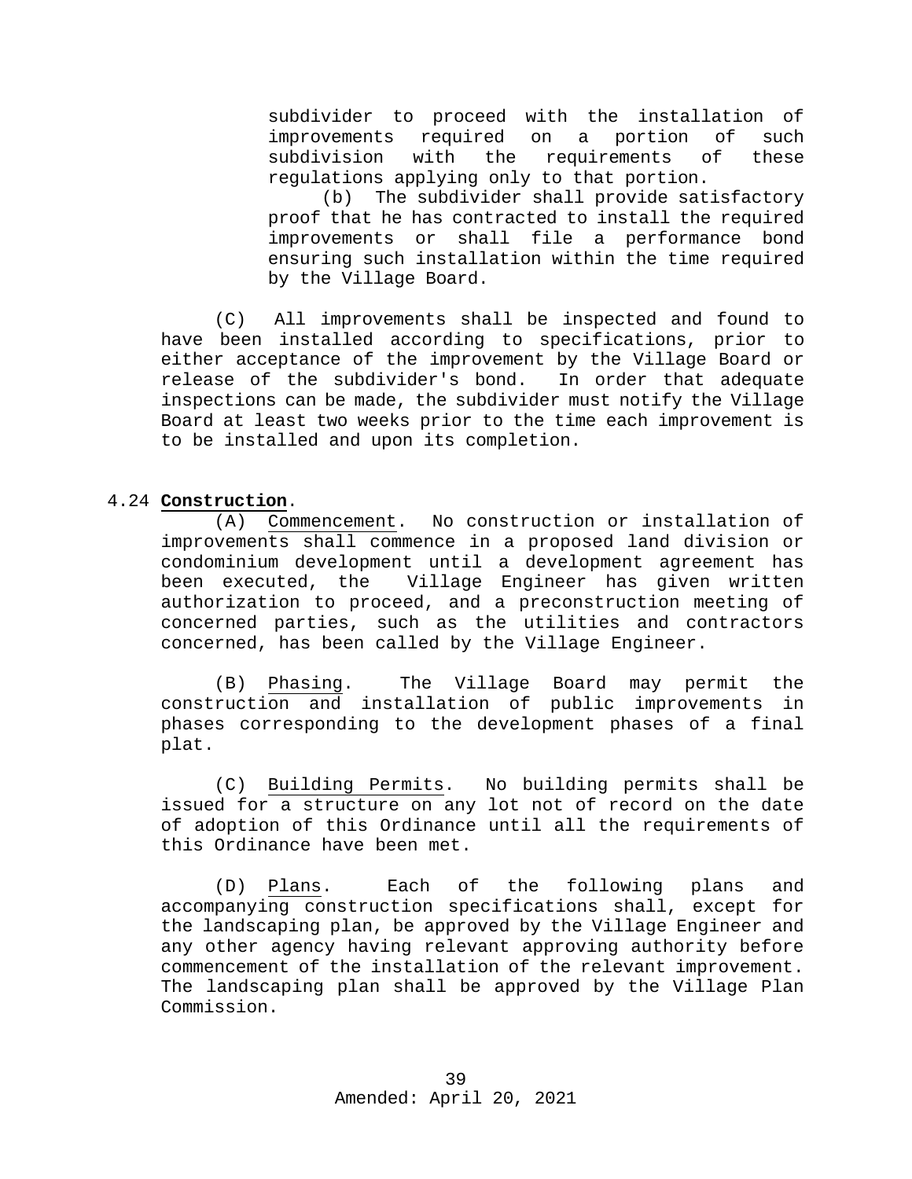subdivider to proceed with the installation of improvements required on a portion of such subdivision with the requirements of these regulations applying only to that portion.

(b) The subdivider shall provide satisfactory proof that he has contracted to install the required improvements or shall file a performance bond ensuring such installation within the time required by the Village Board.

(C) All improvements shall be inspected and found to have been installed according to specifications, prior to either acceptance of the improvement by the Village Board or release of the subdivider's bond. In order that adequate inspections can be made, the subdivider must notify the Village Board at least two weeks prior to the time each improvement is to be installed and upon its completion.

4.24 **Construction**.

(A) Commencement. No construction or installation of improvements shall commence in a proposed land division or condominium development until a development agreement has been executed, the Village Engineer has given written authorization to proceed, and a preconstruction meeting of concerned parties, such as the utilities and contractors concerned, has been called by the Village Engineer.

(B) Phasing. The Village Board may permit the construction and installation of public improvements in phases corresponding to the development phases of a final plat.

(C) Building Permits. No building permits shall be issued for a structure on any lot not of record on the date of adoption of this Ordinance until all the requirements of this Ordinance have been met.

(D) Plans. Each of the following plans and accompanying construction specifications shall, except for the landscaping plan, be approved by the Village Engineer and any other agency having relevant approving authority before commencement of the installation of the relevant improvement. The landscaping plan shall be approved by the Village Plan Commission.

Amended: April 20, 2021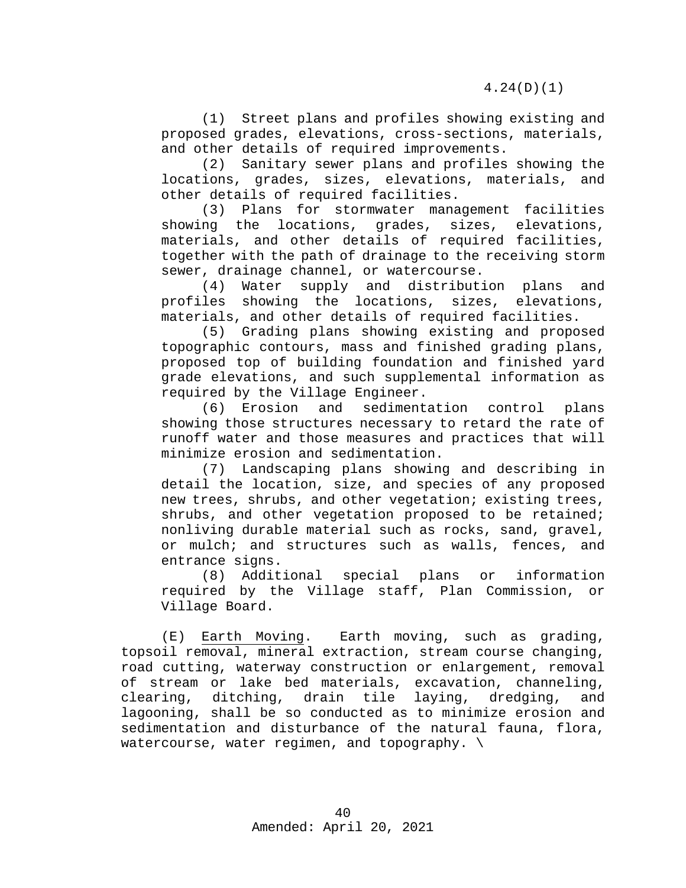(1) Street plans and profiles showing existing and proposed grades, elevations, cross-sections, materials, and other details of required improvements.

(2) Sanitary sewer plans and profiles showing the locations, grades, sizes, elevations, materials, and other details of required facilities.

(3) Plans for stormwater management facilities showing the locations, grades, sizes, elevations, materials, and other details of required facilities, together with the path of drainage to the receiving storm sewer, drainage channel, or watercourse.

(4) Water supply and distribution plans and profiles showing the locations, sizes, elevations, materials, and other details of required facilities.

(5) Grading plans showing existing and proposed topographic contours, mass and finished grading plans, proposed top of building foundation and finished yard grade elevations, and such supplemental information as required by the Village Engineer.

(6) Erosion and sedimentation control plans showing those structures necessary to retard the rate of runoff water and those measures and practices that will minimize erosion and sedimentation.

(7) Landscaping plans showing and describing in detail the location, size, and species of any proposed new trees, shrubs, and other vegetation; existing trees, shrubs, and other vegetation proposed to be retained; nonliving durable material such as rocks, sand, gravel, or mulch; and structures such as walls, fences, and entrance signs.

(8) Additional special plans or information required by the Village staff, Plan Commission, or Village Board.

(E) Earth Moving. Earth moving, such as grading, topsoil removal, mineral extraction, stream course changing, road cutting, waterway construction or enlargement, removal of stream or lake bed materials, excavation, channeling, clearing, ditching, drain tile laying, dredging, and lagooning, shall be so conducted as to minimize erosion and sedimentation and disturbance of the natural fauna, flora, watercourse, water regimen, and topography. \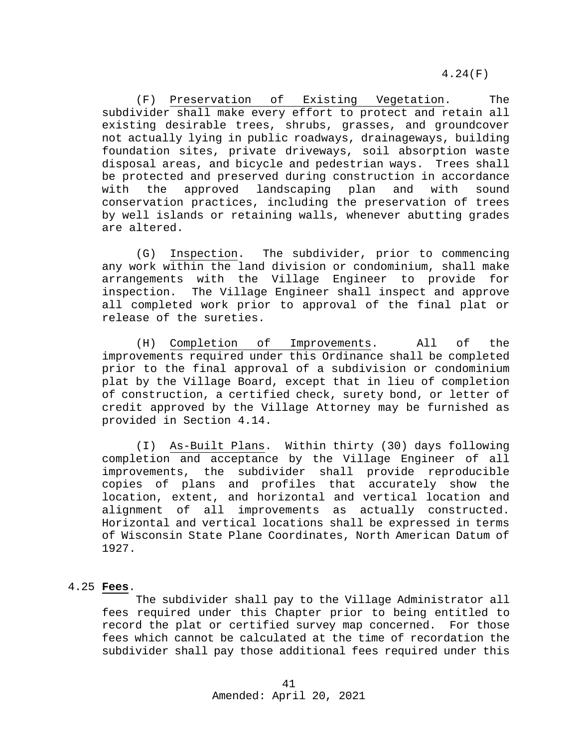(F) Preservation of Existing Vegetation. The subdivider shall make every effort to protect and retain all existing desirable trees, shrubs, grasses, and groundcover not actually lying in public roadways, drainageways, building foundation sites, private driveways, soil absorption waste disposal areas, and bicycle and pedestrian ways. Trees shall be protected and preserved during construction in accordance with the approved landscaping plan and with sound conservation practices, including the preservation of trees by well islands or retaining walls, whenever abutting grades are altered.

(G) Inspection. The subdivider, prior to commencing any work within the land division or condominium, shall make arrangements with the Village Engineer to provide for inspection. The Village Engineer shall inspect and approve all completed work prior to approval of the final plat or release of the sureties.

(H) Completion of Improvements. All of the improvements required under this Ordinance shall be completed prior to the final approval of a subdivision or condominium plat by the Village Board, except that in lieu of completion of construction, a certified check, surety bond, or letter of credit approved by the Village Attorney may be furnished as provided in Section 4.14.

(I) As-Built Plans. Within thirty (30) days following completion and acceptance by the Village Engineer of all improvements, the subdivider shall provide reproducible copies of plans and profiles that accurately show the location, extent, and horizontal and vertical location and alignment of all improvements as actually constructed. Horizontal and vertical locations shall be expressed in terms of Wisconsin State Plane Coordinates, North American Datum of 1927.

4.25 **Fees**.

The subdivider shall pay to the Village Administrator all fees required under this Chapter prior to being entitled to record the plat or certified survey map concerned. For those fees which cannot be calculated at the time of recordation the subdivider shall pay those additional fees required under this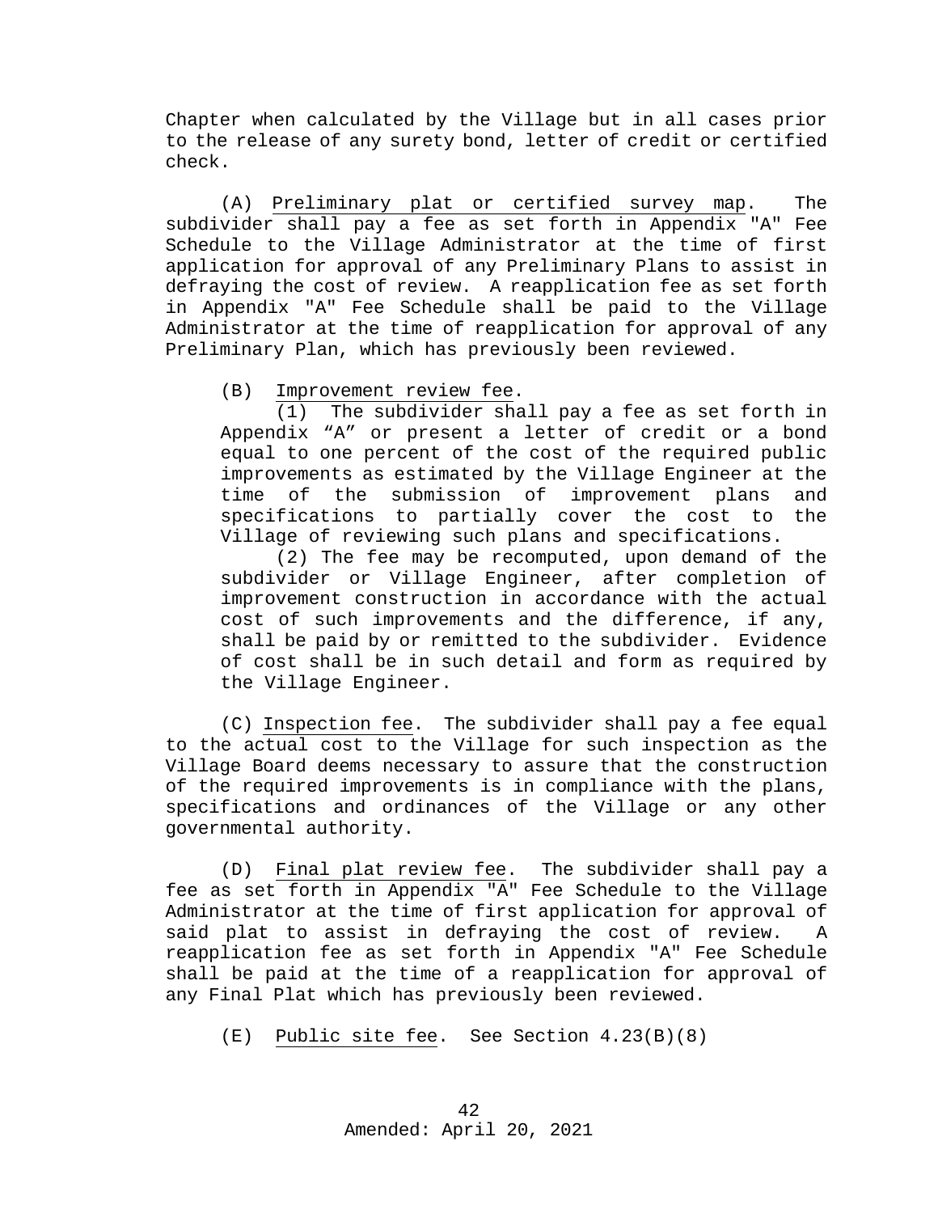Chapter when calculated by the Village but in all cases prior to the release of any surety bond, letter of credit or certified check.

(A) Preliminary plat or certified survey map. The subdivider shall pay a fee as set forth in Appendix "A" Fee Schedule to the Village Administrator at the time of first application for approval of any Preliminary Plans to assist in defraying the cost of review. A reapplication fee as set forth in Appendix "A" Fee Schedule shall be paid to the Village Administrator at the time of reapplication for approval of any Preliminary Plan, which has previously been reviewed.

(B) Improvement review fee.

(1) The subdivider shall pay a fee as set forth in Appendix “A” or present a letter of credit or a bond equal to one percent of the cost of the required public improvements as estimated by the Village Engineer at the time of the submission of improvement plans and specifications to partially cover the cost to the Village of reviewing such plans and specifications.

(2) The fee may be recomputed, upon demand of the subdivider or Village Engineer, after completion of improvement construction in accordance with the actual cost of such improvements and the difference, if any, shall be paid by or remitted to the subdivider. Evidence of cost shall be in such detail and form as required by the Village Engineer.

(C) Inspection fee. The subdivider shall pay a fee equal to the actual cost to the Village for such inspection as the Village Board deems necessary to assure that the construction of the required improvements is in compliance with the plans, specifications and ordinances of the Village or any other governmental authority.

(D) Final plat review fee. The subdivider shall pay a fee as set forth in Appendix "A" Fee Schedule to the Village Administrator at the time of first application for approval of said plat to assist in defraying the cost of review. A reapplication fee as set forth in Appendix "A" Fee Schedule shall be paid at the time of a reapplication for approval of any Final Plat which has previously been reviewed.

(E) Public site fee. See Section 4.23(B)(8)

Amended: April 20, 2021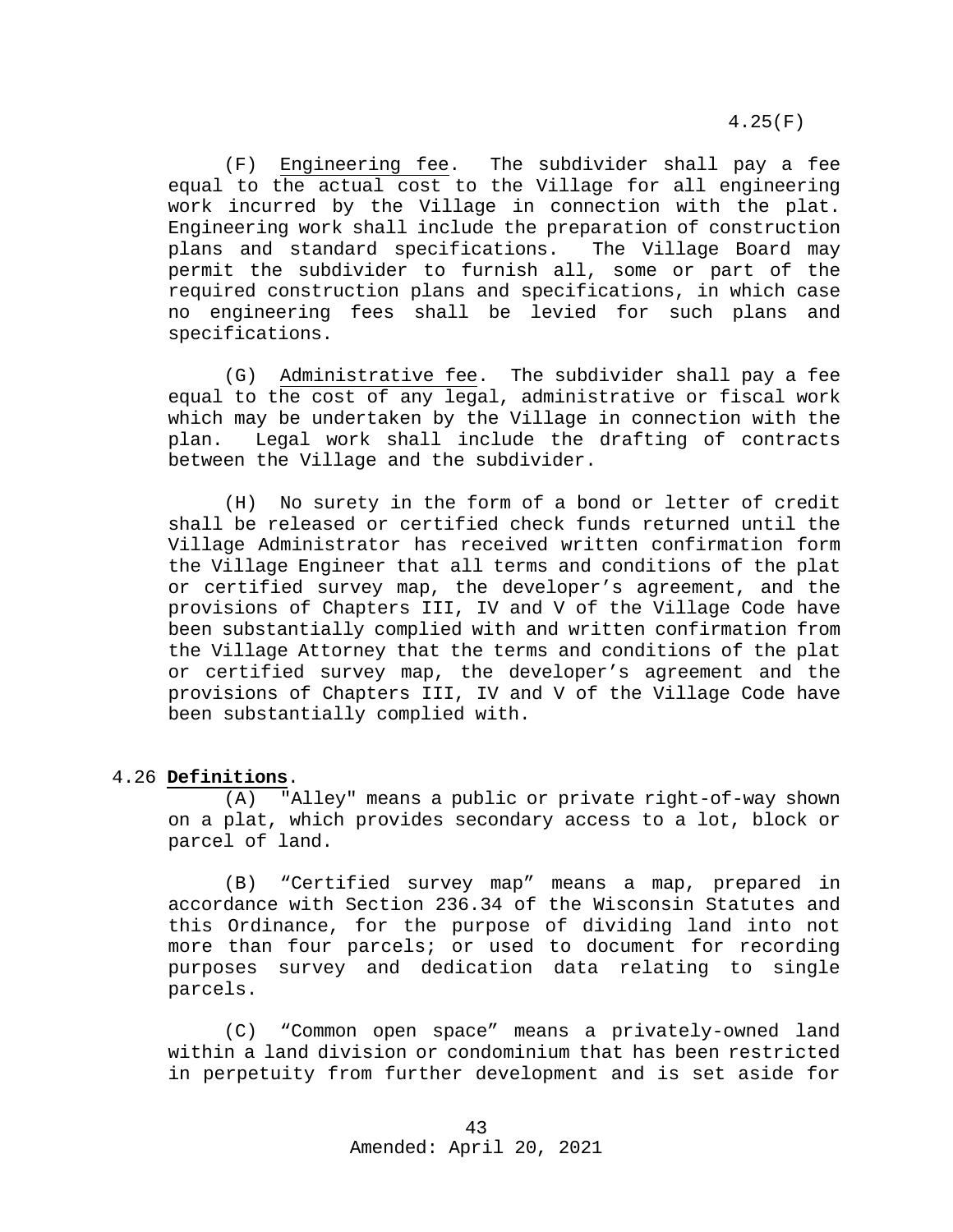(F) Engineering fee. The subdivider shall pay a fee equal to the actual cost to the Village for all engineering work incurred by the Village in connection with the plat. Engineering work shall include the preparation of construction plans and standard specifications. The Village Board may permit the subdivider to furnish all, some or part of the required construction plans and specifications, in which case no engineering fees shall be levied for such plans and specifications.

(G) Administrative fee. The subdivider shall pay a fee equal to the cost of any legal, administrative or fiscal work which may be undertaken by the Village in connection with the plan. Legal work shall include the drafting of contracts between the Village and the subdivider.

(H) No surety in the form of a bond or letter of credit shall be released or certified check funds returned until the Village Administrator has received written confirmation form the Village Engineer that all terms and conditions of the plat or certified survey map, the developer’s agreement, and the provisions of Chapters III, IV and V of the Village Code have been substantially complied with and written confirmation from the Village Attorney that the terms and conditions of the plat or certified survey map, the developer’s agreement and the provisions of Chapters III, IV and V of the Village Code have been substantially complied with.

## 4.26 **Definitions**.

(A) "Alley" means a public or private right-of-way shown on a plat, which provides secondary access to a lot, block or parcel of land.

(B) “Certified survey map” means a map, prepared in accordance with Section 236.34 of the Wisconsin Statutes and this Ordinance, for the purpose of dividing land into not more than four parcels; or used to document for recording purposes survey and dedication data relating to single parcels.

(C) “Common open space” means a privately-owned land within a land division or condominium that has been restricted in perpetuity from further development and is set aside for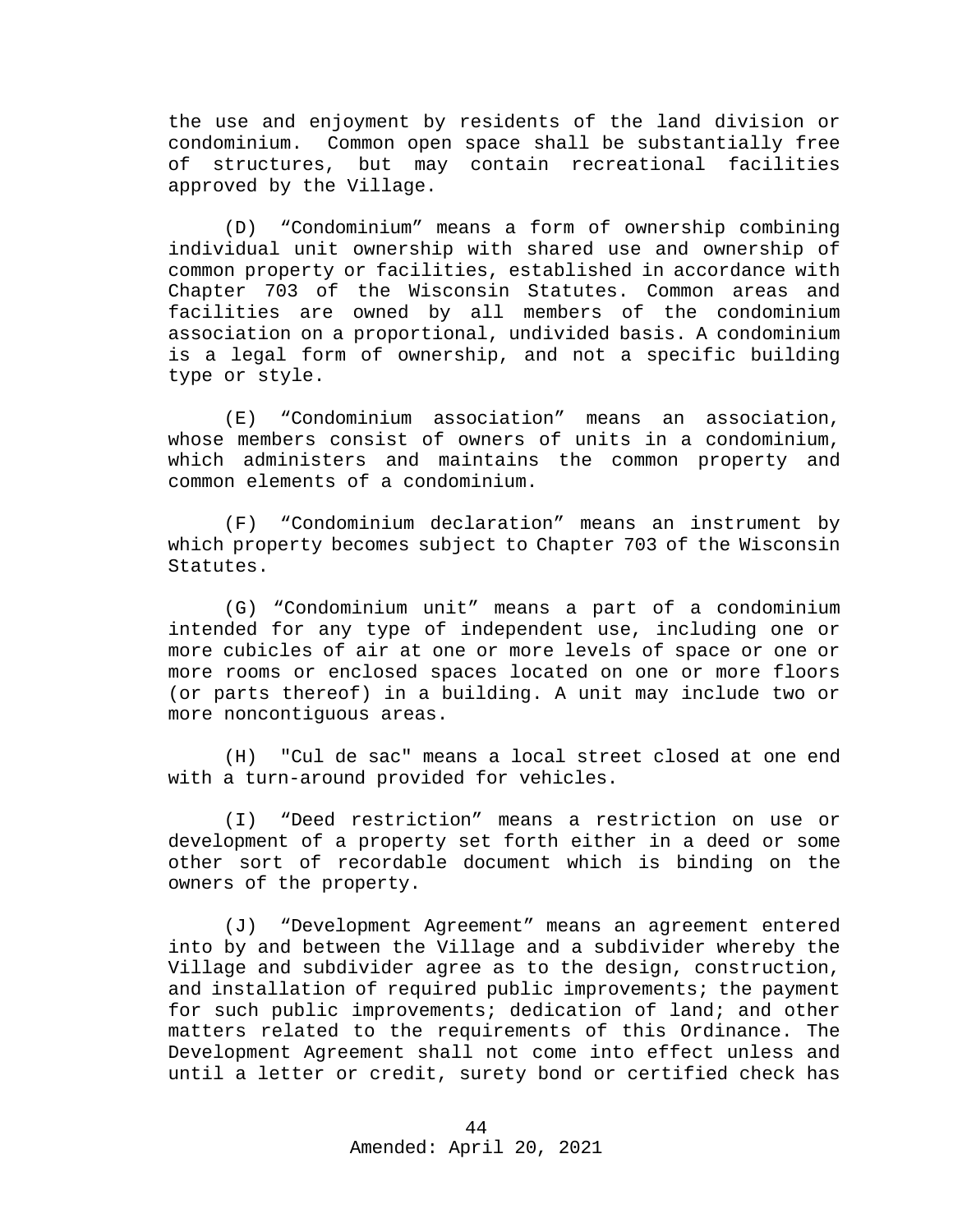the use and enjoyment by residents of the land division or condominium. Common open space shall be substantially free of structures, but may contain recreational facilities approved by the Village.

(D) "Condominium" means a form of ownership combining individual unit ownership with shared use and ownership of common property or facilities, established in accordance with Chapter 703 of the Wisconsin Statutes. Common areas and facilities are owned by all members of the condominium association on a proportional, undivided basis. A condominium is a legal form of ownership, and not a specific building type or style.

(E) "Condominium association" means an association, whose members consist of owners of units in a condominium, which administers and maintains the common property and common elements of a condominium.

(F) "Condominium declaration" means an instrument by which property becomes subject to Chapter 703 of the Wisconsin Statutes.

(G) "Condominium unit" means a part of a condominium intended for any type of independent use, including one or more cubicles of air at one or more levels of space or one or more rooms or enclosed spaces located on one or more floors (or parts thereof) in a building. A unit may include two or more noncontiguous areas.

(H) "Cul de sac" means a local street closed at one end with a turn-around provided for vehicles.

(I) "Deed restriction" means a restriction on use or development of a property set forth either in a deed or some other sort of recordable document which is binding on the owners of the property.

(J) "Development Agreement" means an agreement entered into by and between the Village and a subdivider whereby the Village and subdivider agree as to the design, construction, and installation of required public improvements; the payment for such public improvements; dedication of land; and other matters related to the requirements of this Ordinance. The Development Agreement shall not come into effect unless and until a letter or credit, surety bond or certified check has

Amended: April 20, 2021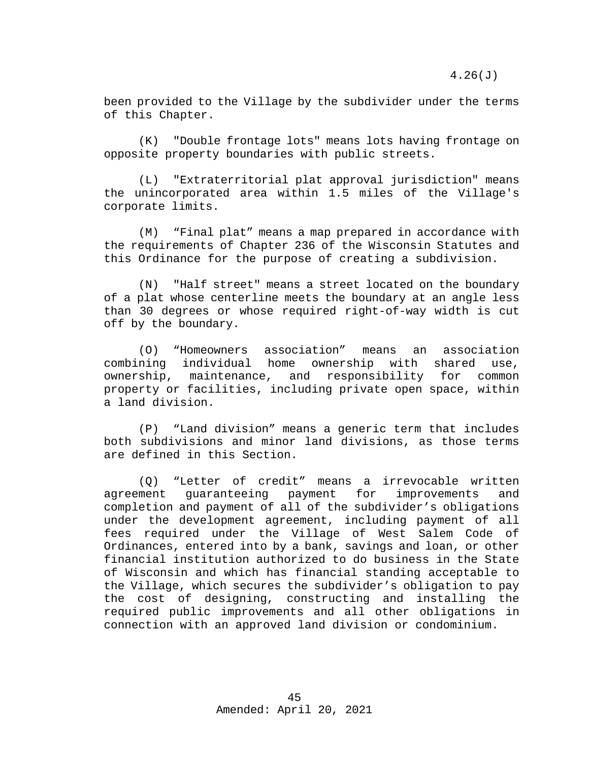been provided to the Village by the subdivider under the terms of this Chapter.

(K) "Double frontage lots" means lots having frontage on opposite property boundaries with public streets.

(L) "Extraterritorial plat approval jurisdiction" means the unincorporated area within 1.5 miles of the Village's corporate limits.

(M) "Final plat" means a map prepared in accordance with the requirements of Chapter 236 of the Wisconsin Statutes and this Ordinance for the purpose of creating a subdivision.

(N) "Half street" means a street located on the boundary of a plat whose centerline meets the boundary at an angle less than 30 degrees or whose required right-of-way width is cut off by the boundary.

(O) "Homeowners association" means an association combining individual home ownership with shared use, ownership, maintenance, and responsibility for common property or facilities, including private open space, within a land division.

(P) "Land division" means a generic term that includes both subdivisions and minor land divisions, as those terms are defined in this Section.

(Q) "Letter of credit" means a irrevocable written agreement guaranteeing payment for improvements and completion and payment of all of the subdivider's obligations under the development agreement, including payment of all fees required under the Village of West Salem Code of Ordinances, entered into by a bank, savings and loan, or other financial institution authorized to do business in the State of Wisconsin and which has financial standing acceptable to the Village, which secures the subdivider's obligation to pay the cost of designing, constructing and installing the required public improvements and all other obligations in connection with an approved land division or condominium.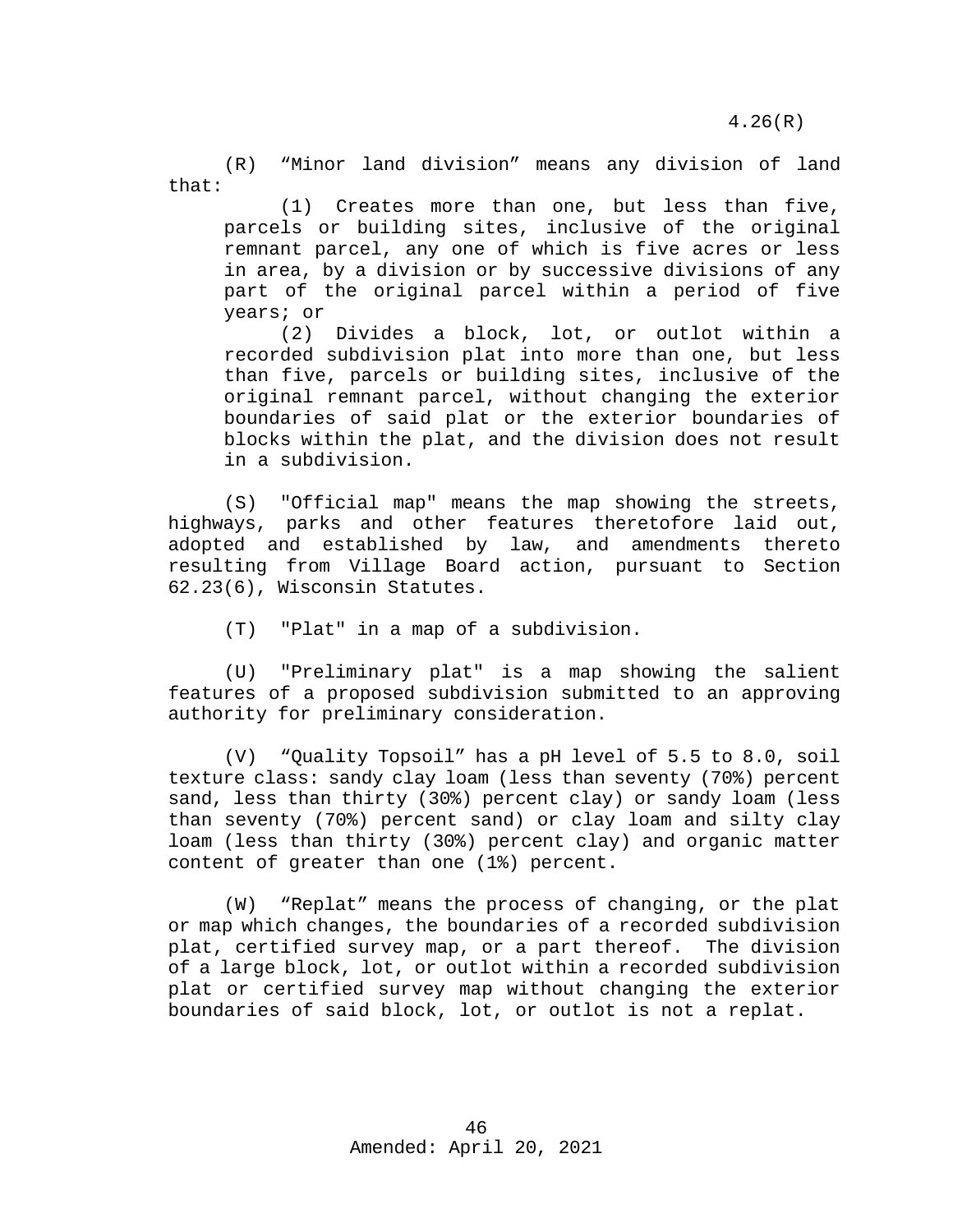(R) "Minor land division" means any division of land that:

(1) Creates more than one, but less than five, parcels or building sites, inclusive of the original remnant parcel, any one of which is five acres or less in area, by a division or by successive divisions of any part of the original parcel within a period of five years; or

(2) Divides a block, lot, or outlot within a recorded subdivision plat into more than one, but less than five, parcels or building sites, inclusive of the original remnant parcel, without changing the exterior boundaries of said plat or the exterior boundaries of blocks within the plat, and the division does not result in a subdivision.

(S) "Official map" means the map showing the streets, highways, parks and other features theretofore laid out, adopted and established by law, and amendments thereto resulting from Village Board action, pursuant to Section 62.23(6), Wisconsin Statutes.

(T) "Plat" in a map of a subdivision.

(U) "Preliminary plat" is a map showing the salient features of a proposed subdivision submitted to an approving authority for preliminary consideration.

(V) "Quality Topsoil" has a pH level of 5.5 to 8.0, soil texture class: sandy clay loam (less than seventy (70%) percent sand, less than thirty (30%) percent clay) or sandy loam (less than seventy (70%) percent sand) or clay loam and silty clay loam (less than thirty (30%) percent clay) and organic matter content of greater than one (1%) percent.

(W) "Replat" means the process of changing, or the plat or map which changes, the boundaries of a recorded subdivision plat, certified survey map, or a part thereof. The division of a large block, lot, or outlot within a recorded subdivision plat or certified survey map without changing the exterior boundaries of said block, lot, or outlot is not a replat.

Amended: April 20, 2021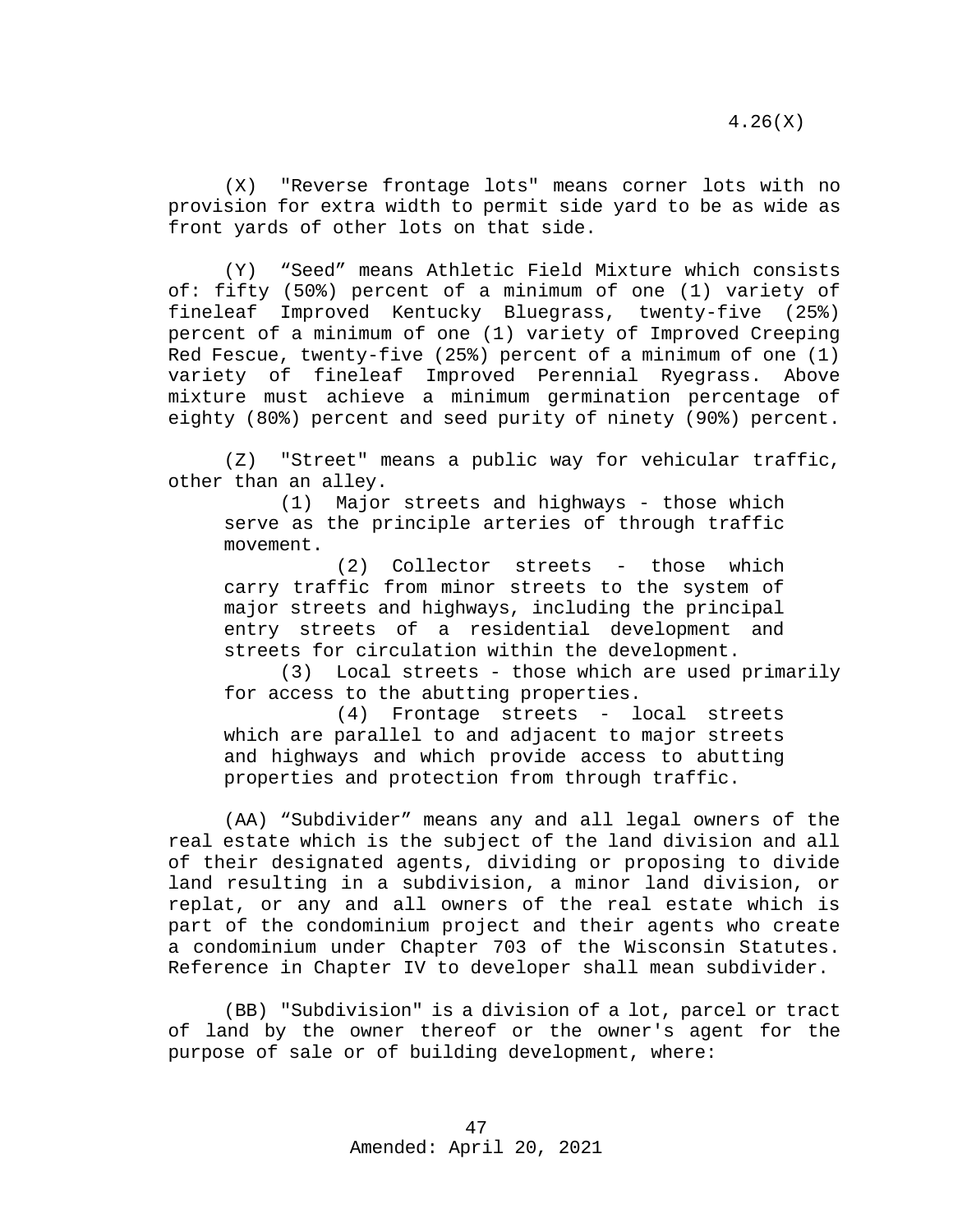(X) "Reverse frontage lots" means corner lots with no provision for extra width to permit side yard to be as wide as front yards of other lots on that side.

(Y) “Seed” means Athletic Field Mixture which consists of: fifty (50%) percent of a minimum of one (1) variety of fineleaf Improved Kentucky Bluegrass, twenty-five (25%) percent of a minimum of one (1) variety of Improved Creeping Red Fescue, twenty-five (25%) percent of a minimum of one (1) variety of fineleaf Improved Perennial Ryegrass. Above mixture must achieve a minimum germination percentage of eighty (80%) percent and seed purity of ninety (90%) percent.

(Z) "Street" means a public way for vehicular traffic, other than an alley.

(1) Major streets and highways - those which serve as the principle arteries of through traffic movement.

(2) Collector streets - those which carry traffic from minor streets to the system of major streets and highways, including the principal entry streets of a residential development and streets for circulation within the development.

(3) Local streets - those which are used primarily for access to the abutting properties.

(4) Frontage streets - local streets which are parallel to and adjacent to major streets and highways and which provide access to abutting properties and protection from through traffic.

(AA) “Subdivider” means any and all legal owners of the real estate which is the subject of the land division and all of their designated agents, dividing or proposing to divide land resulting in a subdivision, a minor land division, or replat, or any and all owners of the real estate which is part of the condominium project and their agents who create a condominium under Chapter 703 of the Wisconsin Statutes. Reference in Chapter IV to developer shall mean subdivider.

(BB) "Subdivision" is a division of a lot, parcel or tract of land by the owner thereof or the owner's agent for the purpose of sale or of building development, where: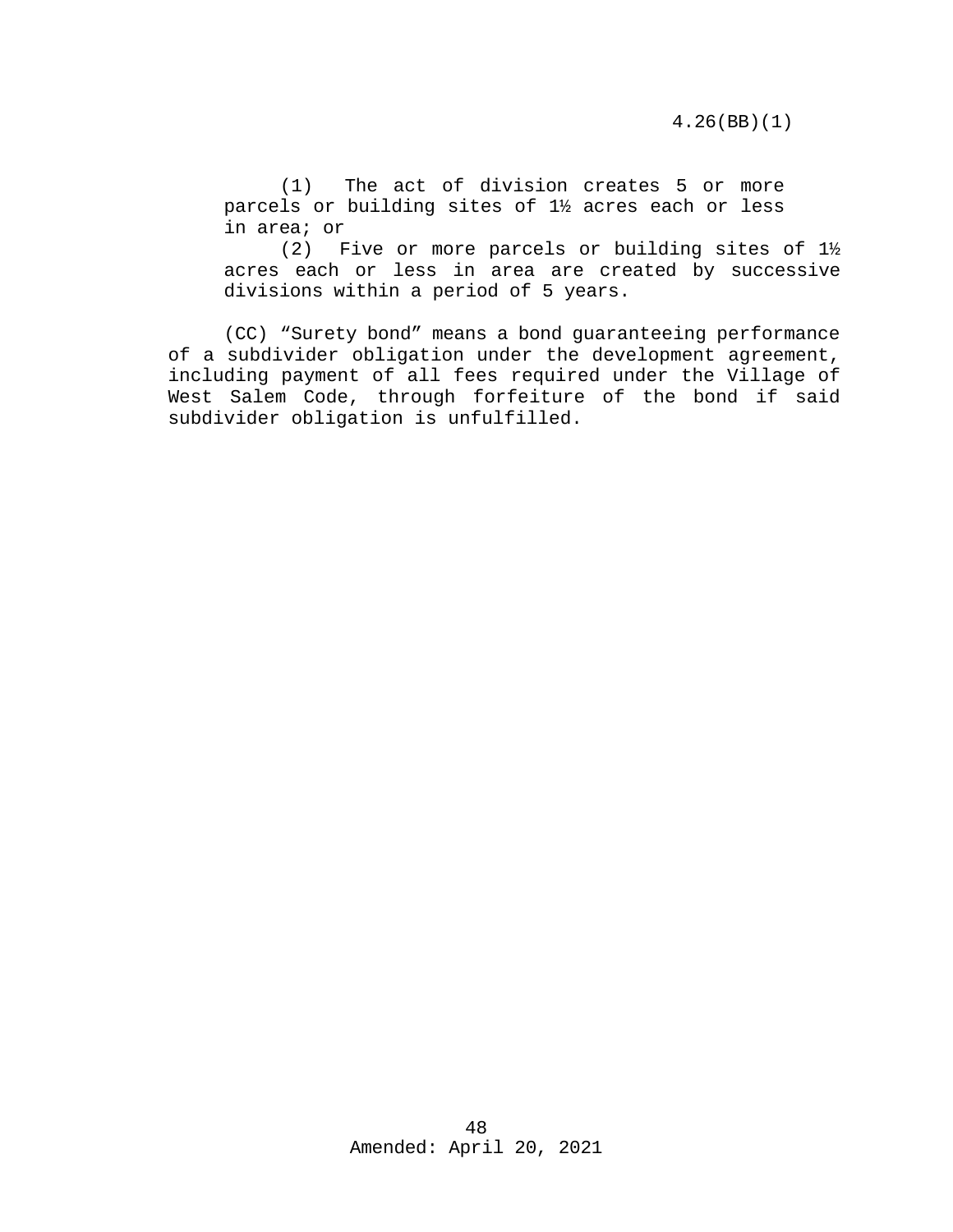(1) The act of division creates 5 or more parcels or building sites of 1½ acres each or less in area; or

(2) Five or more parcels or building sites of 1½ acres each or less in area are created by successive divisions within a period of 5 years.

(CC) “Surety bond” means a bond guaranteeing performance of a subdivider obligation under the development agreement, including payment of all fees required under the Village of West Salem Code, through forfeiture of the bond if said subdivider obligation is unfulfilled.